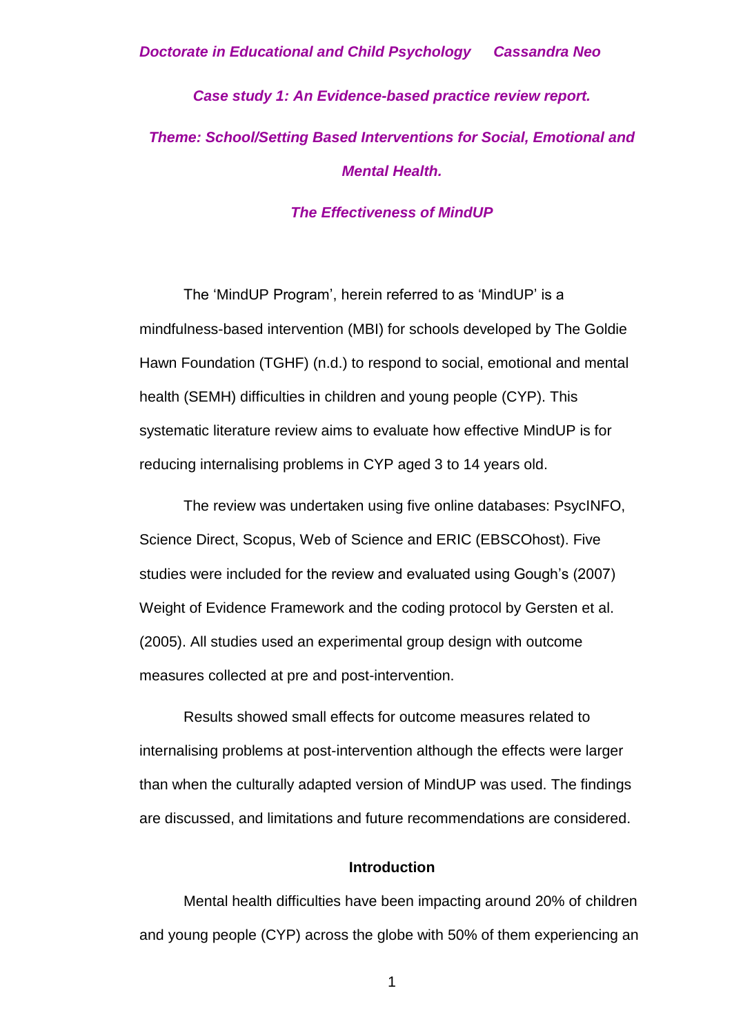*Doctorate in Educational and Child Psychology Cassandra Neo*

***Case study 1: An Evidence-based practice review report.***

***Theme: School/Setting Based Interventions for Social, Emotional and Mental Health.***

***The Effectiveness of MindUP***

The 'MindUP Program', herein referred to as 'MindUP' is a mindfulness-based intervention (MBI) for schools developed by The Goldie Hawn Foundation (TGHF) (n.d.) to respond to social, emotional and mental health (SEMH) difficulties in children and young people (CYP). This systematic literature review aims to evaluate how effective MindUP is for reducing internalising problems in CYP aged 3 to 14 years old.

The review was undertaken using five online databases: PsycINFO, Science Direct, Scopus, Web of Science and ERIC (EBSCOhost). Five studies were included for the review and evaluated using Gough's (2007) Weight of Evidence Framework and the coding protocol by Gersten et al. (2005). All studies used an experimental group design with outcome measures collected at pre and post-intervention.

Results showed small effects for outcome measures related to internalising problems at post-intervention although the effects were larger than when the culturally adapted version of MindUP was used. The findings are discussed, and limitations and future recommendations are considered.

## Introduction

Mental health difficulties have been impacting around 20% of children and young people (CYP) across the globe with 50% of them experiencing an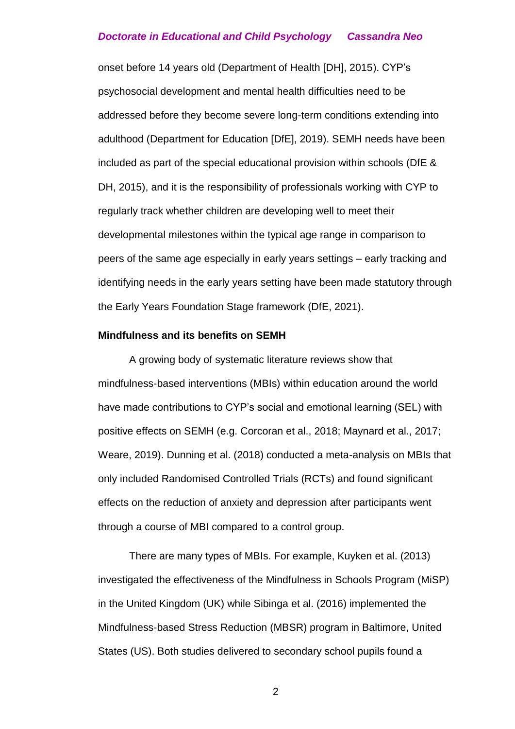onset before 14 years old (Department of Health [DH], 2015). CYP's psychosocial development and mental health difficulties need to be addressed before they become severe long-term conditions extending into adulthood (Department for Education [DfE], 2019). SEMH needs have been included as part of the special educational provision within schools (DfE & DH, 2015), and it is the responsibility of professionals working with CYP to regularly track whether children are developing well to meet their developmental milestones within the typical age range in comparison to peers of the same age especially in early years settings – early tracking and identifying needs in the early years setting have been made statutory through the Early Years Foundation Stage framework (DfE, 2021).

**Mindfulness and its benefits on SEMH**

A growing body of systematic literature reviews show that mindfulness-based interventions (MBIs) within education around the world have made contributions to CYP's social and emotional learning (SEL) with positive effects on SEMH (e.g. Corcoran et al., 2018; Maynard et al., 2017; Weare, 2019). Dunning et al. (2018) conducted a meta-analysis on MBIs that only included Randomised Controlled Trials (RCTs) and found significant effects on the reduction of anxiety and depression after participants went through a course of MBI compared to a control group.

There are many types of MBIs. For example, Kuyken et al. (2013) investigated the effectiveness of the Mindfulness in Schools Program (MiSP) in the United Kingdom (UK) while Sibinga et al. (2016) implemented the Mindfulness-based Stress Reduction (MBSR) program in Baltimore, United States (US). Both studies delivered to secondary school pupils found a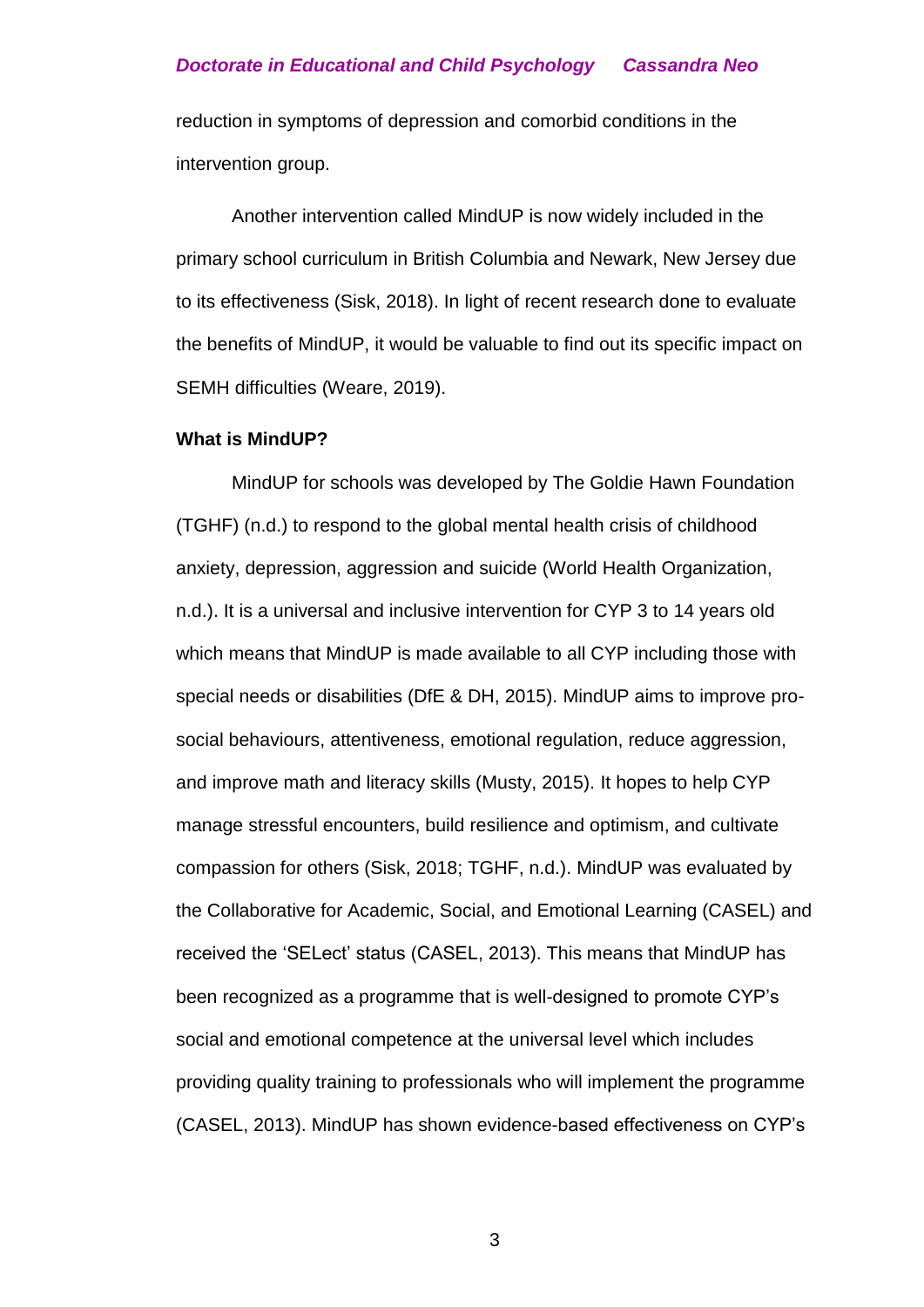reduction in symptoms of depression and comorbid conditions in the intervention group.

Another intervention called MindUP is now widely included in the primary school curriculum in British Columbia and Newark, New Jersey due to its effectiveness (Sisk, 2018). In light of recent research done to evaluate the benefits of MindUP, it would be valuable to find out its specific impact on SEMH difficulties (Weare, 2019).

**What is MindUP?**

MindUP for schools was developed by The Goldie Hawn Foundation (TGHF) (n.d.) to respond to the global mental health crisis of childhood anxiety, depression, aggression and suicide (World Health Organization, n.d.). It is a universal and inclusive intervention for CYP 3 to 14 years old which means that MindUP is made available to all CYP including those with special needs or disabilities (DfE & DH, 2015). MindUP aims to improve pro-social behaviours, attentiveness, emotional regulation, reduce aggression, and improve math and literacy skills (Musty, 2015). It hopes to help CYP manage stressful encounters, build resilience and optimism, and cultivate compassion for others (Sisk, 2018; TGHF, n.d.). MindUP was evaluated by the Collaborative for Academic, Social, and Emotional Learning (CASEL) and received the 'SELect' status (CASEL, 2013). This means that MindUP has been recognized as a programme that is well-designed to promote CYP's social and emotional competence at the universal level which includes providing quality training to professionals who will implement the programme (CASEL, 2013). MindUP has shown evidence-based effectiveness on CYP's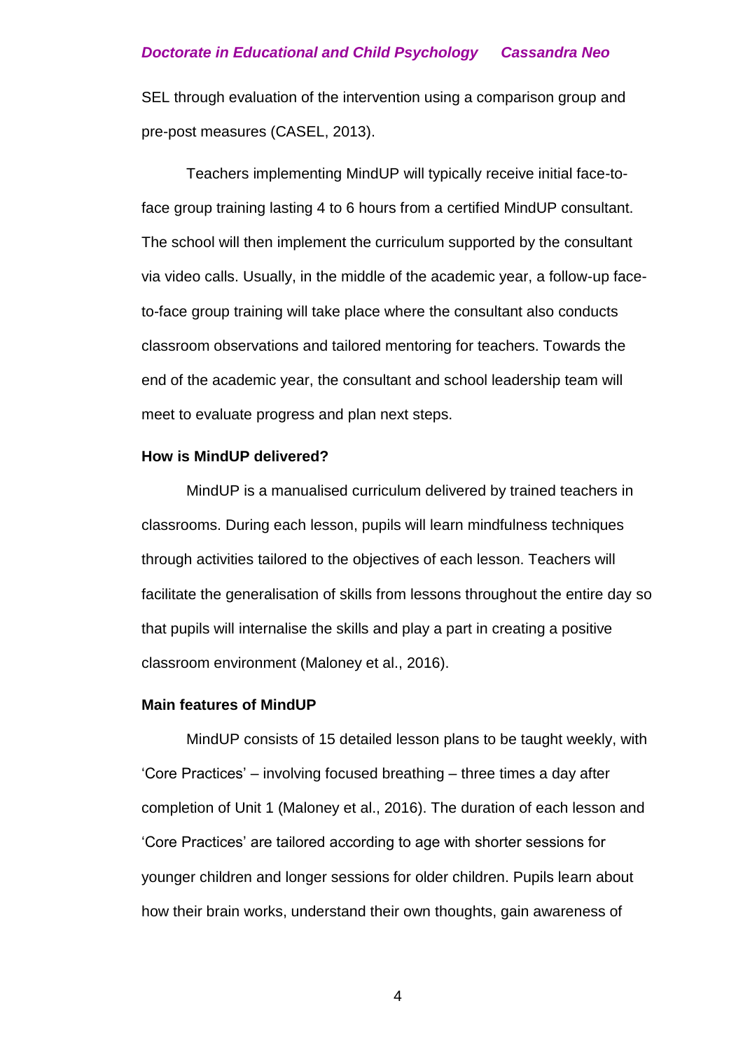SEL through evaluation of the intervention using a comparison group and pre-post measures (CASEL, 2013).

Teachers implementing MindUP will typically receive initial face-to-face group training lasting 4 to 6 hours from a certified MindUP consultant. The school will then implement the curriculum supported by the consultant via video calls. Usually, in the middle of the academic year, a follow-up face-to-face group training will take place where the consultant also conducts classroom observations and tailored mentoring for teachers. Towards the end of the academic year, the consultant and school leadership team will meet to evaluate progress and plan next steps.

**How is MindUP delivered?**

MindUP is a manualised curriculum delivered by trained teachers in classrooms. During each lesson, pupils will learn mindfulness techniques through activities tailored to the objectives of each lesson. Teachers will facilitate the generalisation of skills from lessons throughout the entire day so that pupils will internalise the skills and play a part in creating a positive classroom environment (Maloney et al., 2016).

**Main features of MindUP**

MindUP consists of 15 detailed lesson plans to be taught weekly, with 'Core Practices' – involving focused breathing – three times a day after completion of Unit 1 (Maloney et al., 2016). The duration of each lesson and 'Core Practices' are tailored according to age with shorter sessions for younger children and longer sessions for older children. Pupils learn about how their brain works, understand their own thoughts, gain awareness of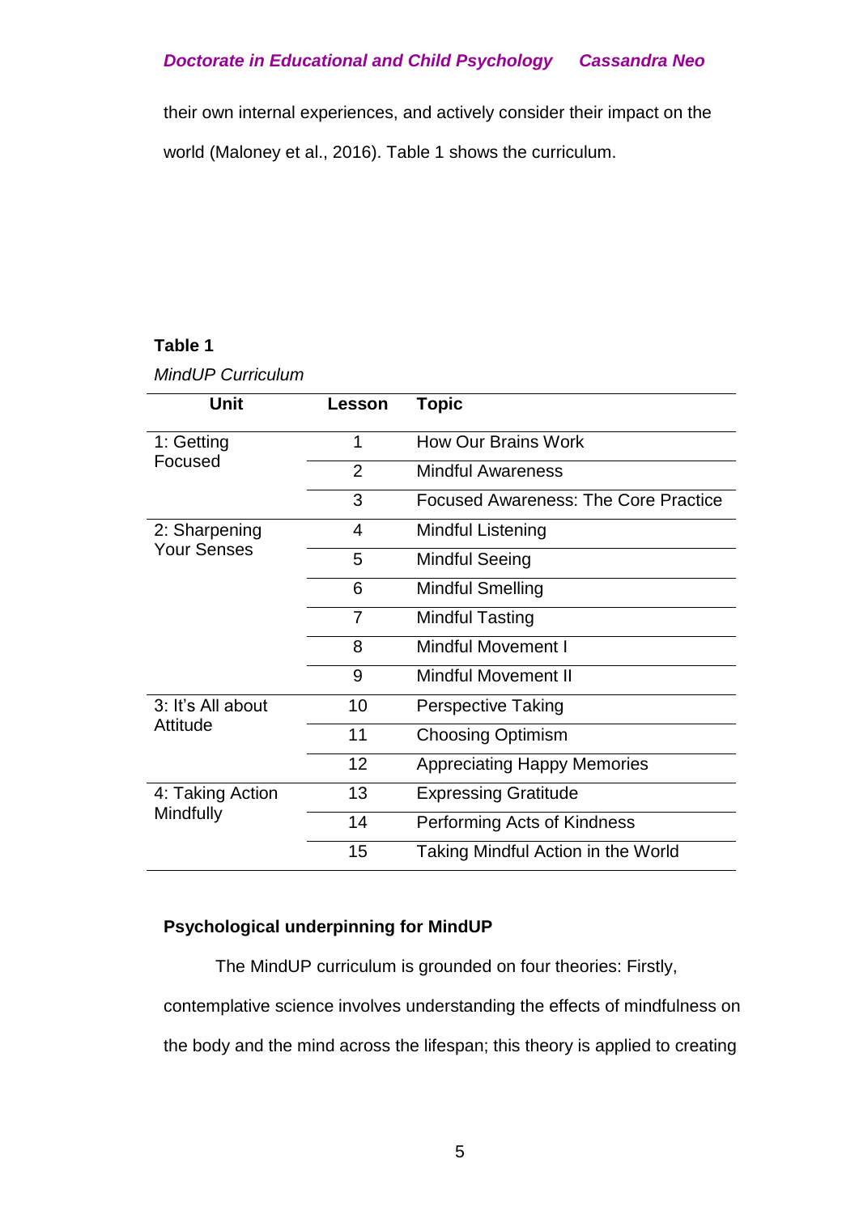their own internal experiences, and actively consider their impact on the world (Maloney et al., 2016). Table 1 shows the curriculum.

**Table 1**

*MindUP Curriculum*

| Unit | Lesson | Topic |
|---|---|---|
| 1: Getting Focused | 1 | How Our Brains Work |
| | 2 | Mindful Awareness |
| | 3 | Focused Awareness: The Core Practice |
| 2: Sharpening Your Senses | 4 | Mindful Listening |
| | 5 | Mindful Seeing |
| | 6 | Mindful Smelling |
| | 7 | Mindful Tasting |
| | 8 | Mindful Movement I |
| | 9 | Mindful Movement II |
| 3: It's All about Attitude | 10 | Perspective Taking |
| | 11 | Choosing Optimism |
| | 12 | Appreciating Happy Memories |
| 4: Taking Action Mindfully | 13 | Expressing Gratitude |
| | 14 | Performing Acts of Kindness |
| | 15 | Taking Mindful Action in the World |

**Psychological underpinning for MindUP**

The MindUP curriculum is grounded on four theories: Firstly, contemplative science involves understanding the effects of mindfulness on the body and the mind across the lifespan; this theory is applied to creating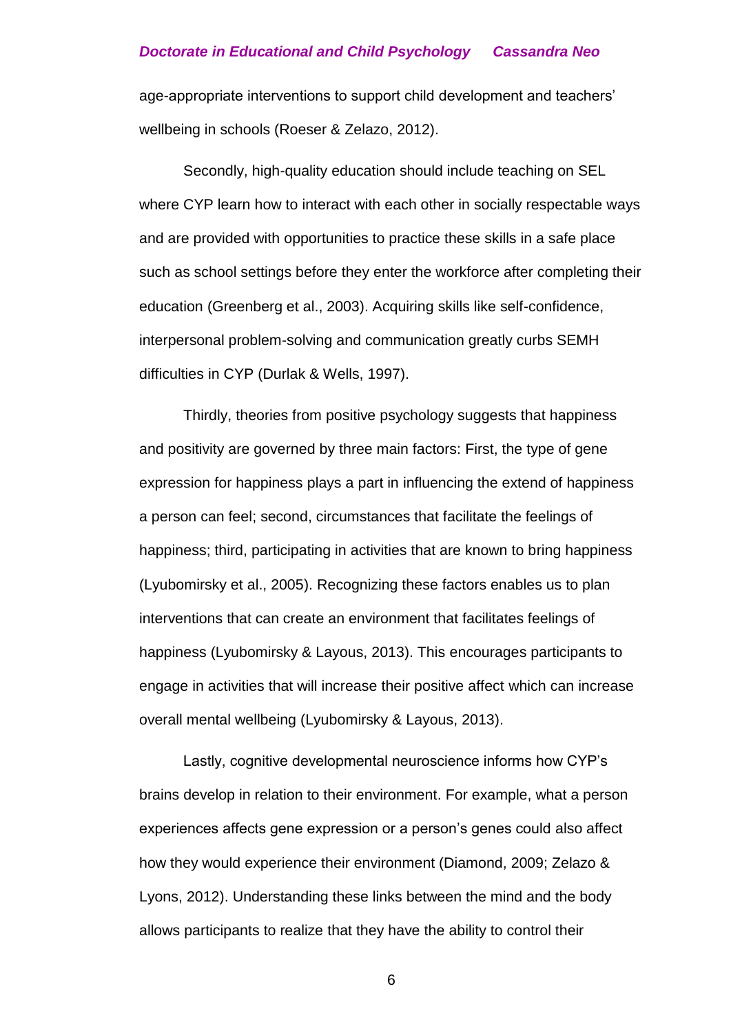age-appropriate interventions to support child development and teachers' wellbeing in schools (Roeser & Zelazo, 2012).

Secondly, high-quality education should include teaching on SEL where CYP learn how to interact with each other in socially respectable ways and are provided with opportunities to practice these skills in a safe place such as school settings before they enter the workforce after completing their education (Greenberg et al., 2003). Acquiring skills like self-confidence, interpersonal problem-solving and communication greatly curbs SEMH difficulties in CYP (Durlak & Wells, 1997).

Thirdly, theories from positive psychology suggests that happiness and positivity are governed by three main factors: First, the type of gene expression for happiness plays a part in influencing the extend of happiness a person can feel; second, circumstances that facilitate the feelings of happiness; third, participating in activities that are known to bring happiness (Lyubomirsky et al., 2005). Recognizing these factors enables us to plan interventions that can create an environment that facilitates feelings of happiness (Lyubomirsky & Layous, 2013). This encourages participants to engage in activities that will increase their positive affect which can increase overall mental wellbeing (Lyubomirsky & Layous, 2013).

Lastly, cognitive developmental neuroscience informs how CYP's brains develop in relation to their environment. For example, what a person experiences affects gene expression or a person's genes could also affect how they would experience their environment (Diamond, 2009; Zelazo & Lyons, 2012). Understanding these links between the mind and the body allows participants to realize that they have the ability to control their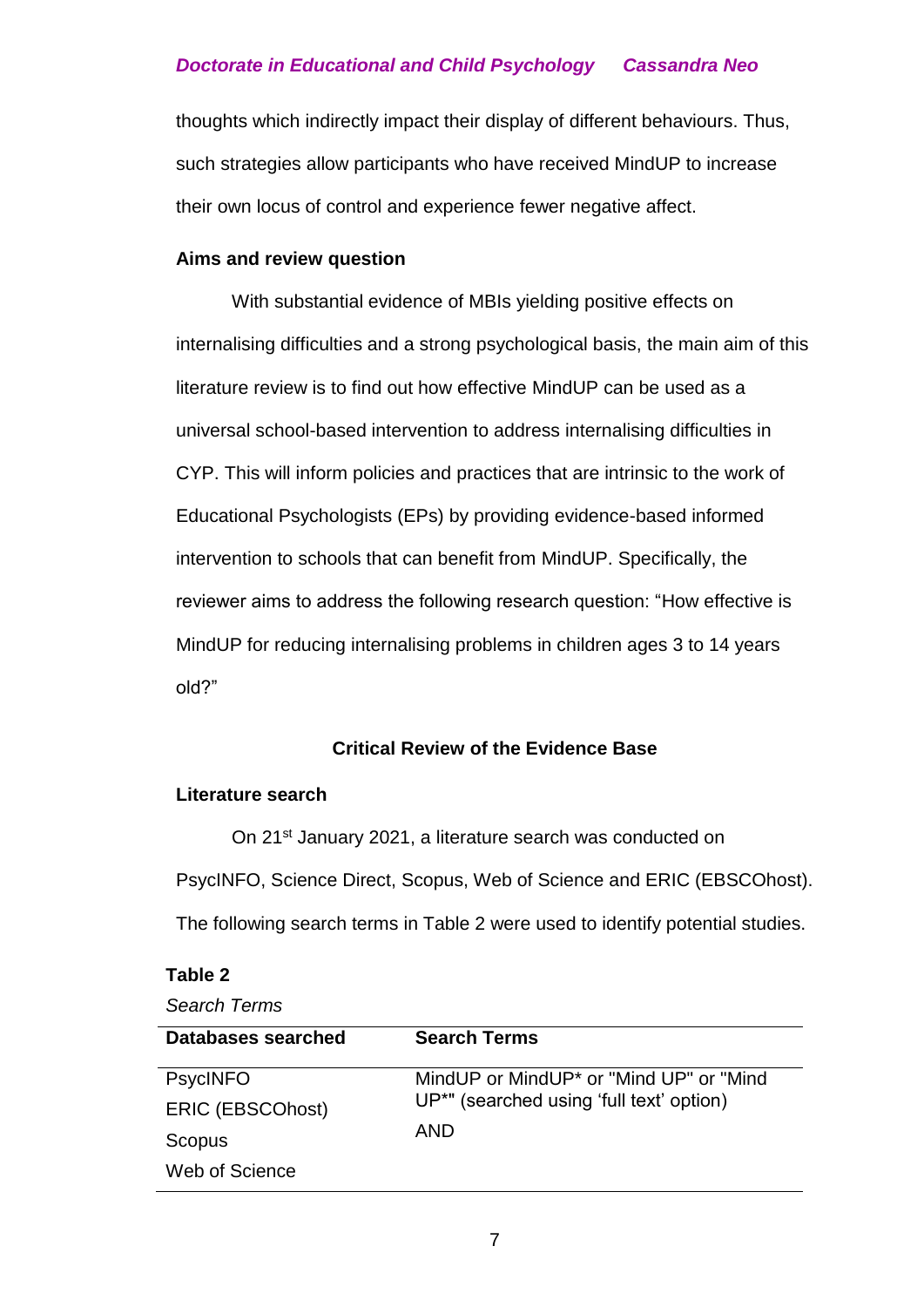thoughts which indirectly impact their display of different behaviours. Thus, such strategies allow participants who have received MindUP to increase their own locus of control and experience fewer negative affect.

**Aims and review question**

With substantial evidence of MBIs yielding positive effects on internalising difficulties and a strong psychological basis, the main aim of this literature review is to find out how effective MindUP can be used as a universal school-based intervention to address internalising difficulties in CYP. This will inform policies and practices that are intrinsic to the work of Educational Psychologists (EPs) by providing evidence-based informed intervention to schools that can benefit from MindUP. Specifically, the reviewer aims to address the following research question: "How effective is MindUP for reducing internalising problems in children ages 3 to 14 years old?"

## Critical Review of the Evidence Base

**Literature search**

On 21st January 2021, a literature search was conducted on PsycINFO, Science Direct, Scopus, Web of Science and ERIC (EBSCOhost). The following search terms in Table 2 were used to identify potential studies.

**Table 2**

*Search Terms*

| Databases searched | Search Terms |
|---|---|
| PsycINFO<br>ERIC (EBSCOhost)<br>Scopus<br>Web of Science | MindUP or MindUP* or "Mind UP" or "Mind UP*" (searched using 'full text' option)<br>AND |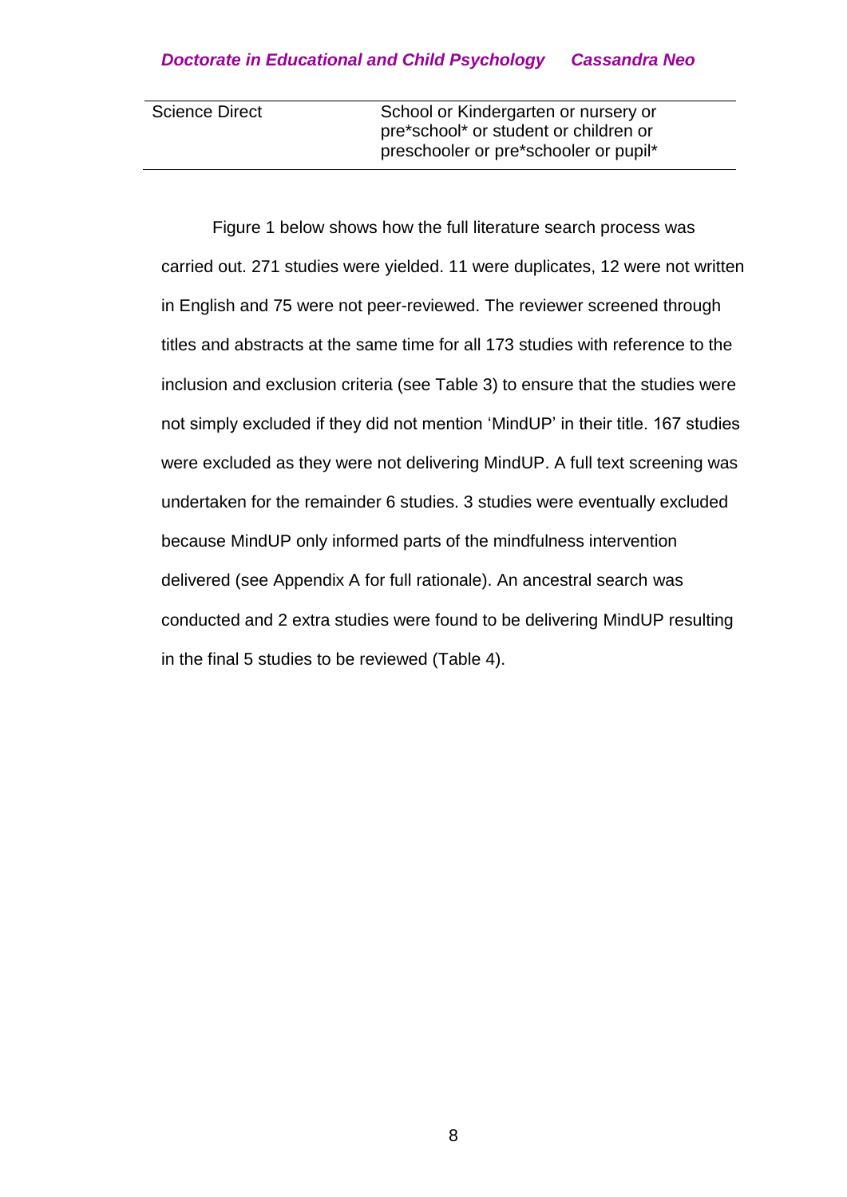| Science Direct | School or Kindergarten or nursery or pre*school* or student or children or preschooler or pre*schooler or pupil* |
|---|---|

Figure 1 below shows how the full literature search process was carried out. 271 studies were yielded. 11 were duplicates, 12 were not written in English and 75 were not peer-reviewed. The reviewer screened through titles and abstracts at the same time for all 173 studies with reference to the inclusion and exclusion criteria (see Table 3) to ensure that the studies were not simply excluded if they did not mention 'MindUP' in their title. 167 studies were excluded as they were not delivering MindUP. A full text screening was undertaken for the remainder 6 studies. 3 studies were eventually excluded because MindUP only informed parts of the mindfulness intervention delivered (see Appendix A for full rationale). An ancestral search was conducted and 2 extra studies were found to be delivering MindUP resulting in the final 5 studies to be reviewed (Table 4).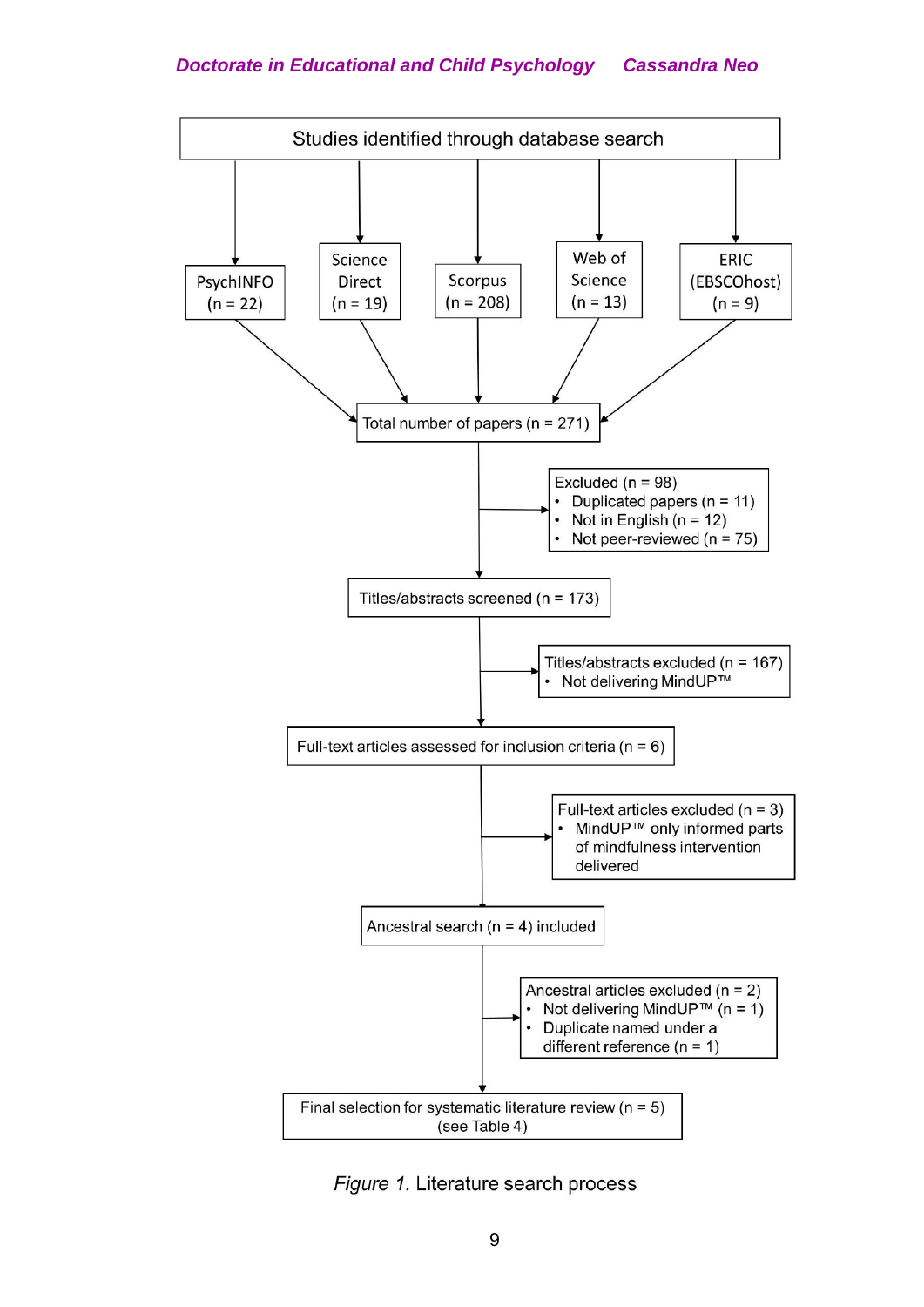Studies identified through database search

PsychINFO (n = 22)

Science Direct (n = 19)

Scorpus (n = 208)

Web of Science (n = 13)

ERIC (EBSCOhost) (n = 9)

Total number of papers (n = 271)

Excluded (n = 98)
- Duplicated papers (n = 11)
- Not in English (n = 12)
- Not peer-reviewed (n = 75)

Titles/abstracts screened (n = 173)

Titles/abstracts excluded (n = 167)
- Not delivering MindUP™

Full-text articles assessed for inclusion criteria (n = 6)

Full-text articles excluded (n = 3)
- MindUP™ only informed parts of mindfulness intervention delivered

Ancestral search (n = 4) included

Ancestral articles excluded (n = 2)
- Not delivering MindUP™ (n = 1)
- Duplicate named under a different reference (n = 1)

Final selection for systematic literature review (n = 5) (see Table 4)

*Figure 1.* Literature search process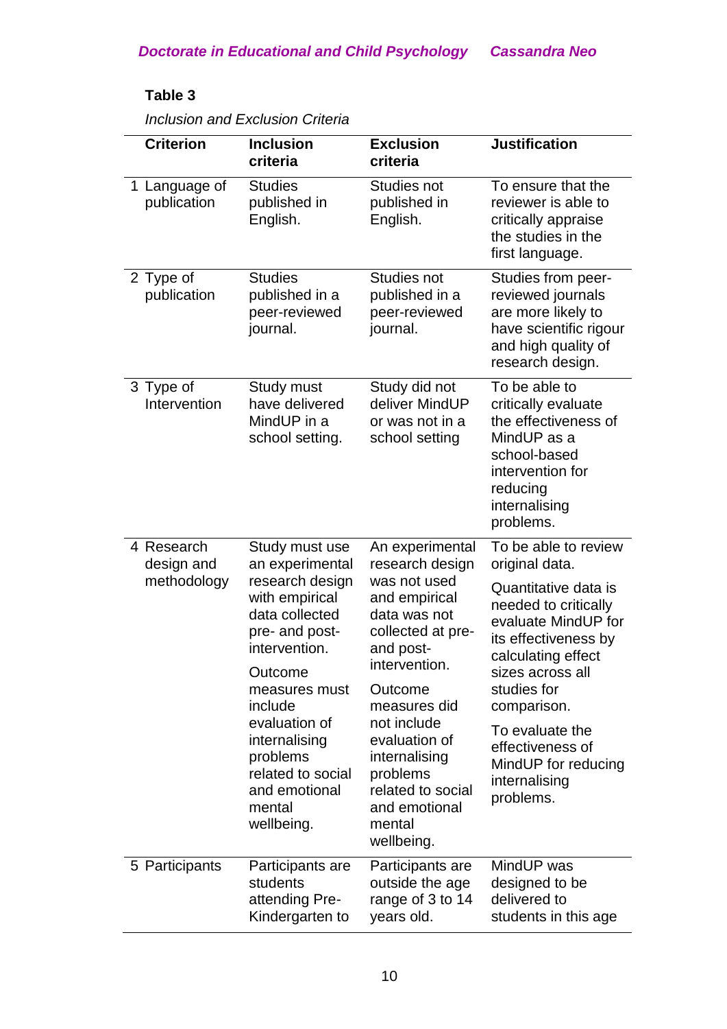**Table 3**

*Inclusion and Exclusion Criteria*

| Criterion | Inclusion criteria | Exclusion criteria | Justification |
|---|---|---|---|
| 1 Language of publication | Studies published in English. | Studies not published in English. | To ensure that the reviewer is able to critically appraise the studies in the first language. |
| 2 Type of publication | Studies published in a peer-reviewed journal. | Studies not published in a peer-reviewed journal. | Studies from peer-reviewed journals are more likely to have scientific rigour and high quality of research design. |
| 3 Type of Intervention | Study must have delivered MindUP in a school setting. | Study did not deliver MindUP or was not in a school setting | To be able to critically evaluate the effectiveness of MindUP as a school-based intervention for reducing internalising problems. |
| 4 Research design and methodology | Study must use an experimental research design with empirical data collected pre- and post-intervention. Outcome measures must include evaluation of internalising problems related to social and emotional mental wellbeing. | An experimental research design was not used and empirical data was not collected at pre- and post-intervention. Outcome measures did not include evaluation of internalising problems related to social and emotional mental wellbeing. | To be able to review original data. Quantitative data is needed to critically evaluate MindUP for its effectiveness by calculating effect sizes across all studies for comparison. To evaluate the effectiveness of MindUP for reducing internalising problems. |
| 5 Participants | Participants are students attending Pre-Kindergarten to | Participants are outside the age range of 3 to 14 years old. | MindUP was designed to be delivered to students in this age |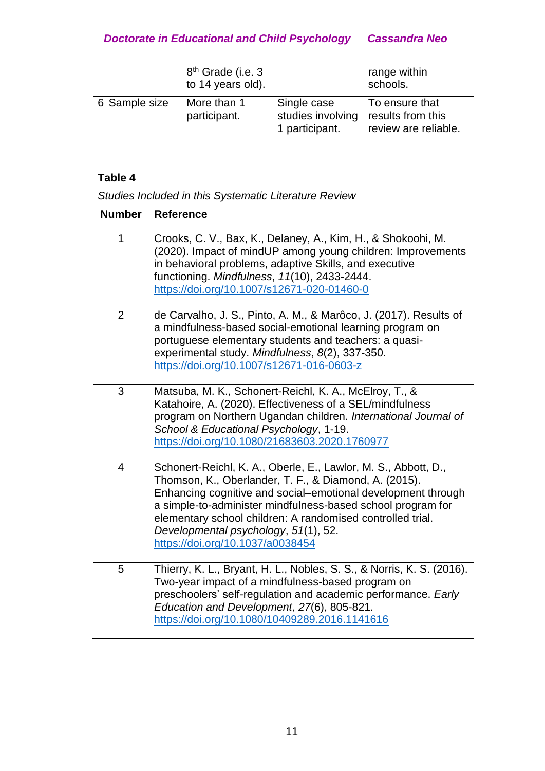|  | 8th Grade (i.e. 3 to 14 years old). |  | range within schools. |
| --- | --- | --- | --- |
| 6 Sample size | More than 1 participant. | Single case studies involving 1 participant. | To ensure that results from this review are reliable. |

**Table 4**

*Studies Included in this Systematic Literature Review*

| Number | Reference |
| --- | --- |
| 1 | Crooks, C. V., Bax, K., Delaney, A., Kim, H., & Shokoohi, M. (2020). Impact of mindUP among young children: Improvements in behavioral problems, adaptive Skills, and executive functioning. *Mindfulness*, *11*(10), 2433-2444. https://doi.org/10.1007/s12671-020-01460-0 |
| 2 | de Carvalho, J. S., Pinto, A. M., & Marôco, J. (2017). Results of a mindfulness-based social-emotional learning program on portuguese elementary students and teachers: a quasi-experimental study. *Mindfulness*, *8*(2), 337-350. https://doi.org/10.1007/s12671-016-0603-z |
| 3 | Matsuba, M. K., Schonert-Reichl, K. A., McElroy, T., & Katahoire, A. (2020). Effectiveness of a SEL/mindfulness program on Northern Ugandan children. *International Journal of School & Educational Psychology*, 1-19. https://doi.org/10.1080/21683603.2020.1760977 |
| 4 | Schonert-Reichl, K. A., Oberle, E., Lawlor, M. S., Abbott, D., Thomson, K., Oberlander, T. F., & Diamond, A. (2015). Enhancing cognitive and social–emotional development through a simple-to-administer mindfulness-based school program for elementary school children: A randomised controlled trial. *Developmental psychology*, *51*(1), 52. https://doi.org/10.1037/a0038454 |
| 5 | Thierry, K. L., Bryant, H. L., Nobles, S. S., & Norris, K. S. (2016). Two-year impact of a mindfulness-based program on preschoolers' self-regulation and academic performance. *Early Education and Development*, *27*(6), 805-821. https://doi.org/10.1080/10409289.2016.1141616 |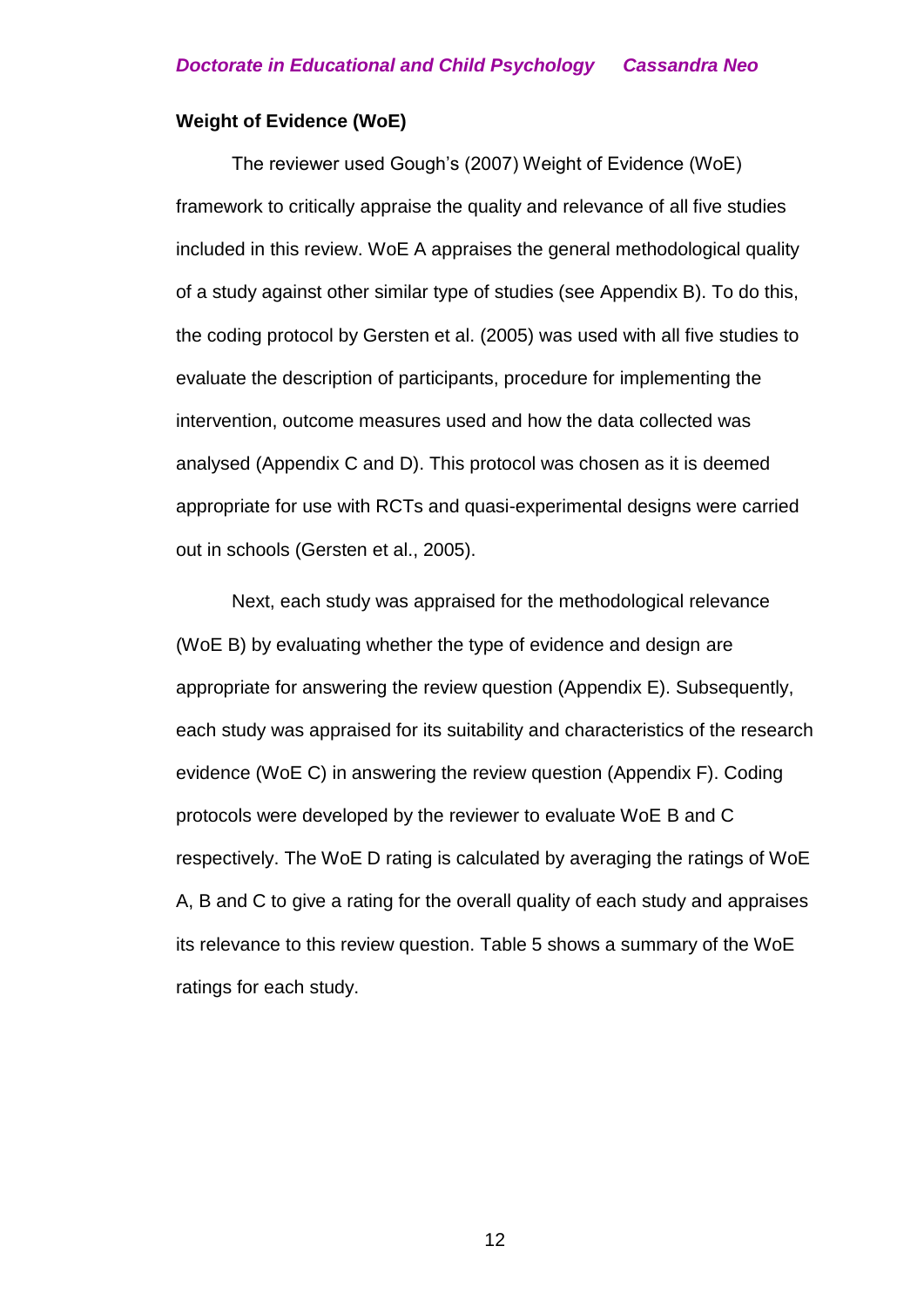**Weight of Evidence (WoE)**

The reviewer used Gough's (2007) Weight of Evidence (WoE) framework to critically appraise the quality and relevance of all five studies included in this review. WoE A appraises the general methodological quality of a study against other similar type of studies (see Appendix B). To do this, the coding protocol by Gersten et al. (2005) was used with all five studies to evaluate the description of participants, procedure for implementing the intervention, outcome measures used and how the data collected was analysed (Appendix C and D). This protocol was chosen as it is deemed appropriate for use with RCTs and quasi-experimental designs were carried out in schools (Gersten et al., 2005).

Next, each study was appraised for the methodological relevance (WoE B) by evaluating whether the type of evidence and design are appropriate for answering the review question (Appendix E). Subsequently, each study was appraised for its suitability and characteristics of the research evidence (WoE C) in answering the review question (Appendix F). Coding protocols were developed by the reviewer to evaluate WoE B and C respectively. The WoE D rating is calculated by averaging the ratings of WoE A, B and C to give a rating for the overall quality of each study and appraises its relevance to this review question. Table 5 shows a summary of the WoE ratings for each study.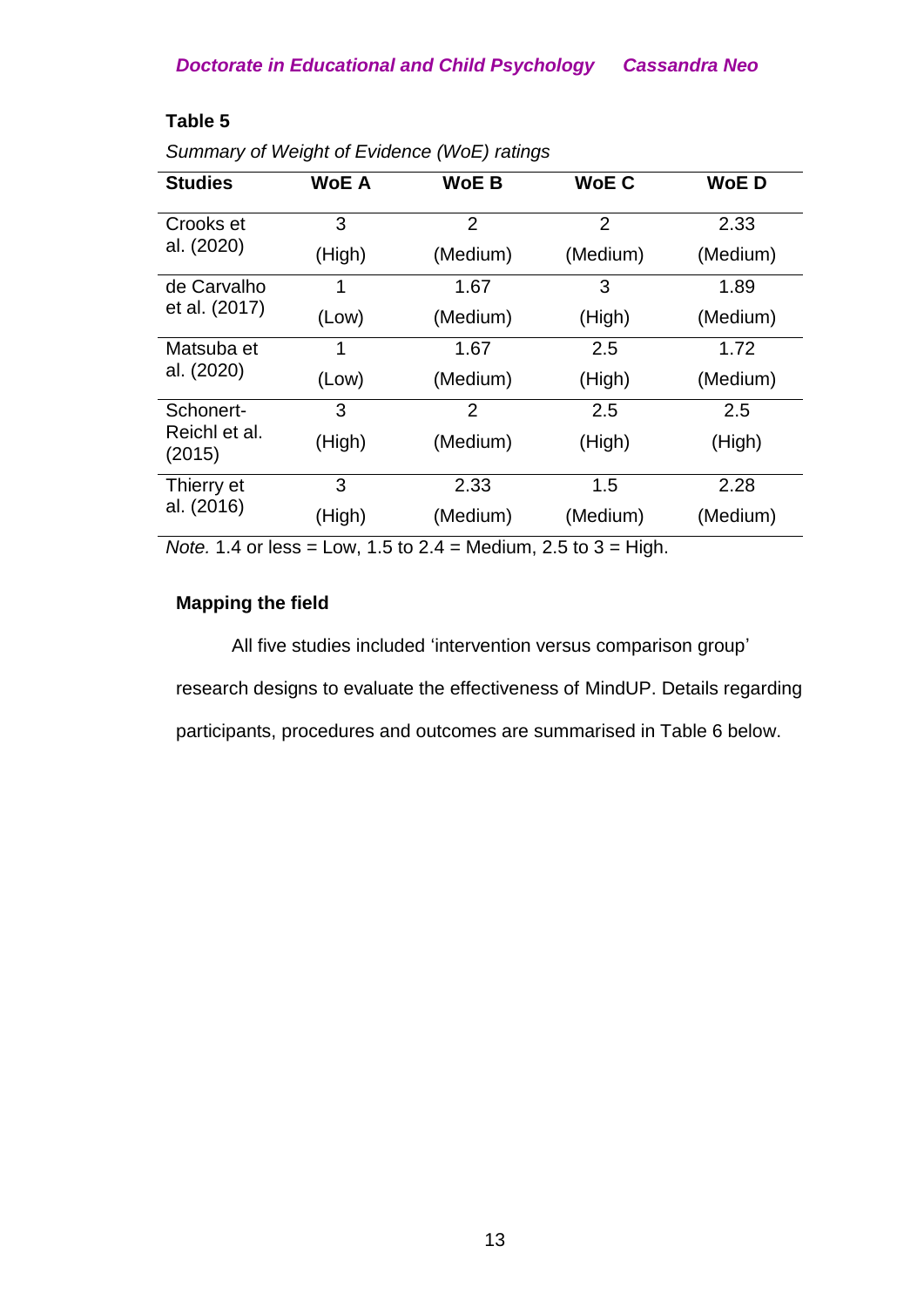**Table 5**

*Summary of Weight of Evidence (WoE) ratings*

| Studies | WoE A | WoE B | WoE C | WoE D |
|---|---|---|---|---|
| Crooks et al. (2020) | 3 (High) | 2 (Medium) | 2 (Medium) | 2.33 (Medium) |
| de Carvalho et al. (2017) | 1 (Low) | 1.67 (Medium) | 3 (High) | 1.89 (Medium) |
| Matsuba et al. (2020) | 1 (Low) | 1.67 (Medium) | 2.5 (High) | 1.72 (Medium) |
| Schonert-Reichl et al. (2015) | 3 (High) | 2 (Medium) | 2.5 (High) | 2.5 (High) |
| Thierry et al. (2016) | 3 (High) | 2.33 (Medium) | 1.5 (Medium) | 2.28 (Medium) |

*Note.* 1.4 or less = Low, 1.5 to 2.4 = Medium, 2.5 to 3 = High.

**Mapping the field**

All five studies included 'intervention versus comparison group' research designs to evaluate the effectiveness of MindUP. Details regarding participants, procedures and outcomes are summarised in Table 6 below.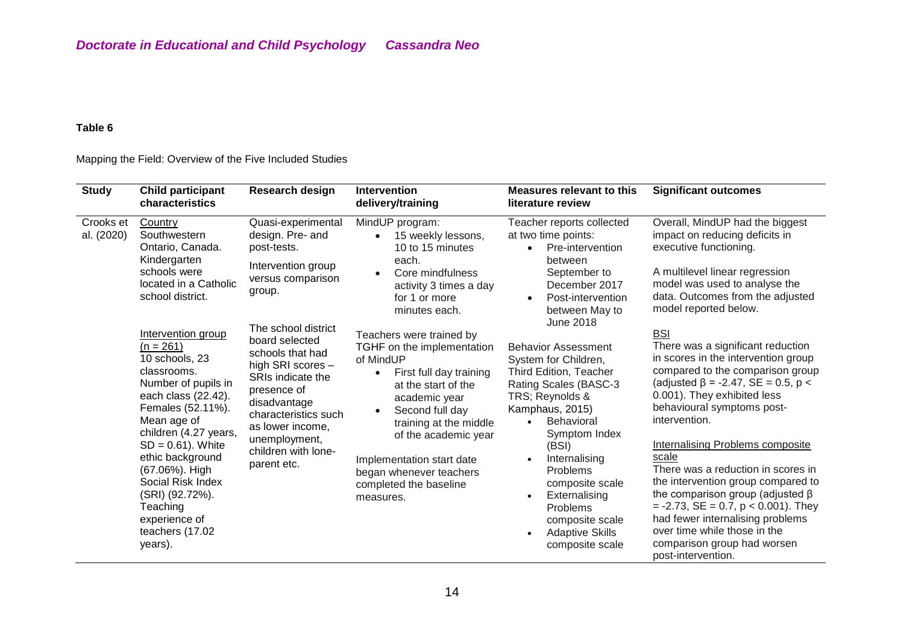**Table 6**

Mapping the Field: Overview of the Five Included Studies

| Study | Child participant characteristics | Research design | Intervention delivery/training | Measures relevant to this literature review | Significant outcomes |
|---|---|---|---|---|---|
| Crooks et al. (2020) | Country<br>Southwestern Ontario, Canada. Kindergarten schools were located in a Catholic school district.<br><br>Intervention group<br>(n = 261)<br>10 schools, 23 classrooms. Number of pupils in each class (22.42). Females (52.11%). Mean age of children (4.27 years, SD = 0.61). White ethic background (67.06%). High Social Risk Index (SRI) (92.72%). Teaching experience of teachers (17.02 years). | Quasi-experimental design. Pre- and post-tests.<br><br>Intervention group versus comparison group.<br><br>The school district board selected schools that had high SRI scores – SRIs indicate the presence of disadvantage characteristics such as lower income, unemployment, children with lone-parent etc. | MindUP program:<br>• 15 weekly lessons, 10 to 15 minutes each.<br>• Core mindfulness activity 3 times a day for 1 or more minutes each.<br><br>Teachers were trained by TGHF on the implementation of MindUP<br>• First full day training at the start of the academic year<br>• Second full day training at the middle of the academic year<br><br>Implementation start date began whenever teachers completed the baseline measures. | Teacher reports collected at two time points:<br>• Pre-intervention between September to December 2017<br>• Post-intervention between May to June 2018<br><br>Behavior Assessment System for Children, Third Edition, Teacher Rating Scales (BASC-3 TRS; Reynolds & Kamphaus, 2015)<br>• Behavioral Symptom Index (BSI)<br>• Internalising Problems composite scale<br>• Externalising Problems composite scale<br>• Adaptive Skills composite scale | Overall, MindUP had the biggest impact on reducing deficits in executive functioning.<br><br>A multilevel linear regression model was used to analyse the data. Outcomes from the adjusted model reported below.<br><br>BSI<br>There was a significant reduction in scores in the intervention group compared to the comparison group (adjusted $\beta = -2.47$, $SE = 0.5$, $p < 0.001$). They exhibited less behavioural symptoms post-intervention.<br><br>Internalising Problems composite scale<br>There was a reduction in scores in the intervention group compared to the comparison group (adjusted $\beta = -2.73$, $SE = 0.7$, $p < 0.001$). They had fewer internalising problems over time while those in the comparison group had worsen post-intervention. |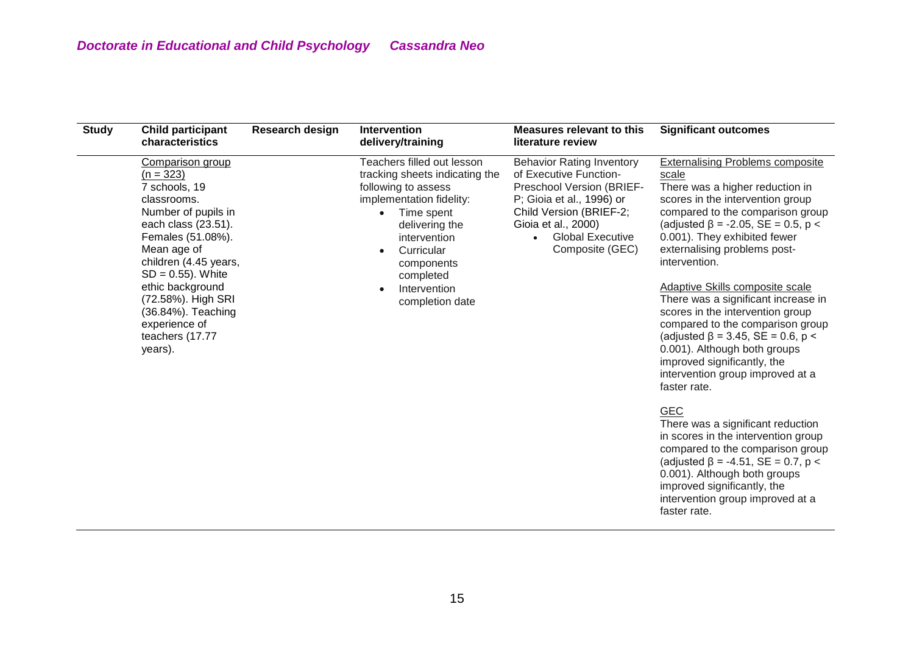| Study | Child participant characteristics | Research design | Intervention delivery/training | Measures relevant to this literature review | Significant outcomes |
|---|---|---|---|---|---|
| | <u>Comparison group</u> <u>(n = 323)</u> 7 schools, 19 classrooms. Number of pupils in each class (23.51). Females (51.08%). Mean age of children (4.45 years, SD = 0.55). White ethic background (72.58%). High SRI (36.84%). Teaching experience of teachers (17.77 years). | | Teachers filled out lesson tracking sheets indicating the following to assess implementation fidelity: • Time spent delivering the intervention • Curricular components completed • Intervention completion date | Behavior Rating Inventory of Executive Function-Preschool Version (BRIEF-P; Gioia et al., 1996) or Child Version (BRIEF-2; Gioia et al., 2000) • Global Executive Composite (GEC) | <u>Externalising Problems composite scale</u> There was a higher reduction in scores in the intervention group compared to the comparison group (adjusted $\beta = -2.05$, $SE = 0.5$, $p < 0.001$). They exhibited fewer externalising problems post-intervention. <br><br> <u>Adaptive Skills composite scale</u> There was a significant increase in scores in the intervention group compared to the comparison group (adjusted $\beta = 3.45$, $SE = 0.6$, $p < 0.001$). Although both groups improved significantly, the intervention group improved at a faster rate. <br><br> <u>GEC</u> There was a significant reduction in scores in the intervention group compared to the comparison group (adjusted $\beta = -4.51$, $SE = 0.7$, $p < 0.001$). Although both groups improved significantly, the intervention group improved at a faster rate. |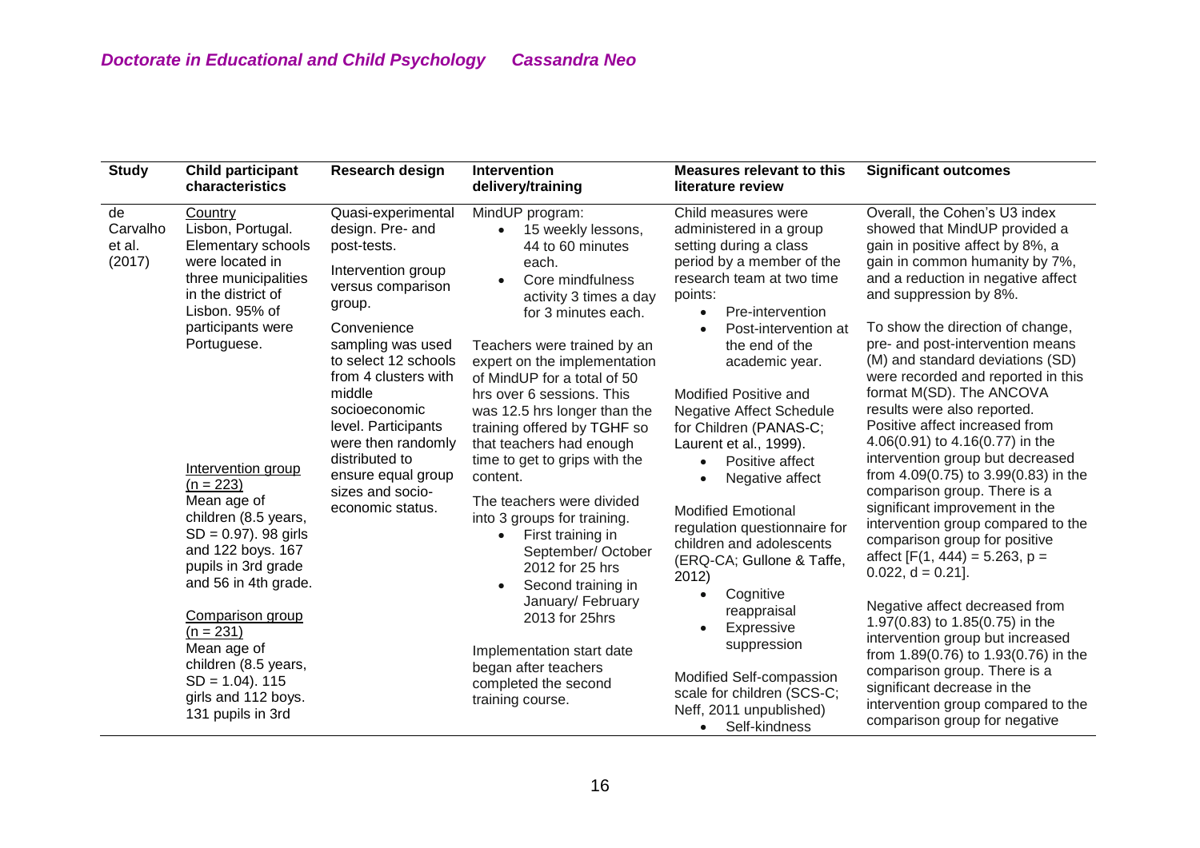| Study | Child participant characteristics | Research design | Intervention delivery/training | Measures relevant to this literature review | Significant outcomes |
|---|---|---|---|---|---|
| de Carvalho et al. (2017) | Country<br>Lisbon, Portugal. Elementary schools were located in three municipalities in the district of Lisbon. 95% of participants were Portuguese.<br><br>Intervention group (n = 223)<br>Mean age of children (8.5 years, SD = 0.97). 98 girls and 122 boys. 167 pupils in 3rd grade and 56 in 4th grade.<br><br>Comparison group (n = 231)<br>Mean age of children (8.5 years, SD = 1.04). 115 girls and 112 boys. 131 pupils in 3rd | Quasi-experimental design. Pre- and post-tests.<br><br>Intervention group versus comparison group.<br><br>Convenience sampling was used to select 12 schools from 4 clusters with middle socioeconomic level. Participants were then randomly distributed to ensure equal group sizes and socio-economic status. | MindUP program:<br>• 15 weekly lessons, 44 to 60 minutes each.<br>• Core mindfulness activity 3 times a day for 3 minutes each.<br><br>Teachers were trained by an expert on the implementation of MindUP for a total of 50 hrs over 6 sessions. This was 12.5 hrs longer than the training offered by TGHF so that teachers had enough time to get to grips with the content.<br><br>The teachers were divided into 3 groups for training.<br>• First training in September/ October 2012 for 25 hrs<br>• Second training in January/ February 2013 for 25hrs<br><br>Implementation start date began after teachers completed the second training course. | Child measures were administered in a group setting during a class period by a member of the research team at two time points:<br>• Pre-intervention<br>• Post-intervention at the end of the academic year.<br><br>Modified Positive and Negative Affect Schedule for Children (PANAS-C; Laurent et al., 1999).<br>• Positive affect<br>• Negative affect<br><br>Modified Emotional regulation questionnaire for children and adolescents (ERQ-CA; Gullone & Taffe, 2012)<br>• Cognitive reappraisal<br>• Expressive suppression<br><br>Modified Self-compassion scale for children (SCS-C; Neff, 2011 unpublished)<br>• Self-kindness | Overall, the Cohen's U3 index showed that MindUP provided a gain in positive affect by 8%, a gain in common humanity by 7%, and a reduction in negative affect and suppression by 8%.<br><br>To show the direction of change, pre- and post-intervention means (M) and standard deviations (SD) were recorded and reported in this format M(SD). The ANCOVA results were also reported. Positive affect increased from 4.06(0.91) to 4.16(0.77) in the intervention group but decreased from 4.09(0.75) to 3.99(0.83) in the comparison group. There is a significant improvement in the intervention group compared to the comparison group for positive affect [$F(1, 444) = 5.263$, $p = 0.022$, $d = 0.21$].<br><br>Negative affect decreased from 1.97(0.83) to 1.85(0.75) in the intervention group but increased from 1.89(0.76) to 1.93(0.76) in the comparison group. There is a significant decrease in the intervention group compared to the comparison group for negative |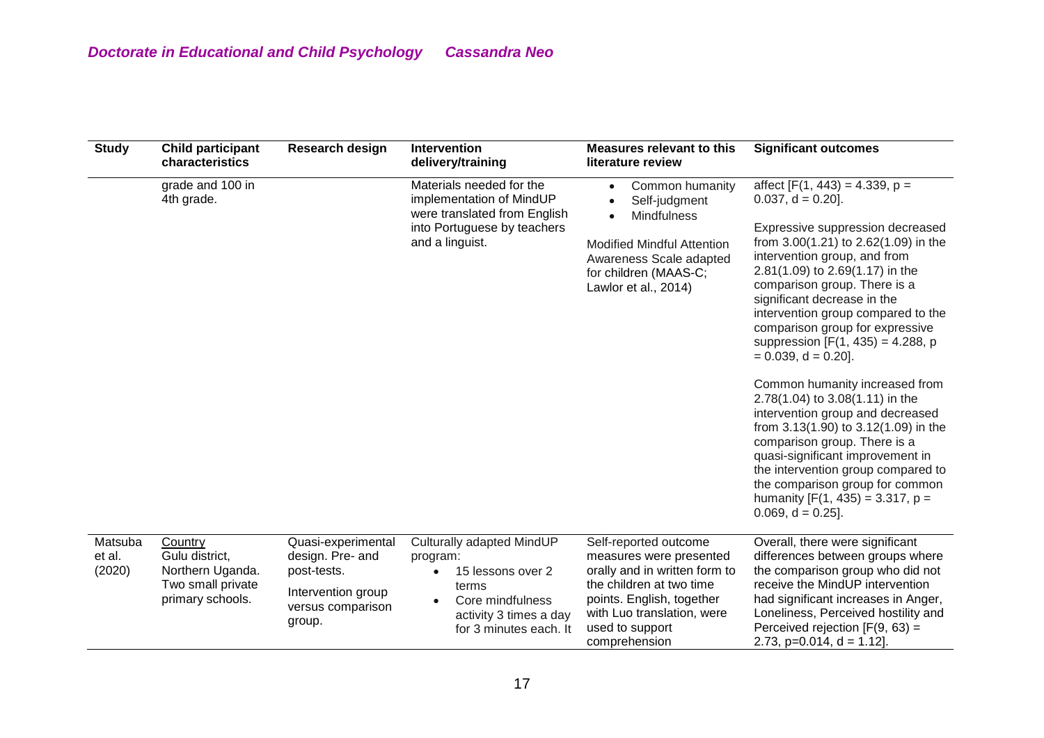| Study | Child participant characteristics | Research design | Intervention delivery/training | Measures relevant to this literature review | Significant outcomes |
|---|---|---|---|---|---|
| | grade and 100 in 4th grade. | | Materials needed for the implementation of MindUP were translated from English into Portuguese by teachers and a linguist. | • Common humanity<br>• Self-judgment<br>• Mindfulness<br><br>Modified Mindful Attention Awareness Scale adapted for children (MAAS-C; Lawlor et al., 2014) | affect [$F(1, 443) = 4.339$, $p = 0.037$, $d = 0.20$].<br><br>Expressive suppression decreased from 3.00(1.21) to 2.62(1.09) in the intervention group, and from 2.81(1.09) to 2.69(1.17) in the comparison group. There is a significant decrease in the intervention group compared to the comparison group for expressive suppression [$F(1, 435) = 4.288$, $p = 0.039$, $d = 0.20$].<br><br>Common humanity increased from 2.78(1.04) to 3.08(1.11) in the intervention group and decreased from 3.13(1.90) to 3.12(1.09) in the comparison group. There is a quasi-significant improvement in the intervention group compared to the comparison group for common humanity [$F(1, 435) = 3.317$, $p = 0.069$, $d = 0.25$]. |
| Matsuba et al. (2020) | Country<br>Gulu district, Northern Uganda. Two small private primary schools. | Quasi-experimental design. Pre- and post-tests.<br><br>Intervention group versus comparison group. | Culturally adapted MindUP program:<br>• 15 lessons over 2 terms<br>• Core mindfulness activity 3 times a day for 3 minutes each. It | Self-reported outcome measures were presented orally and in written form to the children at two time points. English, together with Luo translation, were used to support comprehension | Overall, there were significant differences between groups where the comparison group who did not receive the MindUP intervention had significant increases in Anger, Loneliness, Perceived hostility and Perceived rejection [$F(9, 63) = 2.73$, $p=0.014$, $d = 1.12$]. |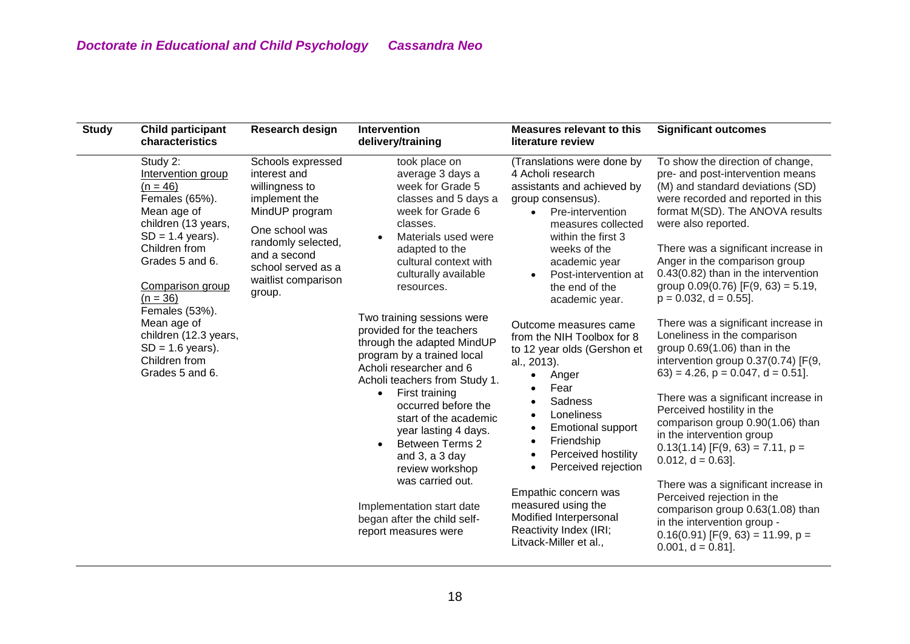| Study | Child participant characteristics | Research design | Intervention delivery/training | Measures relevant to this literature review | Significant outcomes |
|---|---|---|---|---|---|
| | Study 2:<br>Intervention group (n = 46)<br>Females (65%).<br>Mean age of children (13 years, SD = 1.4 years).<br>Children from Grades 5 and 6.<br><br>Comparison group (n = 36)<br>Females (53%).<br>Mean age of children (12.3 years, SD = 1.6 years).<br>Children from Grades 5 and 6. | Schools expressed interest and willingness to implement the MindUP program<br><br>One school was randomly selected, and a second school served as a waitlist comparison group. | took place on average 3 days a week for Grade 5 classes and 5 days a week for Grade 6 classes.<br>• Materials used were adapted to the cultural context with culturally available resources.<br><br>Two training sessions were provided for the teachers through the adapted MindUP program by a trained local Acholi researcher and 6 Acholi teachers from Study 1.<br>• First training occurred before the start of the academic year lasting 4 days.<br>• Between Terms 2 and 3, a 3 day review workshop was carried out.<br><br>Implementation start date began after the child self-report measures were | (Translations were done by 4 Acholi research assistants and achieved by group consensus).<br>• Pre-intervention measures collected within the first 3 weeks of the academic year<br>• Post-intervention at the end of the academic year.<br><br>Outcome measures came from the NIH Toolbox for 8 to 12 year olds (Gershon et al., 2013).<br>• Anger<br>• Fear<br>• Sadness<br>• Loneliness<br>• Emotional support<br>• Friendship<br>• Perceived hostility<br>• Perceived rejection<br><br>Empathic concern was measured using the Modified Interpersonal Reactivity Index (IRI; Litvack-Miller et al., | To show the direction of change, pre- and post-intervention means (M) and standard deviations (SD) were recorded and reported in this format M(SD). The ANOVA results were also reported.<br><br>There was a significant increase in Anger in the comparison group 0.43(0.82) than in the intervention group 0.09(0.76) [$F(9, 63) = 5.19$, $p = 0.032$, $d = 0.55$].<br><br>There was a significant increase in Loneliness in the comparison group 0.69(1.06) than in the intervention group 0.37(0.74) [$F(9, 63) = 4.26$, $p = 0.047$, $d = 0.51$].<br><br>There was a significant increase in Perceived hostility in the comparison group 0.90(1.06) than in the intervention group 0.13(1.14) [$F(9, 63) = 7.11$, $p = 0.012$, $d = 0.63$].<br><br>There was a significant increase in Perceived rejection in the comparison group 0.63(1.08) than in the intervention group -0.16(0.91) [$F(9, 63) = 11.99$, $p = 0.001$, $d = 0.81$]. |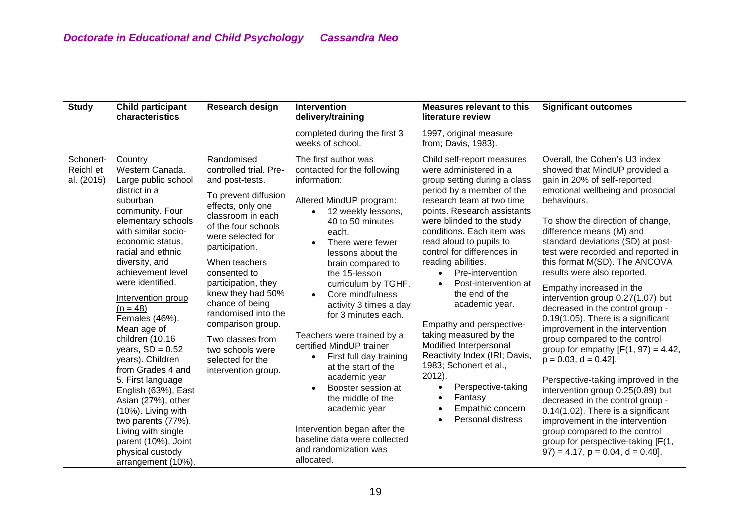| Study | Child participant characteristics | Research design | Intervention delivery/training | Measures relevant to this literature review | Significant outcomes |
|---|---|---|---|---|---|
| | | | completed during the first 3 weeks of school. | 1997, original measure from; Davis, 1983). | |
| Schonert-Reichl et al. (2015) | Country<br>Western Canada. Large public school district in a suburban community. Four elementary schools with similar socio-economic status, racial and ethnic diversity, and achievement level were identified.<br><br>Intervention group (n = 48)<br>Females (46%). Mean age of children (10.16 years, SD = 0.52 years). Children from Grades 4 and 5. First language English (63%), East Asian (27%), other (10%). Living with two parents (77%). Living with single parent (10%). Joint physical custody arrangement (10%). | Randomised controlled trial. Pre- and post-tests.<br><br>To prevent diffusion effects, only one classroom in each of the four schools were selected for participation.<br><br>When teachers consented to participation, they knew they had 50% chance of being randomised into the comparison group.<br><br>Two classes from two schools were selected for the intervention group. | The first author was contacted for the following information:<br><br>Altered MindUP program:<br>• 12 weekly lessons, 40 to 50 minutes each.<br>• There were fewer lessons about the brain compared to the 15-lesson curriculum by TGHF.<br>• Core mindfulness activity 3 times a day for 3 minutes each.<br><br>Teachers were trained by a certified MindUP trainer<br>• First full day training at the start of the academic year<br>• Booster session at the middle of the academic year<br><br>Intervention began after the baseline data were collected and randomization was allocated. | Child self-report measures were administered in a group setting during a class period by a member of the research team at two time points. Research assistants were blinded to the study conditions. Each item was read aloud to pupils to control for differences in reading abilities.<br>• Pre-intervention<br>• Post-intervention at the end of the academic year.<br><br>Empathy and perspective-taking measured by the Modified Interpersonal Reactivity Index (IRI; Davis, 1983; Schonert et al., 2012).<br>• Perspective-taking<br>• Fantasy<br>• Empathic concern<br>• Personal distress | Overall, the Cohen's U3 index showed that MindUP provided a gain in 20% of self-reported emotional wellbeing and prosocial behaviours.<br><br>To show the direction of change, difference means (M) and standard deviations (SD) at post-test were recorded and reported in this format M(SD). The ANCOVA results were also reported.<br><br>Empathy increased in the intervention group 0.27(1.07) but decreased in the control group -0.19(1.05). There is a significant improvement in the intervention group compared to the control group for empathy [$F(1, 97) = 4.42$, $p = 0.03$, $d = 0.42$].<br><br>Perspective-taking improved in the intervention group 0.25(0.89) but decreased in the control group -0.14(1.02). There is a significant improvement in the intervention group compared to the control group for perspective-taking [$F(1, 97) = 4.17$, $p = 0.04$, $d = 0.40$]. |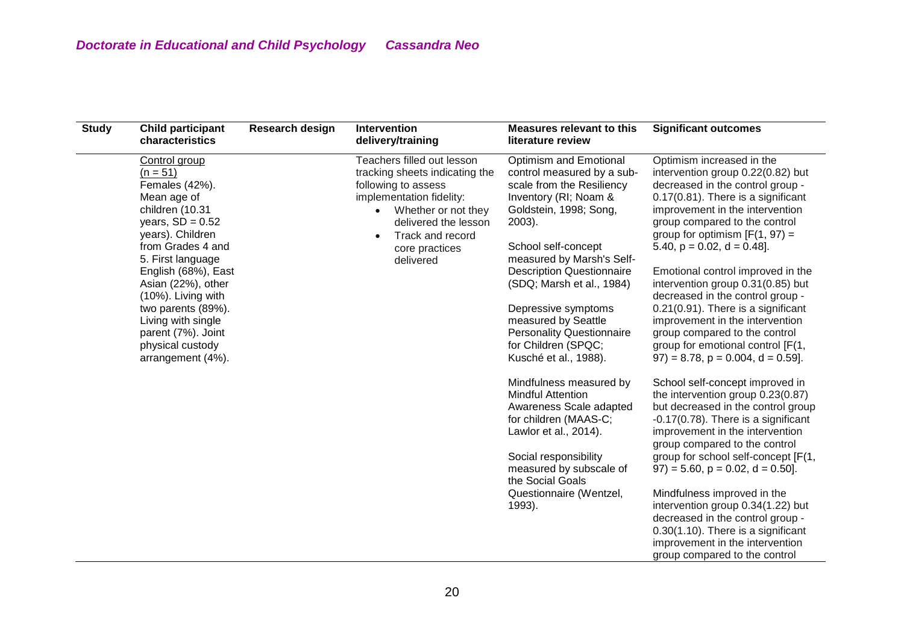| Study | Child participant characteristics | Research design | Intervention delivery/training | Measures relevant to this literature review | Significant outcomes |
|---|---|---|---|---|---|
| | Control group (n = 51) Females (42%). Mean age of children (10.31 years, SD = 0.52 years). Children from Grades 4 and 5. First language English (68%), East Asian (22%), other (10%). Living with two parents (89%). Living with single parent (7%). Joint physical custody arrangement (4%). | | Teachers filled out lesson tracking sheets indicating the following to assess implementation fidelity: <br>• Whether or not they delivered the lesson <br>• Track and record core practices delivered | Optimism and Emotional control measured by a sub-scale from the Resiliency Inventory (RI; Noam & Goldstein, 1998; Song, 2003). <br><br>School self-concept measured by Marsh's Self-Description Questionnaire (SDQ; Marsh et al., 1984) <br><br>Depressive symptoms measured by Seattle Personality Questionnaire for Children (SPQC; Kusché et al., 1988). <br><br>Mindfulness measured by Mindful Attention Awareness Scale adapted for children (MAAS-C; Lawlor et al., 2014). <br><br>Social responsibility measured by subscale of the Social Goals Questionnaire (Wentzel, 1993). | Optimism increased in the intervention group 0.22(0.82) but decreased in the control group -0.17(0.81). There is a significant improvement in the intervention group compared to the control group for optimism [$F(1, 97) = 5.40$, $p = 0.02$, $d = 0.48$]. <br><br>Emotional control improved in the intervention group 0.31(0.85) but decreased in the control group -0.21(0.91). There is a significant improvement in the intervention group compared to the control group for emotional control [$F(1, 97) = 8.78$, $p = 0.004$, $d = 0.59$]. <br><br>School self-concept improved in the intervention group 0.23(0.87) but decreased in the control group -0.17(0.78). There is a significant improvement in the intervention group compared to the control group for school self-concept [$F(1, 97) = 5.60$, $p = 0.02$, $d = 0.50$]. <br><br>Mindfulness improved in the intervention group 0.34(1.22) but decreased in the control group -0.30(1.10). There is a significant improvement in the intervention group compared to the control |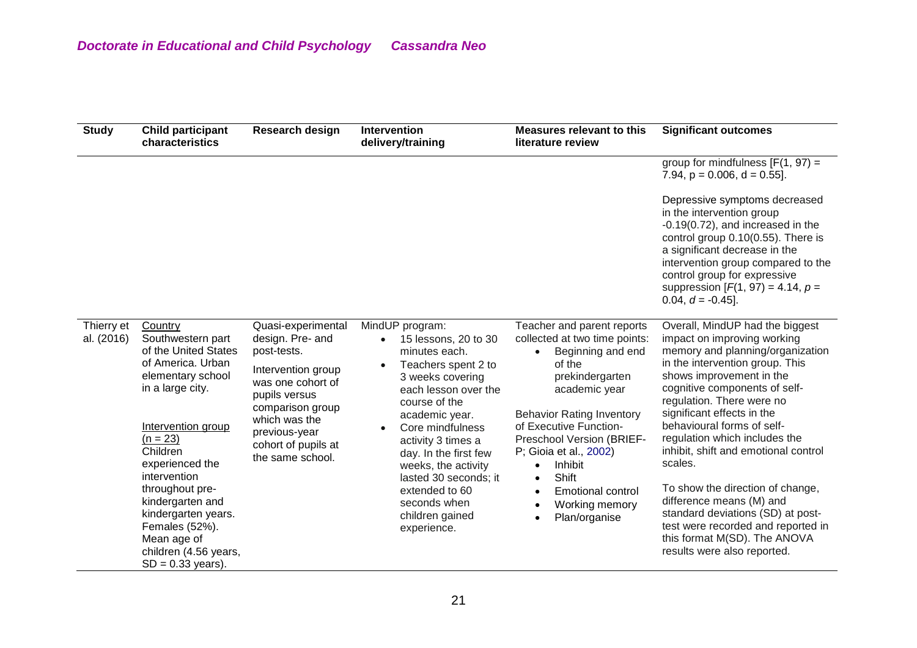| Study | Child participant characteristics | Research design | Intervention delivery/training | Measures relevant to this literature review | Significant outcomes |
|---|---|---|---|---|---|
| | | | | | group for mindfulness [$F(1, 97) = 7.94$, $p = 0.006$, $d = 0.55$].<br><br>Depressive symptoms decreased in the intervention group -0.19(0.72), and increased in the control group 0.10(0.55). There is a significant decrease in the intervention group compared to the control group for expressive suppression [$F(1, 97) = 4.14$, $p = 0.04$, $d = -0.45$]. |
| Thierry et al. (2016) | <u>Country</u><br>Southwestern part of the United States of America. Urban elementary school in a large city.<br><br><u>Intervention group ($n = 23$)</u><br>Children experienced the intervention throughout pre-kindergarten and kindergarten years. Females (52%). Mean age of children (4.56 years, $SD = 0.33$ years). | Quasi-experimental design. Pre- and post-tests.<br><br>Intervention group was one cohort of pupils versus comparison group which was the previous-year cohort of pupils at the same school. | MindUP program:<br>• 15 lessons, 20 to 30 minutes each.<br>• Teachers spent 2 to 3 weeks covering each lesson over the course of the academic year.<br>• Core mindfulness activity 3 times a day. In the first few weeks, the activity lasted 30 seconds; it extended to 60 seconds when children gained experience. | Teacher and parent reports collected at two time points:<br>• Beginning and end of the prekindergarten academic year<br><br>Behavior Rating Inventory of Executive Function-Preschool Version (BRIEF-P; Gioia et al., 2002)<br>• Inhibit<br>• Shift<br>• Emotional control<br>• Working memory<br>• Plan/organise | Overall, MindUP had the biggest impact on improving working memory and planning/organization in the intervention group. This shows improvement in the cognitive components of self-regulation. There were no significant effects in the behavioural forms of self-regulation which includes the inhibit, shift and emotional control scales.<br><br>To show the direction of change, difference means (M) and standard deviations (SD) at post-test were recorded and reported in this format M(SD). The ANOVA results were also reported. |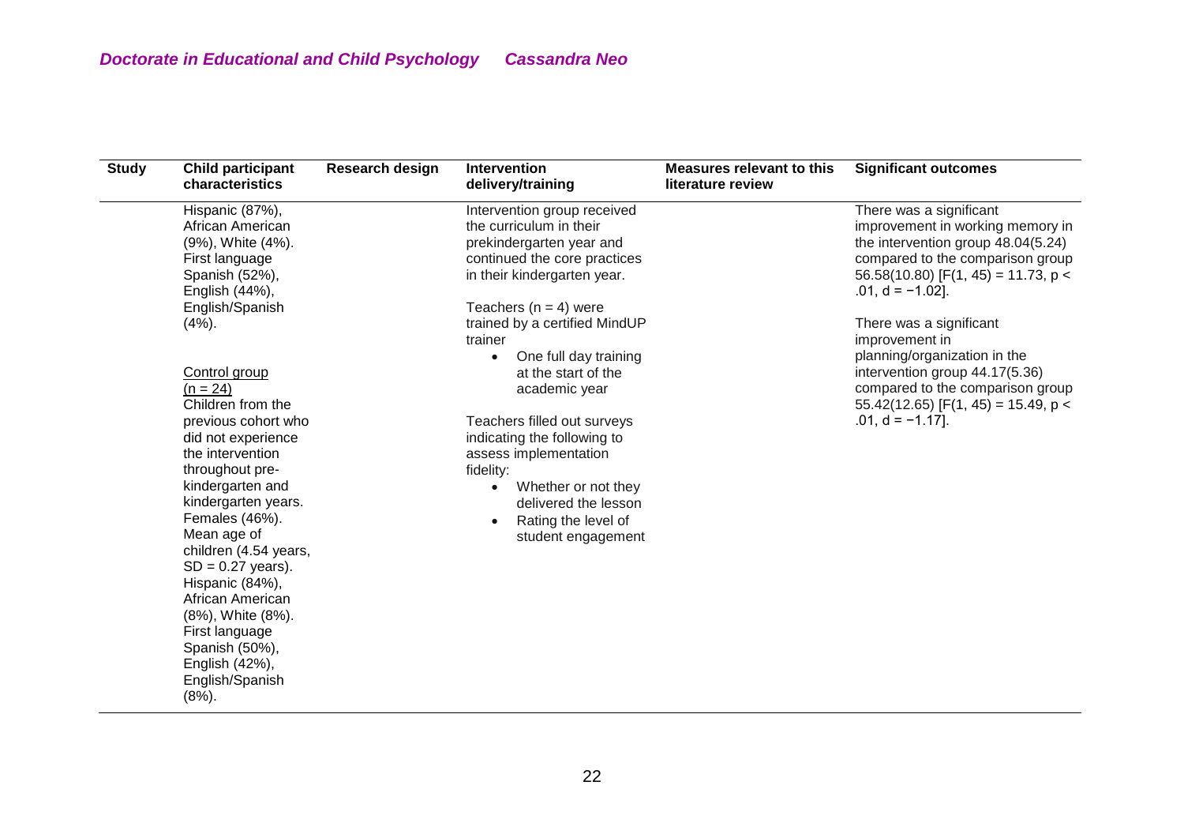| Study | Child participant characteristics | Research design | Intervention delivery/training | Measures relevant to this literature review | Significant outcomes |
|---|---|---|---|---|---|
| | Hispanic (87%), African American (9%), White (4%). First language Spanish (52%), English (44%), English/Spanish (4%).<br><br><u>Control group</u><br><u>(n = 24)</u><br>Children from the previous cohort who did not experience the intervention throughout pre-kindergarten and kindergarten years. Females (46%). Mean age of children (4.54 years, SD = 0.27 years). Hispanic (84%), African American (8%), White (8%). First language Spanish (50%), English (42%), English/Spanish (8%). | | Intervention group received the curriculum in their prekindergarten year and continued the core practices in their kindergarten year.<br><br>Teachers (n = 4) were trained by a certified MindUP trainer<br>• One full day training at the start of the academic year<br><br>Teachers filled out surveys indicating the following to assess implementation fidelity:<br>• Whether or not they delivered the lesson<br>• Rating the level of student engagement | | There was a significant improvement in working memory in the intervention group 48.04(5.24) compared to the comparison group 56.58(10.80) [$F(1, 45) = 11.73$, $p < .01$, $d = -1.02$].<br><br>There was a significant improvement in planning/organization in the intervention group 44.17(5.36) compared to the comparison group 55.42(12.65) [$F(1, 45) = 15.49$, $p < .01$, $d = -1.17$]. |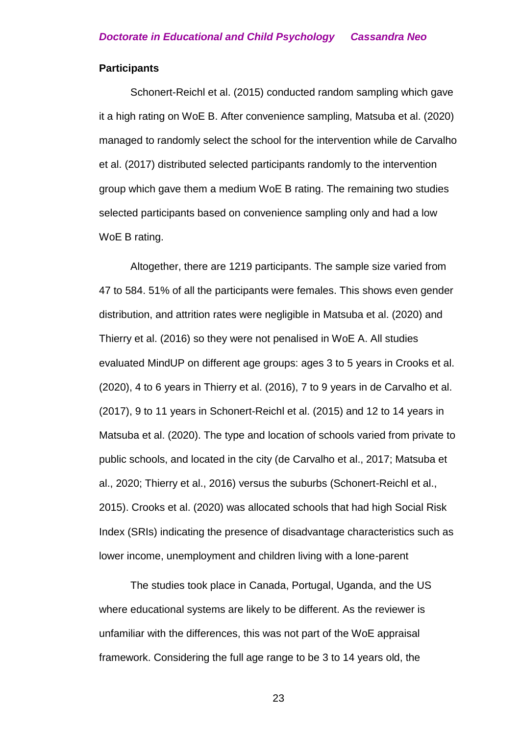**Participants**

Schonert-Reichl et al. (2015) conducted random sampling which gave it a high rating on WoE B. After convenience sampling, Matsuba et al. (2020) managed to randomly select the school for the intervention while de Carvalho et al. (2017) distributed selected participants randomly to the intervention group which gave them a medium WoE B rating. The remaining two studies selected participants based on convenience sampling only and had a low WoE B rating.

Altogether, there are 1219 participants. The sample size varied from 47 to 584. 51% of all the participants were females. This shows even gender distribution, and attrition rates were negligible in Matsuba et al. (2020) and Thierry et al. (2016) so they were not penalised in WoE A. All studies evaluated MindUP on different age groups: ages 3 to 5 years in Crooks et al. (2020), 4 to 6 years in Thierry et al. (2016), 7 to 9 years in de Carvalho et al. (2017), 9 to 11 years in Schonert-Reichl et al. (2015) and 12 to 14 years in Matsuba et al. (2020). The type and location of schools varied from private to public schools, and located in the city (de Carvalho et al., 2017; Matsuba et al., 2020; Thierry et al., 2016) versus the suburbs (Schonert-Reichl et al., 2015). Crooks et al. (2020) was allocated schools that had high Social Risk Index (SRIs) indicating the presence of disadvantage characteristics such as lower income, unemployment and children living with a lone-parent

The studies took place in Canada, Portugal, Uganda, and the US where educational systems are likely to be different. As the reviewer is unfamiliar with the differences, this was not part of the WoE appraisal framework. Considering the full age range to be 3 to 14 years old, the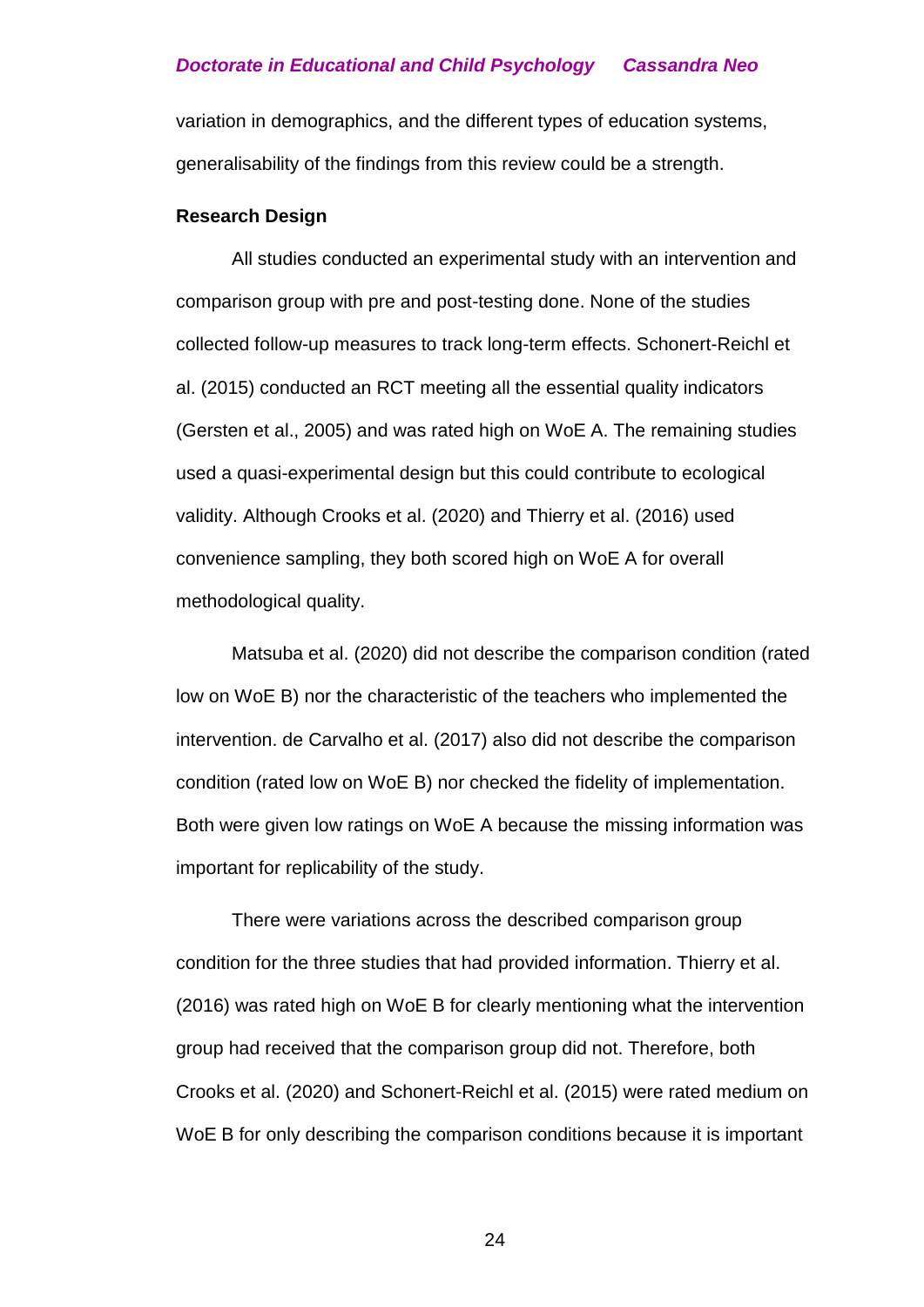variation in demographics, and the different types of education systems, generalisability of the findings from this review could be a strength.

**Research Design**

All studies conducted an experimental study with an intervention and comparison group with pre and post-testing done. None of the studies collected follow-up measures to track long-term effects. Schonert-Reichl et al. (2015) conducted an RCT meeting all the essential quality indicators (Gersten et al., 2005) and was rated high on WoE A. The remaining studies used a quasi-experimental design but this could contribute to ecological validity. Although Crooks et al. (2020) and Thierry et al. (2016) used convenience sampling, they both scored high on WoE A for overall methodological quality.

Matsuba et al. (2020) did not describe the comparison condition (rated low on WoE B) nor the characteristic of the teachers who implemented the intervention. de Carvalho et al. (2017) also did not describe the comparison condition (rated low on WoE B) nor checked the fidelity of implementation. Both were given low ratings on WoE A because the missing information was important for replicability of the study.

There were variations across the described comparison group condition for the three studies that had provided information. Thierry et al. (2016) was rated high on WoE B for clearly mentioning what the intervention group had received that the comparison group did not. Therefore, both Crooks et al. (2020) and Schonert-Reichl et al. (2015) were rated medium on WoE B for only describing the comparison conditions because it is important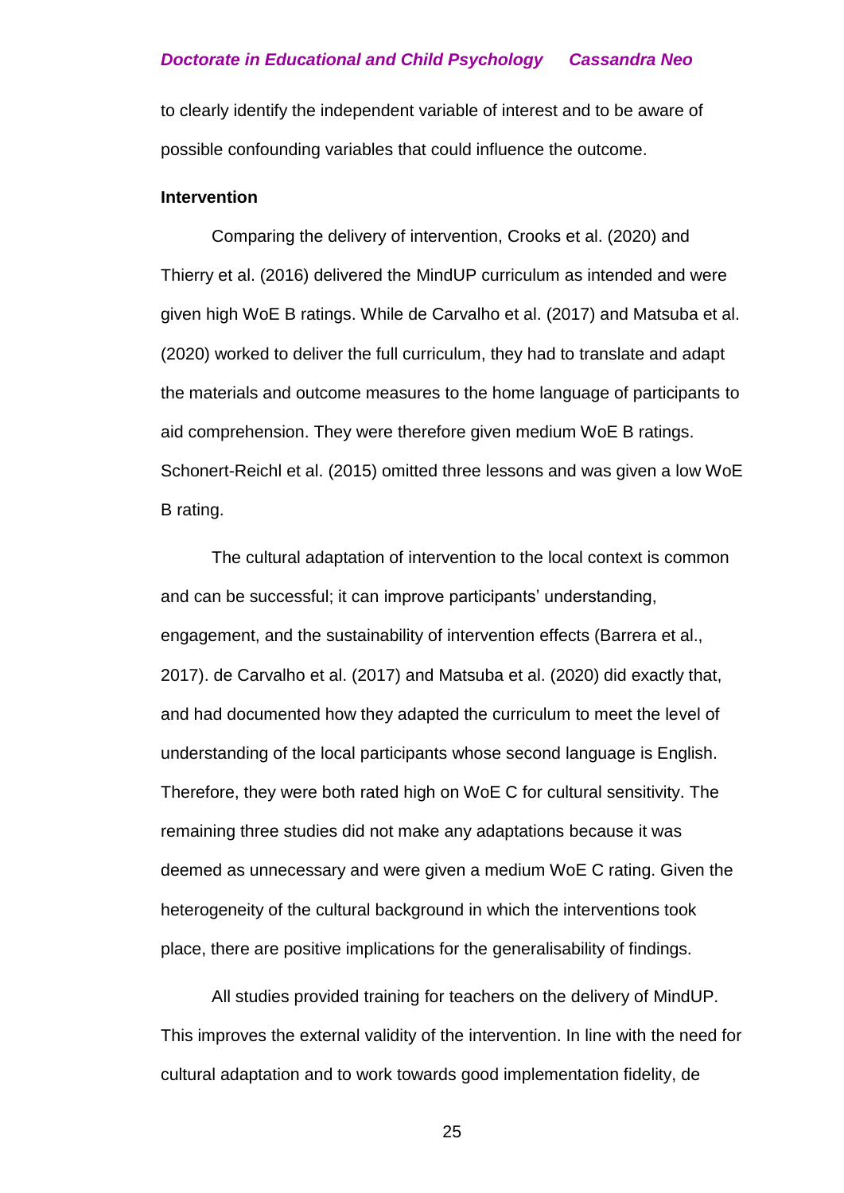to clearly identify the independent variable of interest and to be aware of possible confounding variables that could influence the outcome.

**Intervention**

Comparing the delivery of intervention, Crooks et al. (2020) and Thierry et al. (2016) delivered the MindUP curriculum as intended and were given high WoE B ratings. While de Carvalho et al. (2017) and Matsuba et al. (2020) worked to deliver the full curriculum, they had to translate and adapt the materials and outcome measures to the home language of participants to aid comprehension. They were therefore given medium WoE B ratings. Schonert-Reichl et al. (2015) omitted three lessons and was given a low WoE B rating.

The cultural adaptation of intervention to the local context is common and can be successful; it can improve participants' understanding, engagement, and the sustainability of intervention effects (Barrera et al., 2017). de Carvalho et al. (2017) and Matsuba et al. (2020) did exactly that, and had documented how they adapted the curriculum to meet the level of understanding of the local participants whose second language is English. Therefore, they were both rated high on WoE C for cultural sensitivity. The remaining three studies did not make any adaptations because it was deemed as unnecessary and were given a medium WoE C rating. Given the heterogeneity of the cultural background in which the interventions took place, there are positive implications for the generalisability of findings.

All studies provided training for teachers on the delivery of MindUP. This improves the external validity of the intervention. In line with the need for cultural adaptation and to work towards good implementation fidelity, de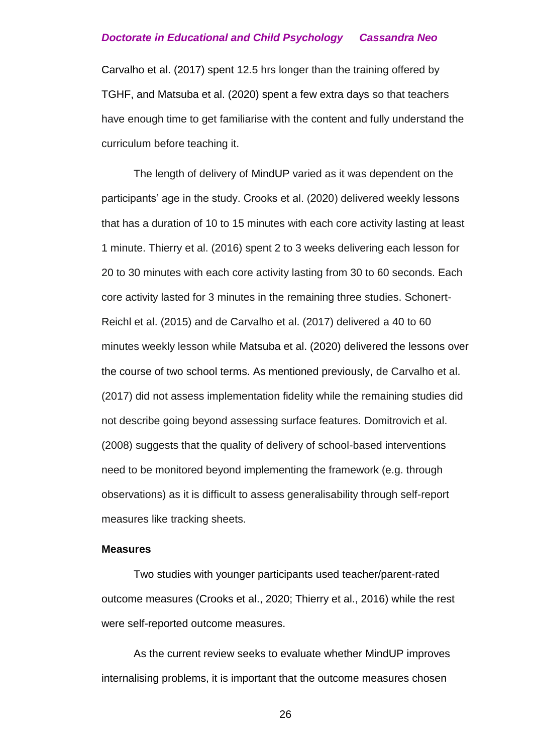Carvalho et al. (2017) spent 12.5 hrs longer than the training offered by TGHF, and Matsuba et al. (2020) spent a few extra days so that teachers have enough time to get familiarise with the content and fully understand the curriculum before teaching it.

The length of delivery of MindUP varied as it was dependent on the participants' age in the study. Crooks et al. (2020) delivered weekly lessons that has a duration of 10 to 15 minutes with each core activity lasting at least 1 minute. Thierry et al. (2016) spent 2 to 3 weeks delivering each lesson for 20 to 30 minutes with each core activity lasting from 30 to 60 seconds. Each core activity lasted for 3 minutes in the remaining three studies. Schonert-Reichl et al. (2015) and de Carvalho et al. (2017) delivered a 40 to 60 minutes weekly lesson while Matsuba et al. (2020) delivered the lessons over the course of two school terms. As mentioned previously, de Carvalho et al. (2017) did not assess implementation fidelity while the remaining studies did not describe going beyond assessing surface features. Domitrovich et al. (2008) suggests that the quality of delivery of school-based interventions need to be monitored beyond implementing the framework (e.g. through observations) as it is difficult to assess generalisability through self-report measures like tracking sheets.

**Measures**

Two studies with younger participants used teacher/parent-rated outcome measures (Crooks et al., 2020; Thierry et al., 2016) while the rest were self-reported outcome measures.

As the current review seeks to evaluate whether MindUP improves internalising problems, it is important that the outcome measures chosen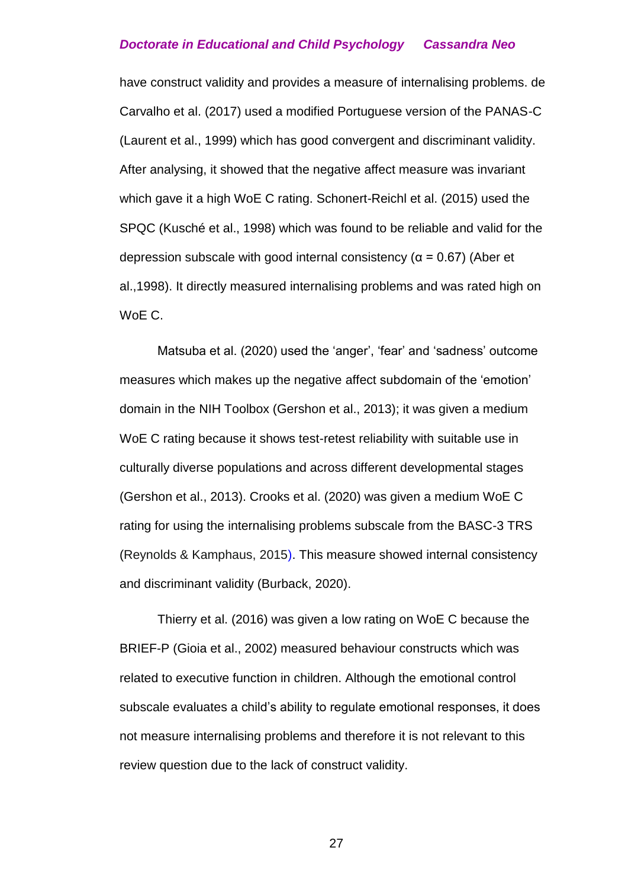have construct validity and provides a measure of internalising problems. de Carvalho et al. (2017) used a modified Portuguese version of the PANAS-C (Laurent et al., 1999) which has good convergent and discriminant validity. After analysing, it showed that the negative affect measure was invariant which gave it a high WoE C rating. Schonert-Reichl et al. (2015) used the SPQC (Kusché et al., 1998) which was found to be reliable and valid for the depression subscale with good internal consistency ($\alpha = 0.67$) (Aber et al.,1998). It directly measured internalising problems and was rated high on WoE C.

Matsuba et al. (2020) used the 'anger', 'fear' and 'sadness' outcome measures which makes up the negative affect subdomain of the 'emotion' domain in the NIH Toolbox (Gershon et al., 2013); it was given a medium WoE C rating because it shows test-retest reliability with suitable use in culturally diverse populations and across different developmental stages (Gershon et al., 2013). Crooks et al. (2020) was given a medium WoE C rating for using the internalising problems subscale from the BASC-3 TRS (Reynolds & Kamphaus, 2015). This measure showed internal consistency and discriminant validity (Burback, 2020).

Thierry et al. (2016) was given a low rating on WoE C because the BRIEF-P (Gioia et al., 2002) measured behaviour constructs which was related to executive function in children. Although the emotional control subscale evaluates a child's ability to regulate emotional responses, it does not measure internalising problems and therefore it is not relevant to this review question due to the lack of construct validity.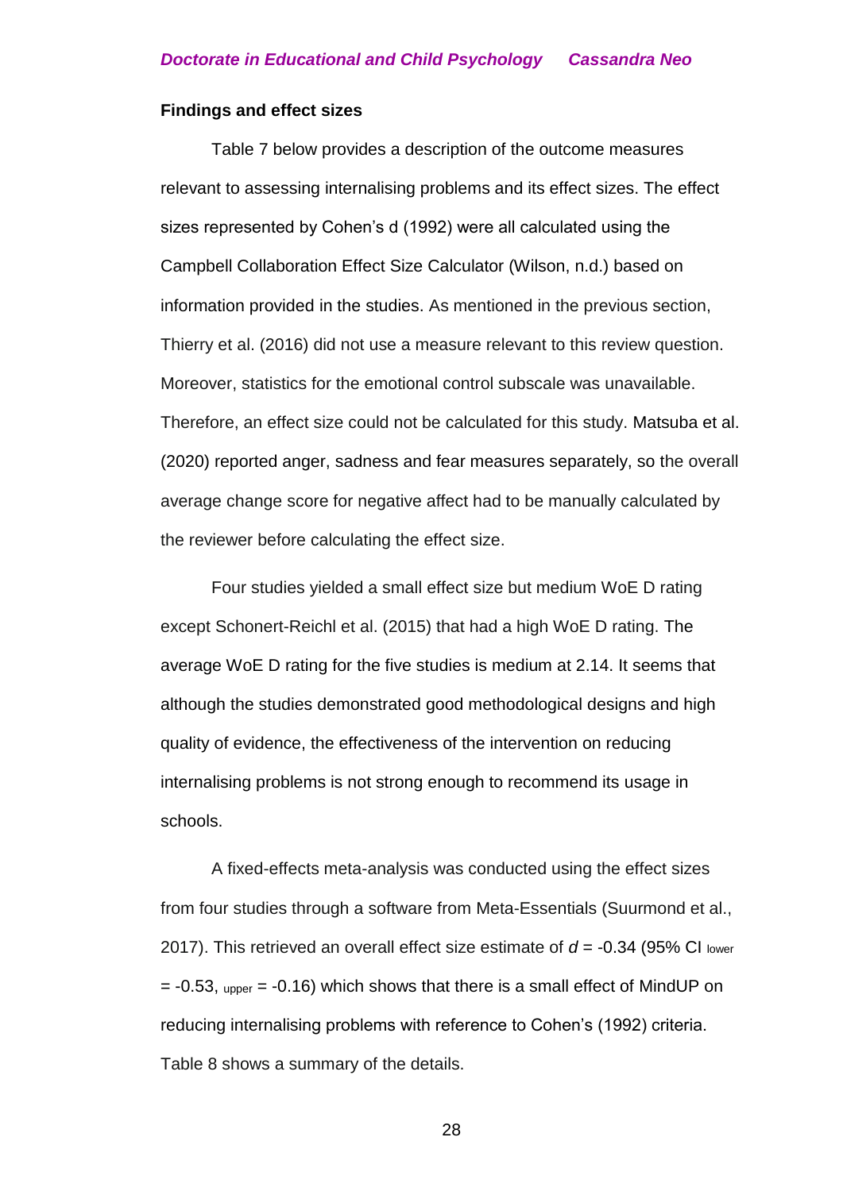**Findings and effect sizes**

Table 7 below provides a description of the outcome measures relevant to assessing internalising problems and its effect sizes. The effect sizes represented by Cohen's d (1992) were all calculated using the Campbell Collaboration Effect Size Calculator (Wilson, n.d.) based on information provided in the studies. As mentioned in the previous section, Thierry et al. (2016) did not use a measure relevant to this review question. Moreover, statistics for the emotional control subscale was unavailable. Therefore, an effect size could not be calculated for this study. Matsuba et al. (2020) reported anger, sadness and fear measures separately, so the overall average change score for negative affect had to be manually calculated by the reviewer before calculating the effect size.

Four studies yielded a small effect size but medium WoE D rating except Schonert-Reichl et al. (2015) that had a high WoE D rating. The average WoE D rating for the five studies is medium at 2.14. It seems that although the studies demonstrated good methodological designs and high quality of evidence, the effectiveness of the intervention on reducing internalising problems is not strong enough to recommend its usage in schools.

A fixed-effects meta-analysis was conducted using the effect sizes from four studies through a software from Meta-Essentials (Suurmond et al., 2017). This retrieved an overall effect size estimate of $d$ = -0.34 (95% CI $_{lower}$ = -0.53, $_{upper}$ = -0.16) which shows that there is a small effect of MindUP on reducing internalising problems with reference to Cohen's (1992) criteria. Table 8 shows a summary of the details.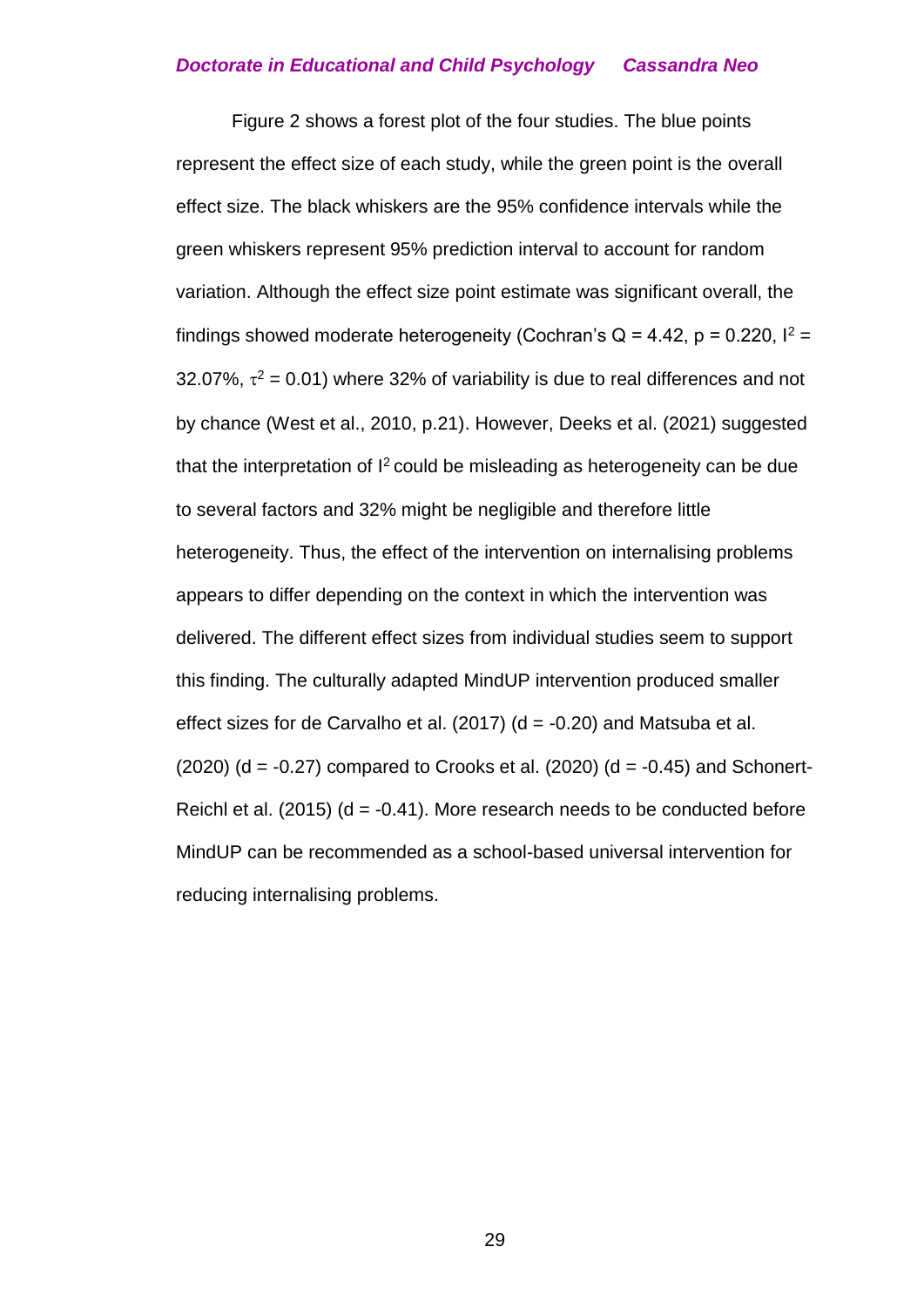Figure 2 shows a forest plot of the four studies. The blue points represent the effect size of each study, while the green point is the overall effect size. The black whiskers are the 95% confidence intervals while the green whiskers represent 95% prediction interval to account for random variation. Although the effect size point estimate was significant overall, the findings showed moderate heterogeneity (Cochran's $Q = 4.42$, $p = 0.220$, $I^2 = 32.07\%$, $\tau^2 = 0.01$) where 32% of variability is due to real differences and not by chance (West et al., 2010, p.21). However, Deeks et al. (2021) suggested that the interpretation of $I^2$ could be misleading as heterogeneity can be due to several factors and 32% might be negligible and therefore little heterogeneity. Thus, the effect of the intervention on internalising problems appears to differ depending on the context in which the intervention was delivered. The different effect sizes from individual studies seem to support this finding. The culturally adapted MindUP intervention produced smaller effect sizes for de Carvalho et al. (2017) ($d = -0.20$) and Matsuba et al. (2020) ($d = -0.27$) compared to Crooks et al. (2020) ($d = -0.45$) and Schonert-Reichl et al. (2015) ($d = -0.41$). More research needs to be conducted before MindUP can be recommended as a school-based universal intervention for reducing internalising problems.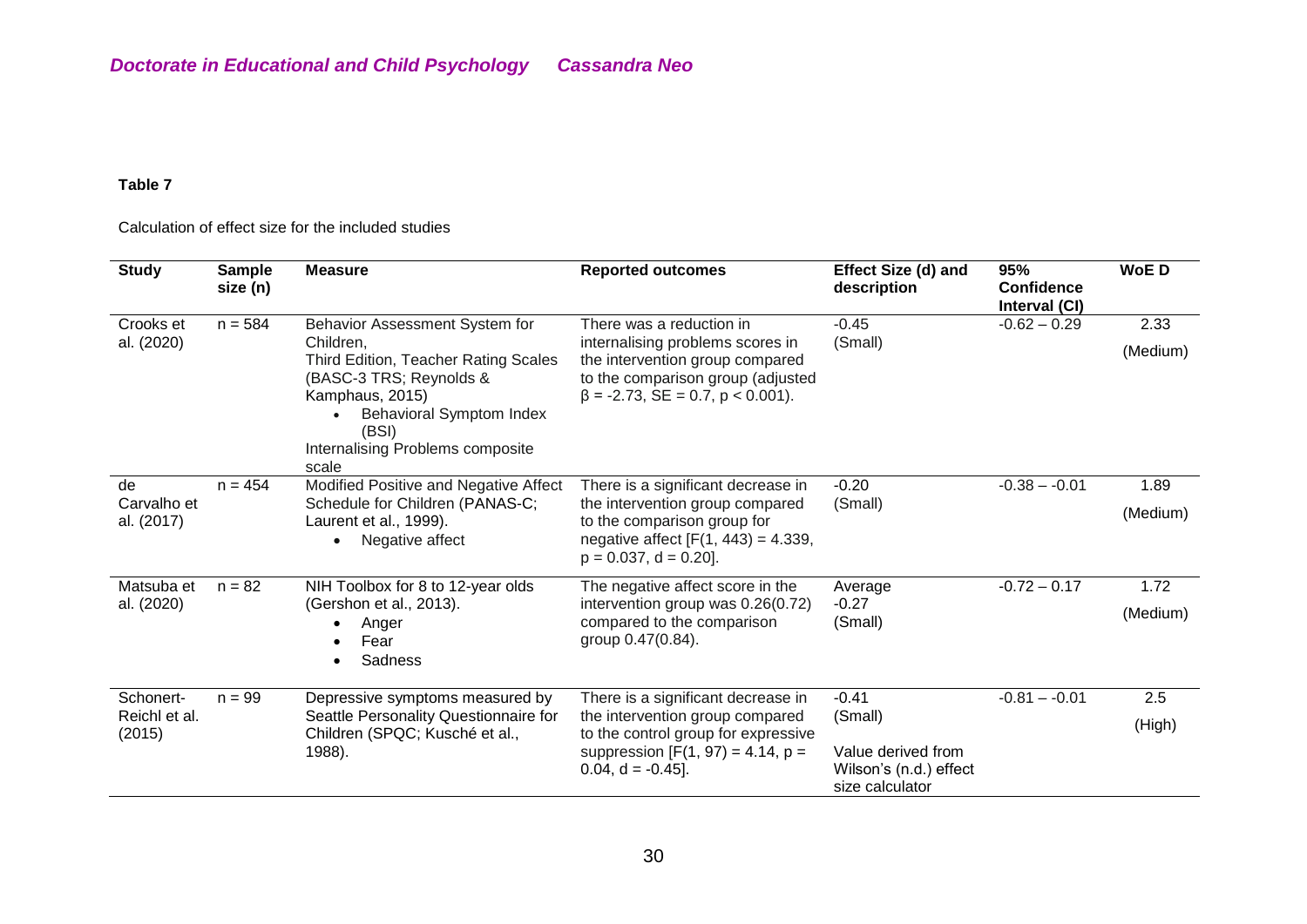**Table 7**

Calculation of effect size for the included studies

| Study | Sample size (n) | Measure | Reported outcomes | Effect Size (d) and description | 95% Confidence Interval (CI) | WoE D |
|---|---|---|---|---|---|---|
| Crooks et al. (2020) | n = 584 | Behavior Assessment System for Children, Third Edition, Teacher Rating Scales (BASC-3 TRS; Reynolds & Kamphaus, 2015) <br>• Behavioral Symptom Index (BSI) <br>Internalising Problems composite scale | There was a reduction in internalising problems scores in the intervention group compared to the comparison group (adjusted $\beta = -2.73$, $SE = 0.7$, $p < 0.001$). | -0.45 (Small) | -0.62 – 0.29 | 2.33 (Medium) |
| de Carvalho et al. (2017) | n = 454 | Modified Positive and Negative Affect Schedule for Children (PANAS-C; Laurent et al., 1999). <br>• Negative affect | There is a significant decrease in the intervention group compared to the comparison group for negative affect [$F(1, 443) = 4.339$, $p = 0.037$, $d = 0.20$]. | -0.20 (Small) | -0.38 – -0.01 | 1.89 (Medium) |
| Matsuba et al. (2020) | n = 82 | NIH Toolbox for 8 to 12-year olds (Gershon et al., 2013). <br>• Anger <br>• Fear <br>• Sadness | The negative affect score in the intervention group was 0.26(0.72) compared to the comparison group 0.47(0.84). | Average -0.27 (Small) | -0.72 – 0.17 | 1.72 (Medium) |
| Schonert-Reichl et al. (2015) | n = 99 | Depressive symptoms measured by Seattle Personality Questionnaire for Children (SPQC; Kusché et al., 1988). | There is a significant decrease in the intervention group compared to the control group for expressive suppression [$F(1, 97) = 4.14$, $p = 0.04$, $d = -0.45$]. | -0.41 (Small) <br><br>Value derived from Wilson's (n.d.) effect size calculator | -0.81 – -0.01 | 2.5 (High) |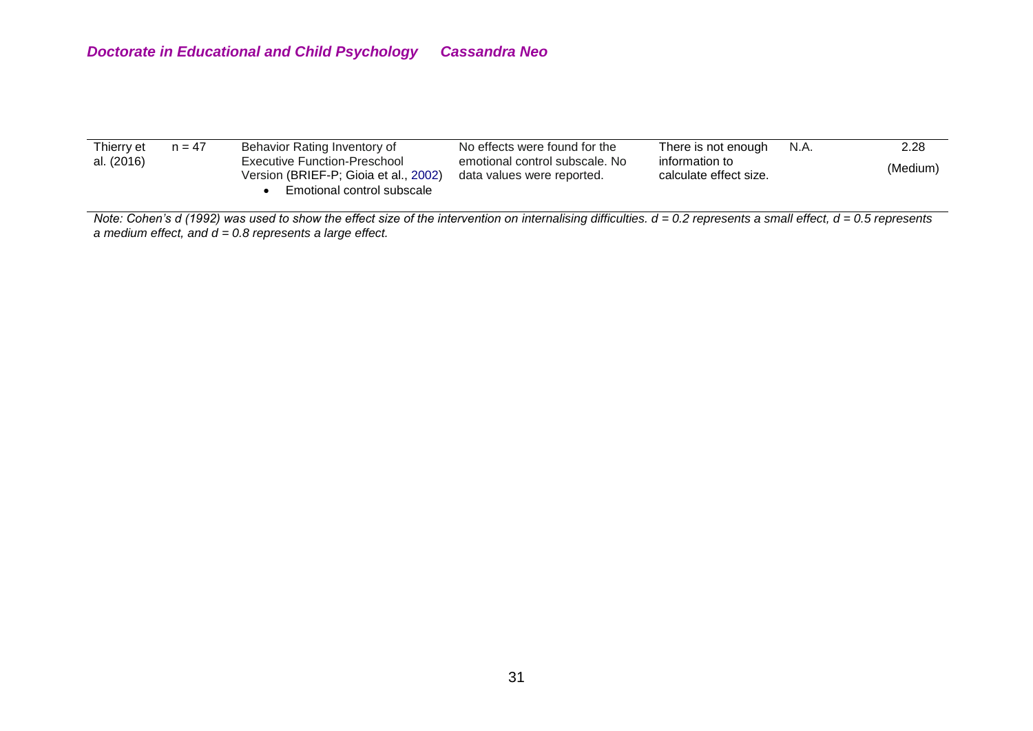| | | | | | | |
|---|---|---|---|---|---|---|
| Thierry et al. (2016) | n = 47 | Behavior Rating Inventory of Executive Function-Preschool Version (BRIEF-P; Gioia et al., 2002)<br>• Emotional control subscale | No effects were found for the emotional control subscale. No data values were reported. | There is not enough information to calculate effect size. | N.A. | 2.28 (Medium) |

*Note: Cohen's d (1992) was used to show the effect size of the intervention on internalising difficulties. d = 0.2 represents a small effect, d = 0.5 represents a medium effect, and d = 0.8 represents a large effect.*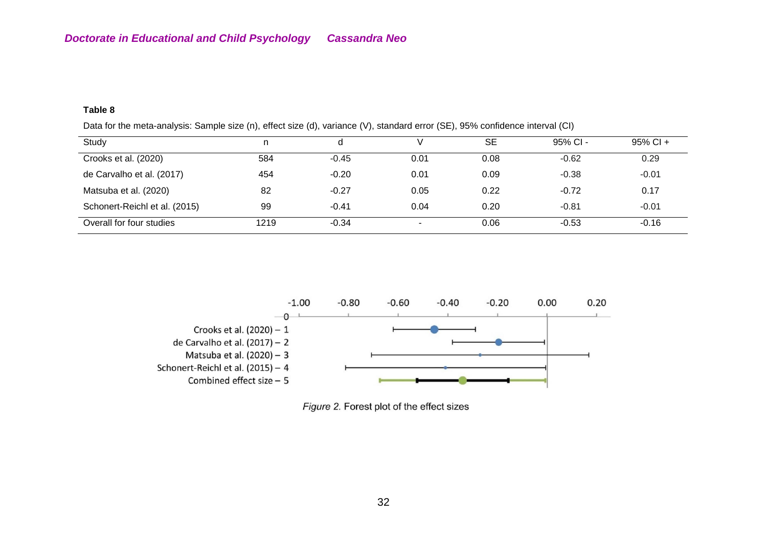**Table 8**

Data for the meta-analysis: Sample size (n), effect size (d), variance (V), standard error (SE), 95% confidence interval (CI)

| Study | n | d | V | SE | 95% CI - | 95% CI + |
|---|---|---|---|---|---|---|
| Crooks et al. (2020) | 584 | -0.45 | 0.01 | 0.08 | -0.62 | 0.29 |
| de Carvalho et al. (2017) | 454 | -0.20 | 0.01 | 0.09 | -0.38 | -0.01 |
| Matsuba et al. (2020) | 82 | -0.27 | 0.05 | 0.22 | -0.72 | 0.17 |
| Schonert-Reichl et al. (2015) | 99 | -0.41 | 0.04 | 0.20 | -0.81 | -0.01 |
| Overall for four studies | 1219 | -0.34 | - | 0.06 | -0.53 | -0.16 |

*Figure 2.* Forest plot of the effect sizes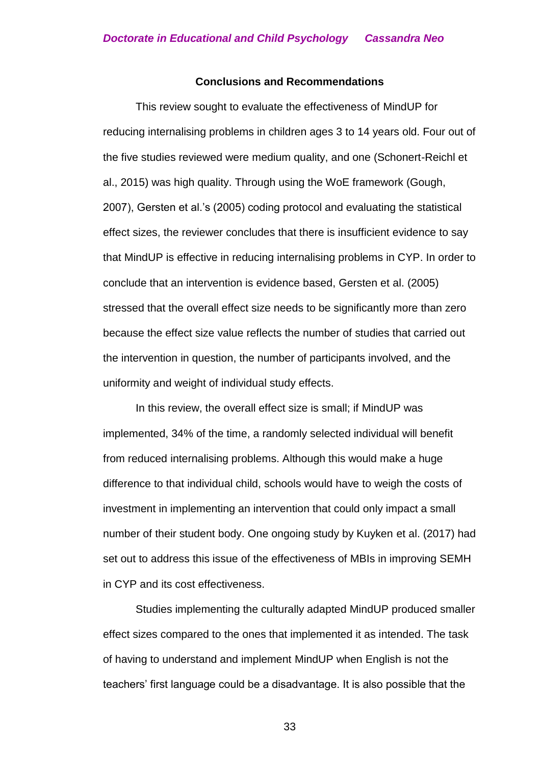## Conclusions and Recommendations

This review sought to evaluate the effectiveness of MindUP for reducing internalising problems in children ages 3 to 14 years old. Four out of the five studies reviewed were medium quality, and one (Schonert-Reichl et al., 2015) was high quality. Through using the WoE framework (Gough, 2007), Gersten et al.'s (2005) coding protocol and evaluating the statistical effect sizes, the reviewer concludes that there is insufficient evidence to say that MindUP is effective in reducing internalising problems in CYP. In order to conclude that an intervention is evidence based, Gersten et al. (2005) stressed that the overall effect size needs to be significantly more than zero because the effect size value reflects the number of studies that carried out the intervention in question, the number of participants involved, and the uniformity and weight of individual study effects.

In this review, the overall effect size is small; if MindUP was implemented, 34% of the time, a randomly selected individual will benefit from reduced internalising problems. Although this would make a huge difference to that individual child, schools would have to weigh the costs of investment in implementing an intervention that could only impact a small number of their student body. One ongoing study by Kuyken et al. (2017) had set out to address this issue of the effectiveness of MBIs in improving SEMH in CYP and its cost effectiveness.

Studies implementing the culturally adapted MindUP produced smaller effect sizes compared to the ones that implemented it as intended. The task of having to understand and implement MindUP when English is not the teachers' first language could be a disadvantage. It is also possible that the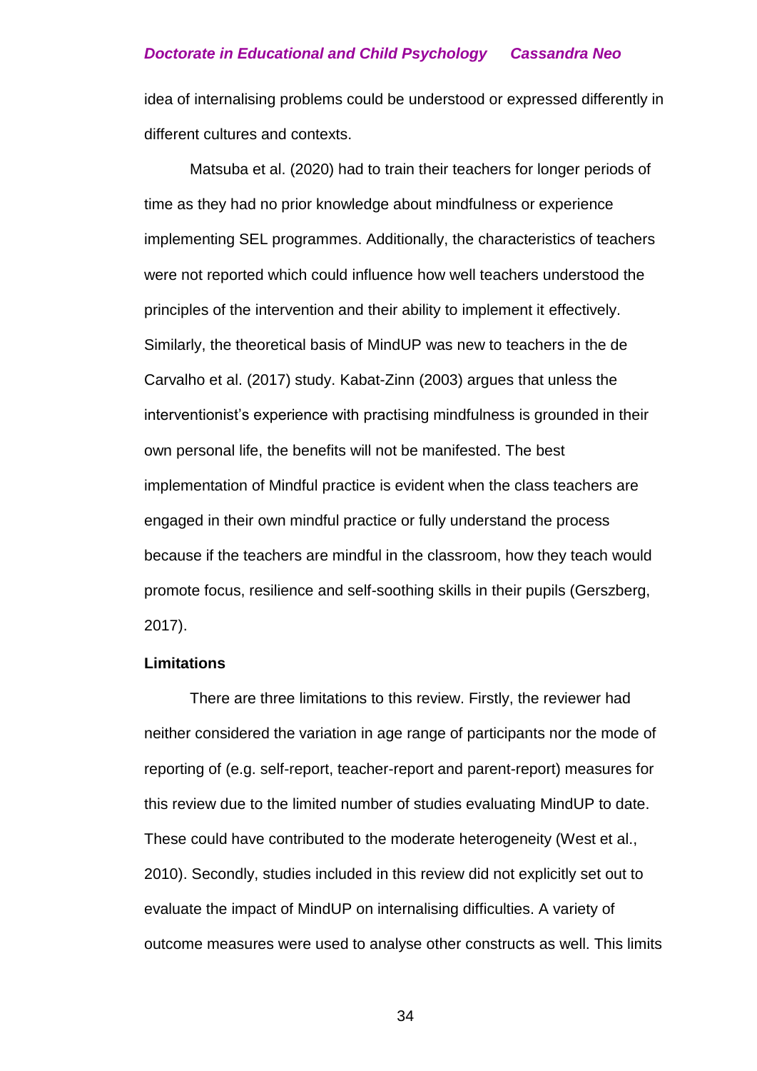idea of internalising problems could be understood or expressed differently in different cultures and contexts.

Matsuba et al. (2020) had to train their teachers for longer periods of time as they had no prior knowledge about mindfulness or experience implementing SEL programmes. Additionally, the characteristics of teachers were not reported which could influence how well teachers understood the principles of the intervention and their ability to implement it effectively. Similarly, the theoretical basis of MindUP was new to teachers in the de Carvalho et al. (2017) study. Kabat-Zinn (2003) argues that unless the interventionist's experience with practising mindfulness is grounded in their own personal life, the benefits will not be manifested. The best implementation of Mindful practice is evident when the class teachers are engaged in their own mindful practice or fully understand the process because if the teachers are mindful in the classroom, how they teach would promote focus, resilience and self-soothing skills in their pupils (Gerszberg, 2017).

**Limitations**

There are three limitations to this review. Firstly, the reviewer had neither considered the variation in age range of participants nor the mode of reporting of (e.g. self-report, teacher-report and parent-report) measures for this review due to the limited number of studies evaluating MindUP to date. These could have contributed to the moderate heterogeneity (West et al., 2010). Secondly, studies included in this review did not explicitly set out to evaluate the impact of MindUP on internalising difficulties. A variety of outcome measures were used to analyse other constructs as well. This limits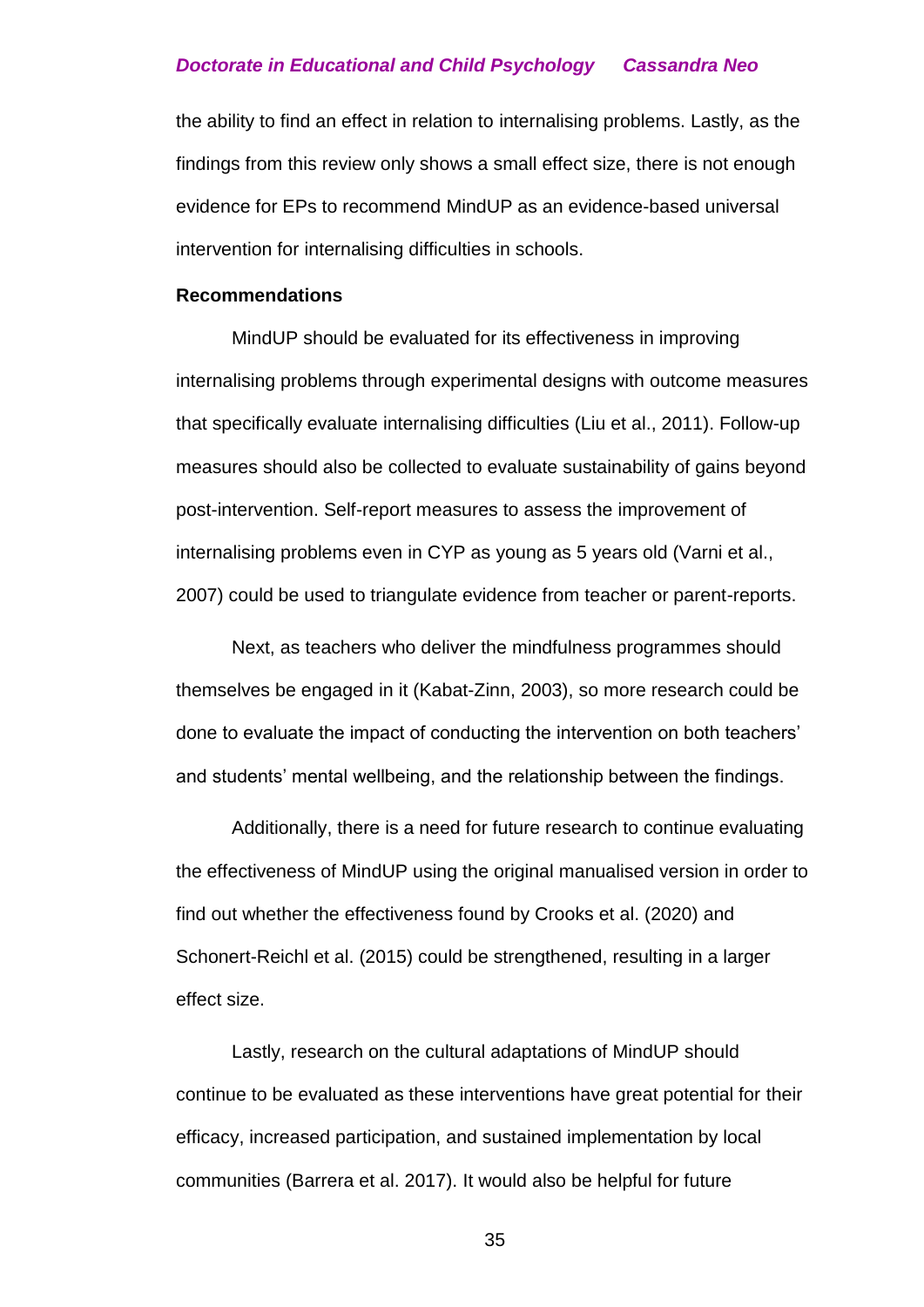the ability to find an effect in relation to internalising problems. Lastly, as the findings from this review only shows a small effect size, there is not enough evidence for EPs to recommend MindUP as an evidence-based universal intervention for internalising difficulties in schools.

**Recommendations**

MindUP should be evaluated for its effectiveness in improving internalising problems through experimental designs with outcome measures that specifically evaluate internalising difficulties (Liu et al., 2011). Follow-up measures should also be collected to evaluate sustainability of gains beyond post-intervention. Self-report measures to assess the improvement of internalising problems even in CYP as young as 5 years old (Varni et al., 2007) could be used to triangulate evidence from teacher or parent-reports.

Next, as teachers who deliver the mindfulness programmes should themselves be engaged in it (Kabat-Zinn, 2003), so more research could be done to evaluate the impact of conducting the intervention on both teachers' and students' mental wellbeing, and the relationship between the findings.

Additionally, there is a need for future research to continue evaluating the effectiveness of MindUP using the original manualised version in order to find out whether the effectiveness found by Crooks et al. (2020) and Schonert-Reichl et al. (2015) could be strengthened, resulting in a larger effect size.

Lastly, research on the cultural adaptations of MindUP should continue to be evaluated as these interventions have great potential for their efficacy, increased participation, and sustained implementation by local communities (Barrera et al. 2017). It would also be helpful for future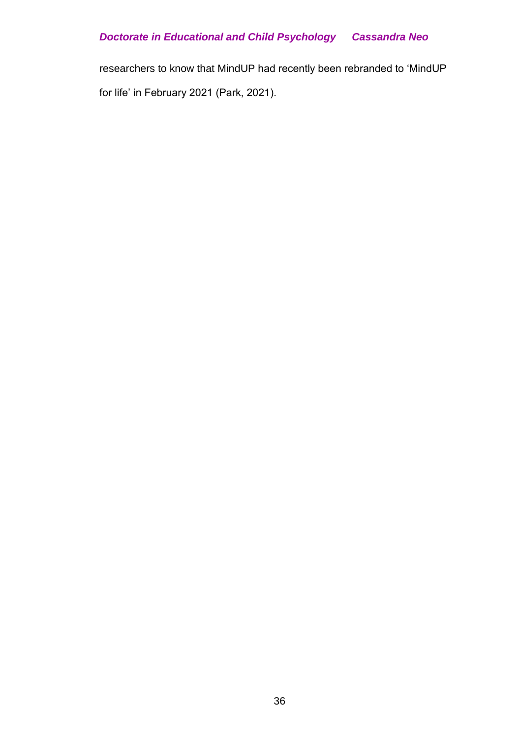researchers to know that MindUP had recently been rebranded to 'MindUP for life' in February 2021 (Park, 2021).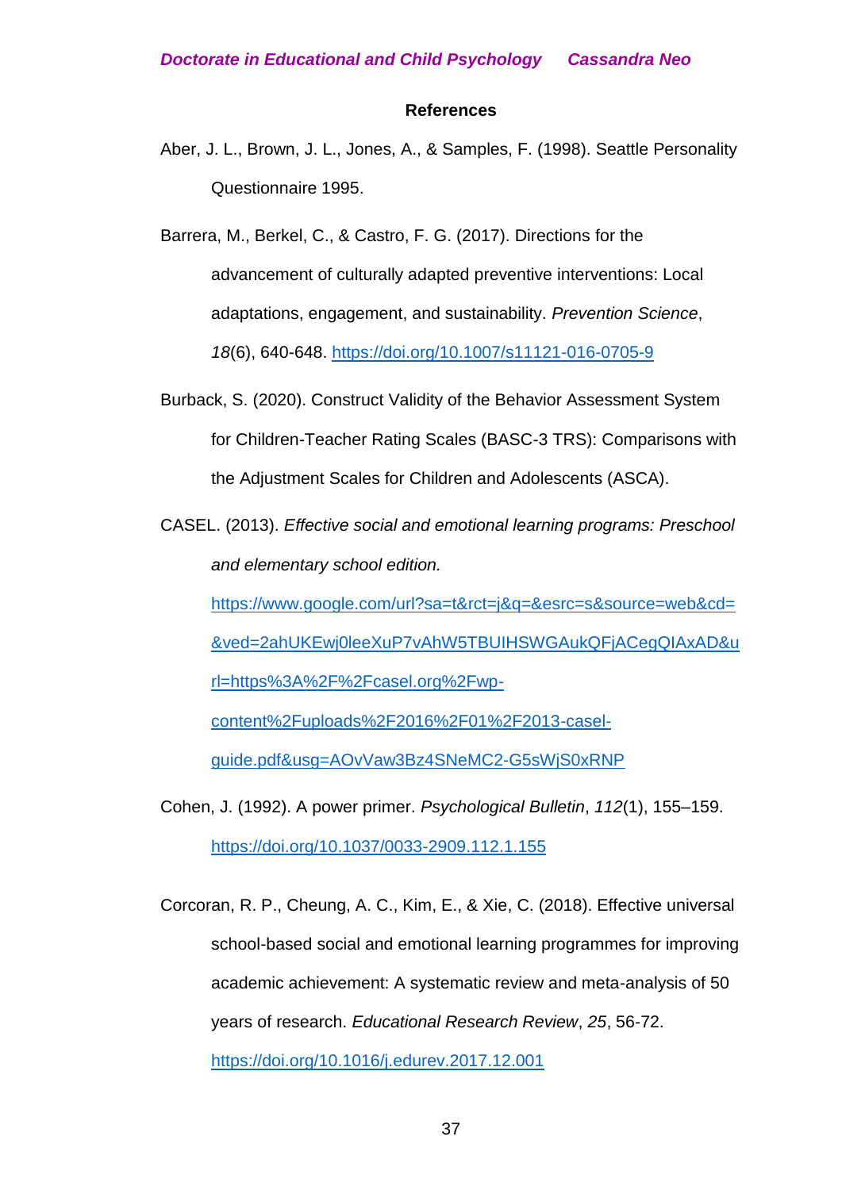## References

Aber, J. L., Brown, J. L., Jones, A., & Samples, F. (1998). Seattle Personality Questionnaire 1995.

Barrera, M., Berkel, C., & Castro, F. G. (2017). Directions for the advancement of culturally adapted preventive interventions: Local adaptations, engagement, and sustainability. *Prevention Science*, *18*(6), 640-648. https://doi.org/10.1007/s11121-016-0705-9

Burback, S. (2020). Construct Validity of the Behavior Assessment System for Children-Teacher Rating Scales (BASC-3 TRS): Comparisons with the Adjustment Scales for Children and Adolescents (ASCA).

CASEL. (2013). *Effective social and emotional learning programs: Preschool and elementary school edition.* https://www.google.com/url?sa=t&rct=j&q=&esrc=s&source=web&cd=&ved=2ahUKEwj0leeXuP7vAhW5TBUIHSWGAukQFjACegQIAxAD&url=https%3A%2F%2Fcasel.org%2Fwp-content%2Fuploads%2F2016%2F01%2F2013-casel-guide.pdf&usg=AOvVaw3Bz4SNeMC2-G5sWjS0xRNP

Cohen, J. (1992). A power primer. *Psychological Bulletin*, *112*(1), 155–159. https://doi.org/10.1037/0033-2909.112.1.155

Corcoran, R. P., Cheung, A. C., Kim, E., & Xie, C. (2018). Effective universal school-based social and emotional learning programmes for improving academic achievement: A systematic review and meta-analysis of 50 years of research. *Educational Research Review*, *25*, 56-72. https://doi.org/10.1016/j.edurev.2017.12.001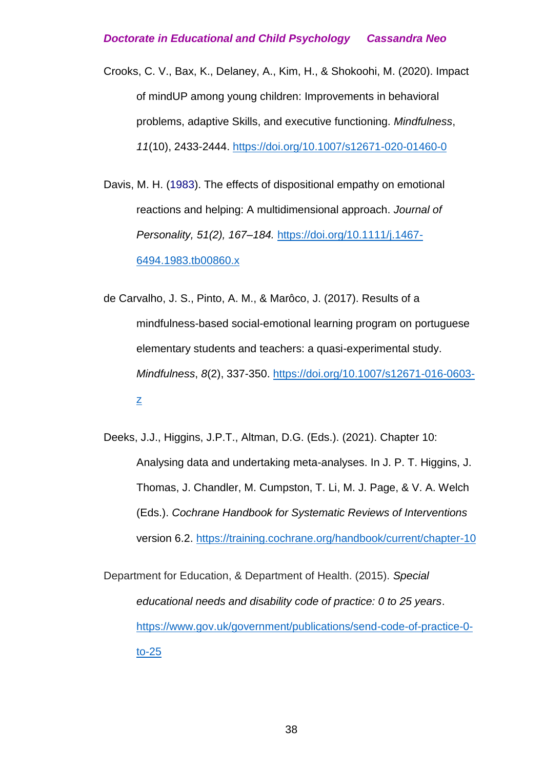Crooks, C. V., Bax, K., Delaney, A., Kim, H., & Shokoohi, M. (2020). Impact of mindUP among young children: Improvements in behavioral problems, adaptive Skills, and executive functioning. *Mindfulness*, *11*(10), 2433-2444. https://doi.org/10.1007/s12671-020-01460-0

Davis, M. H. (1983). The effects of dispositional empathy on emotional reactions and helping: A multidimensional approach. *Journal of Personality, 51(2), 167–184.* https://doi.org/10.1111/j.1467-6494.1983.tb00860.x

de Carvalho, J. S., Pinto, A. M., & Marôco, J. (2017). Results of a mindfulness-based social-emotional learning program on portuguese elementary students and teachers: a quasi-experimental study. *Mindfulness*, *8*(2), 337-350. https://doi.org/10.1007/s12671-016-0603-z

Deeks, J.J., Higgins, J.P.T., Altman, D.G. (Eds.). (2021). Chapter 10: Analysing data and undertaking meta-analyses. In J. P. T. Higgins, J. Thomas, J. Chandler, M. Cumpston, T. Li, M. J. Page, & V. A. Welch (Eds.). *Cochrane Handbook for Systematic Reviews of Interventions* version 6.2. https://training.cochrane.org/handbook/current/chapter-10

Department for Education, & Department of Health. (2015). *Special educational needs and disability code of practice: 0 to 25 years*. https://www.gov.uk/government/publications/send-code-of-practice-0-to-25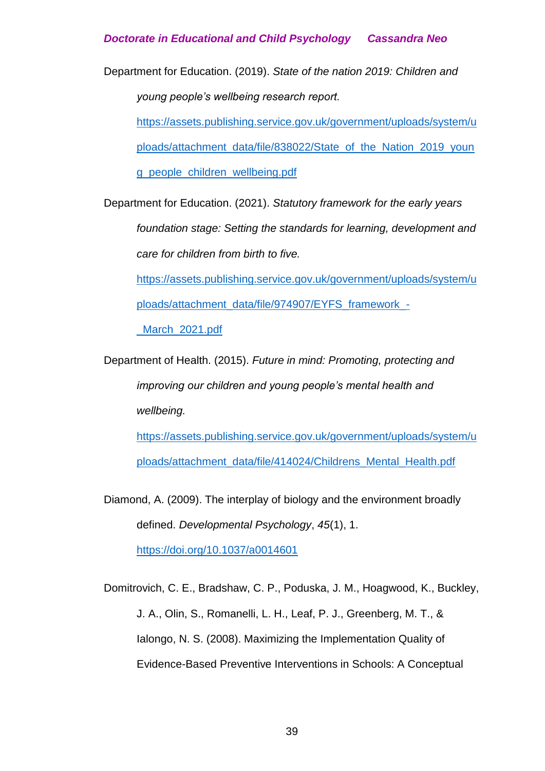Department for Education. (2019). *State of the nation 2019: Children and young people's wellbeing research report.* https://assets.publishing.service.gov.uk/government/uploads/system/uploads/attachment_data/file/838022/State_of_the_Nation_2019_young_people_children_wellbeing.pdf

Department for Education. (2021). *Statutory framework for the early years foundation stage: Setting the standards for learning, development and care for children from birth to five.* https://assets.publishing.service.gov.uk/government/uploads/system/uploads/attachment_data/file/974907/EYFS_framework_-_March_2021.pdf

Department of Health. (2015). *Future in mind: Promoting, protecting and improving our children and young people's mental health and wellbeing.* https://assets.publishing.service.gov.uk/government/uploads/system/uploads/attachment_data/file/414024/Childrens_Mental_Health.pdf

Diamond, A. (2009). The interplay of biology and the environment broadly defined. *Developmental Psychology*, *45*(1), 1. https://doi.org/10.1037/a0014601

Domitrovich, C. E., Bradshaw, C. P., Poduska, J. M., Hoagwood, K., Buckley, J. A., Olin, S., Romanelli, L. H., Leaf, P. J., Greenberg, M. T., & Ialongo, N. S. (2008). Maximizing the Implementation Quality of Evidence-Based Preventive Interventions in Schools: A Conceptual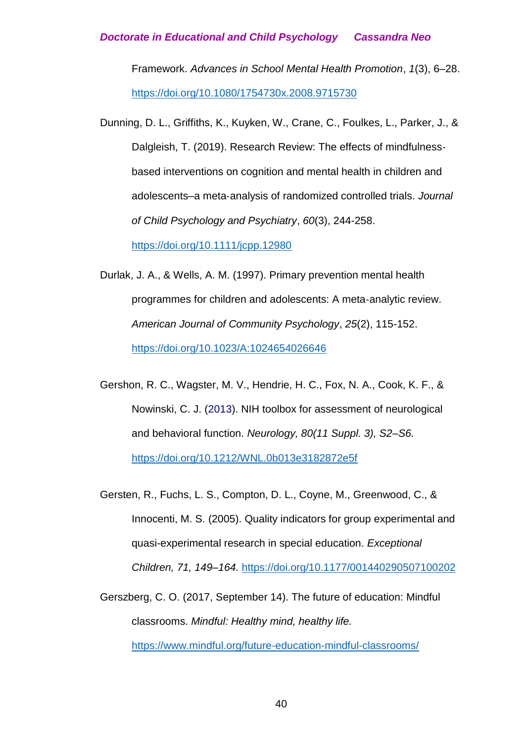Framework. *Advances in School Mental Health Promotion*, *1*(3), 6–28. https://doi.org/10.1080/1754730x.2008.9715730

Dunning, D. L., Griffiths, K., Kuyken, W., Crane, C., Foulkes, L., Parker, J., & Dalgleish, T. (2019). Research Review: The effects of mindfulness-based interventions on cognition and mental health in children and adolescents–a meta-analysis of randomized controlled trials. *Journal of Child Psychology and Psychiatry*, *60*(3), 244-258. https://doi.org/10.1111/jcpp.12980

Durlak, J. A., & Wells, A. M. (1997). Primary prevention mental health programmes for children and adolescents: A meta-analytic review. *American Journal of Community Psychology*, *25*(2), 115-152. https://doi.org/10.1023/A:1024654026646

Gershon, R. C., Wagster, M. V., Hendrie, H. C., Fox, N. A., Cook, K. F., & Nowinski, C. J. (2013). NIH toolbox for assessment of neurological and behavioral function. *Neurology, 80(11 Suppl. 3), S2–S6.* https://doi.org/10.1212/WNL.0b013e3182872e5f

Gersten, R., Fuchs, L. S., Compton, D. L., Coyne, M., Greenwood, C., & Innocenti, M. S. (2005). Quality indicators for group experimental and quasi-experimental research in special education. *Exceptional Children, 71, 149–164.* https://doi.org/10.1177/001440290507100202

Gerszberg, C. O. (2017, September 14). The future of education: Mindful classrooms. *Mindful: Healthy mind, healthy life.* https://www.mindful.org/future-education-mindful-classrooms/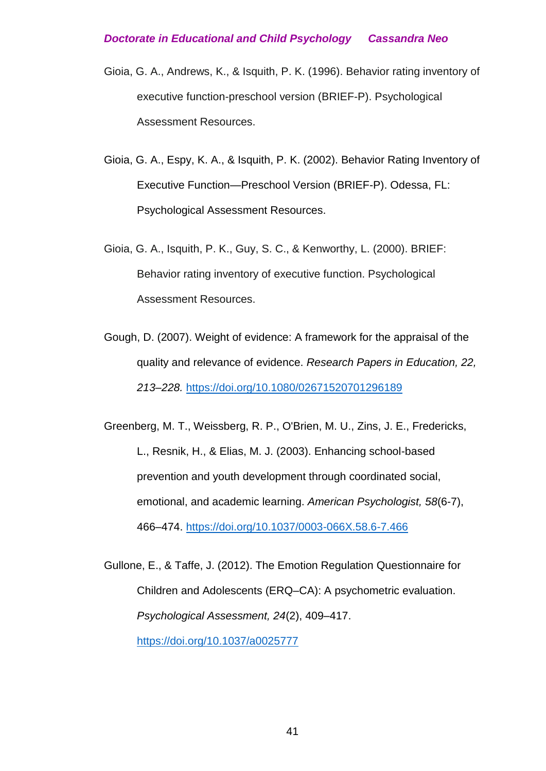Gioia, G. A., Andrews, K., & Isquith, P. K. (1996). Behavior rating inventory of executive function-preschool version (BRIEF-P). Psychological Assessment Resources.

Gioia, G. A., Espy, K. A., & Isquith, P. K. (2002). Behavior Rating Inventory of Executive Function—Preschool Version (BRIEF-P). Odessa, FL: Psychological Assessment Resources.

Gioia, G. A., Isquith, P. K., Guy, S. C., & Kenworthy, L. (2000). BRIEF: Behavior rating inventory of executive function. Psychological Assessment Resources.

Gough, D. (2007). Weight of evidence: A framework for the appraisal of the quality and relevance of evidence. *Research Papers in Education, 22, 213–228.* https://doi.org/10.1080/02671520701296189

Greenberg, M. T., Weissberg, R. P., O'Brien, M. U., Zins, J. E., Fredericks, L., Resnik, H., & Elias, M. J. (2003). Enhancing school-based prevention and youth development through coordinated social, emotional, and academic learning. *American Psychologist, 58*(6-7), 466–474. https://doi.org/10.1037/0003-066X.58.6-7.466

Gullone, E., & Taffe, J. (2012). The Emotion Regulation Questionnaire for Children and Adolescents (ERQ–CA): A psychometric evaluation. *Psychological Assessment, 24*(2), 409–417. https://doi.org/10.1037/a0025777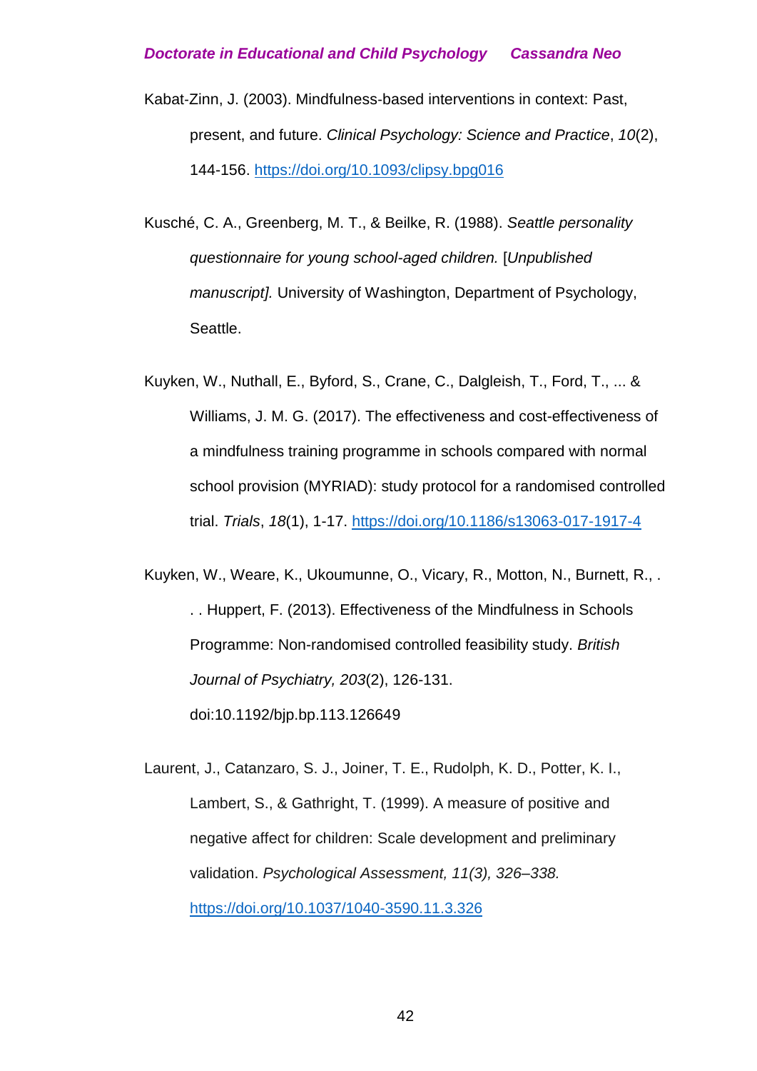Kabat-Zinn, J. (2003). Mindfulness-based interventions in context: Past, present, and future. *Clinical Psychology: Science and Practice*, *10*(2), 144-156. https://doi.org/10.1093/clipsy.bpg016

Kusché, C. A., Greenberg, M. T., & Beilke, R. (1988). *Seattle personality questionnaire for young school-aged children.* [*Unpublished manuscript].* University of Washington, Department of Psychology, Seattle.

Kuyken, W., Nuthall, E., Byford, S., Crane, C., Dalgleish, T., Ford, T., ... & Williams, J. M. G. (2017). The effectiveness and cost-effectiveness of a mindfulness training programme in schools compared with normal school provision (MYRIAD): study protocol for a randomised controlled trial. *Trials*, *18*(1), 1-17. https://doi.org/10.1186/s13063-017-1917-4

Kuyken, W., Weare, K., Ukoumunne, O., Vicary, R., Motton, N., Burnett, R., . . . Huppert, F. (2013). Effectiveness of the Mindfulness in Schools Programme: Non-randomised controlled feasibility study. *British Journal of Psychiatry, 203*(2), 126-131. doi:10.1192/bjp.bp.113.126649

Laurent, J., Catanzaro, S. J., Joiner, T. E., Rudolph, K. D., Potter, K. I., Lambert, S., & Gathright, T. (1999). A measure of positive and negative affect for children: Scale development and preliminary validation. *Psychological Assessment, 11(3), 326–338.* https://doi.org/10.1037/1040-3590.11.3.326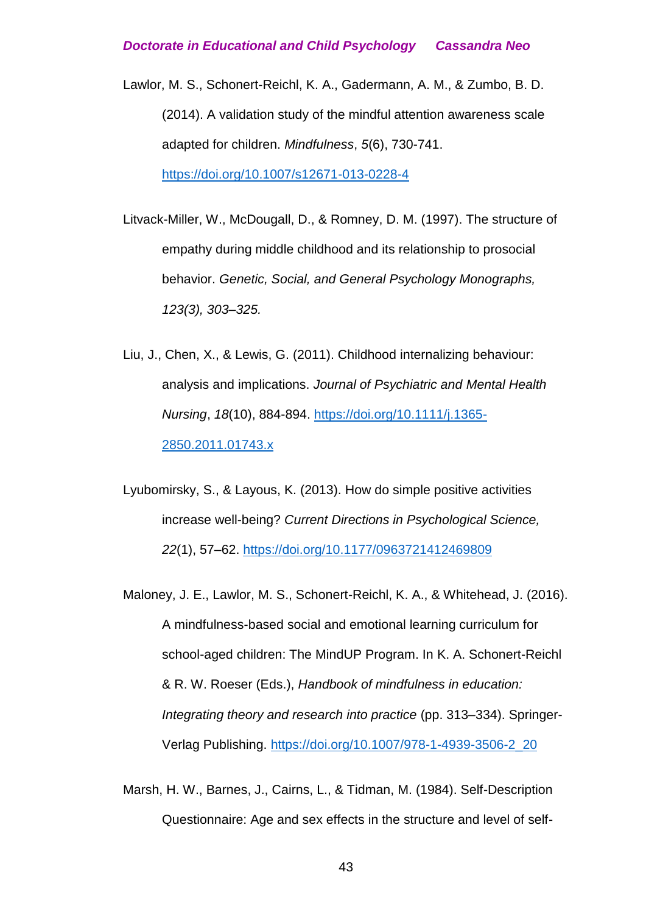Lawlor, M. S., Schonert-Reichl, K. A., Gadermann, A. M., & Zumbo, B. D. (2014). A validation study of the mindful attention awareness scale adapted for children. *Mindfulness*, *5*(6), 730-741. https://doi.org/10.1007/s12671-013-0228-4

Litvack-Miller, W., McDougall, D., & Romney, D. M. (1997). The structure of empathy during middle childhood and its relationship to prosocial behavior. *Genetic, Social, and General Psychology Monographs, 123(3), 303–325.*

Liu, J., Chen, X., & Lewis, G. (2011). Childhood internalizing behaviour: analysis and implications. *Journal of Psychiatric and Mental Health Nursing*, *18*(10), 884-894. https://doi.org/10.1111/j.1365-2850.2011.01743.x

Lyubomirsky, S., & Layous, K. (2013). How do simple positive activities increase well-being? *Current Directions in Psychological Science, 22*(1), 57–62. https://doi.org/10.1177/0963721412469809

Maloney, J. E., Lawlor, M. S., Schonert-Reichl, K. A., & Whitehead, J. (2016). A mindfulness-based social and emotional learning curriculum for school-aged children: The MindUP Program. In K. A. Schonert-Reichl & R. W. Roeser (Eds.), *Handbook of mindfulness in education: Integrating theory and research into practice* (pp. 313–334). Springer-Verlag Publishing. https://doi.org/10.1007/978-1-4939-3506-2_20

Marsh, H. W., Barnes, J., Cairns, L., & Tidman, M. (1984). Self-Description Questionnaire: Age and sex effects in the structure and level of self-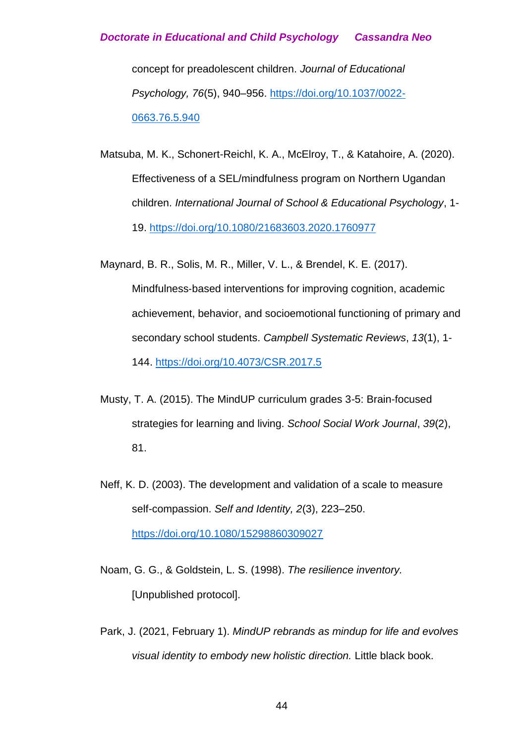concept for preadolescent children. *Journal of Educational Psychology, 76*(5), 940–956. https://doi.org/10.1037/0022-0663.76.5.940

Matsuba, M. K., Schonert-Reichl, K. A., McElroy, T., & Katahoire, A. (2020). Effectiveness of a SEL/mindfulness program on Northern Ugandan children. *International Journal of School & Educational Psychology*, 1-19. https://doi.org/10.1080/21683603.2020.1760977

Maynard, B. R., Solis, M. R., Miller, V. L., & Brendel, K. E. (2017). Mindfulness-based interventions for improving cognition, academic achievement, behavior, and socioemotional functioning of primary and secondary school students. *Campbell Systematic Reviews*, *13*(1), 1-144. https://doi.org/10.4073/CSR.2017.5

Musty, T. A. (2015). The MindUP curriculum grades 3-5: Brain-focused strategies for learning and living. *School Social Work Journal*, *39*(2), 81.

Neff, K. D. (2003). The development and validation of a scale to measure self-compassion. *Self and Identity, 2*(3), 223–250. https://doi.org/10.1080/15298860309027

Noam, G. G., & Goldstein, L. S. (1998). *The resilience inventory.* [Unpublished protocol].

Park, J. (2021, February 1). *MindUP rebrands as mindup for life and evolves visual identity to embody new holistic direction.* Little black book.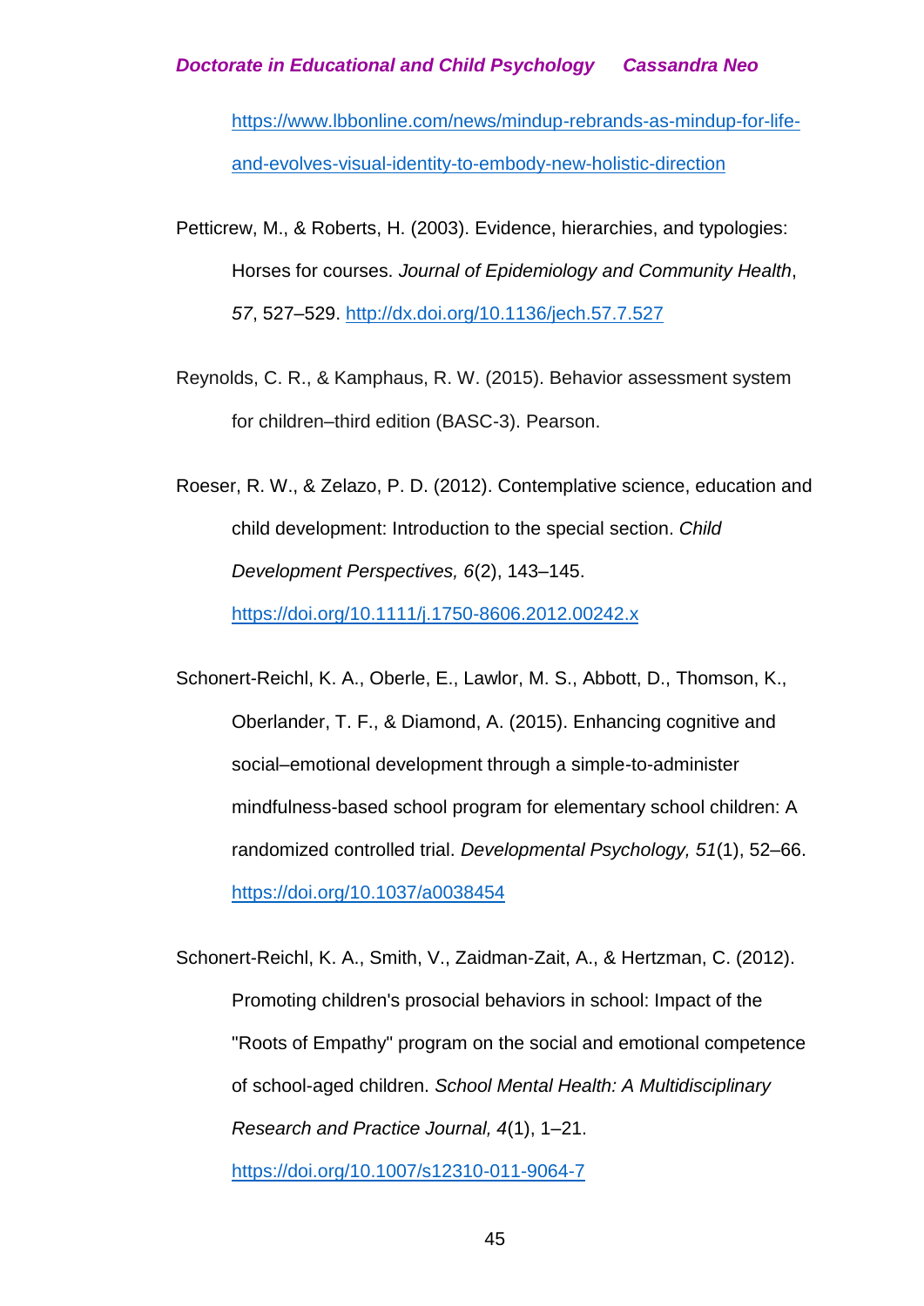https://www.lbbonline.com/news/mindup-rebrands-as-mindup-for-life-and-evolves-visual-identity-to-embody-new-holistic-direction

Petticrew, M., & Roberts, H. (2003). Evidence, hierarchies, and typologies: Horses for courses. *Journal of Epidemiology and Community Health*, *57*, 527–529. http://dx.doi.org/10.1136/jech.57.7.527

Reynolds, C. R., & Kamphaus, R. W. (2015). Behavior assessment system for children–third edition (BASC-3). Pearson.

Roeser, R. W., & Zelazo, P. D. (2012). Contemplative science, education and child development: Introduction to the special section. *Child Development Perspectives, 6*(2), 143–145. https://doi.org/10.1111/j.1750-8606.2012.00242.x

Schonert-Reichl, K. A., Oberle, E., Lawlor, M. S., Abbott, D., Thomson, K., Oberlander, T. F., & Diamond, A. (2015). Enhancing cognitive and social–emotional development through a simple-to-administer mindfulness-based school program for elementary school children: A randomized controlled trial. *Developmental Psychology, 51*(1), 52–66. https://doi.org/10.1037/a0038454

Schonert-Reichl, K. A., Smith, V., Zaidman-Zait, A., & Hertzman, C. (2012). Promoting children's prosocial behaviors in school: Impact of the "Roots of Empathy" program on the social and emotional competence of school-aged children. *School Mental Health: A Multidisciplinary Research and Practice Journal, 4*(1), 1–21. https://doi.org/10.1007/s12310-011-9064-7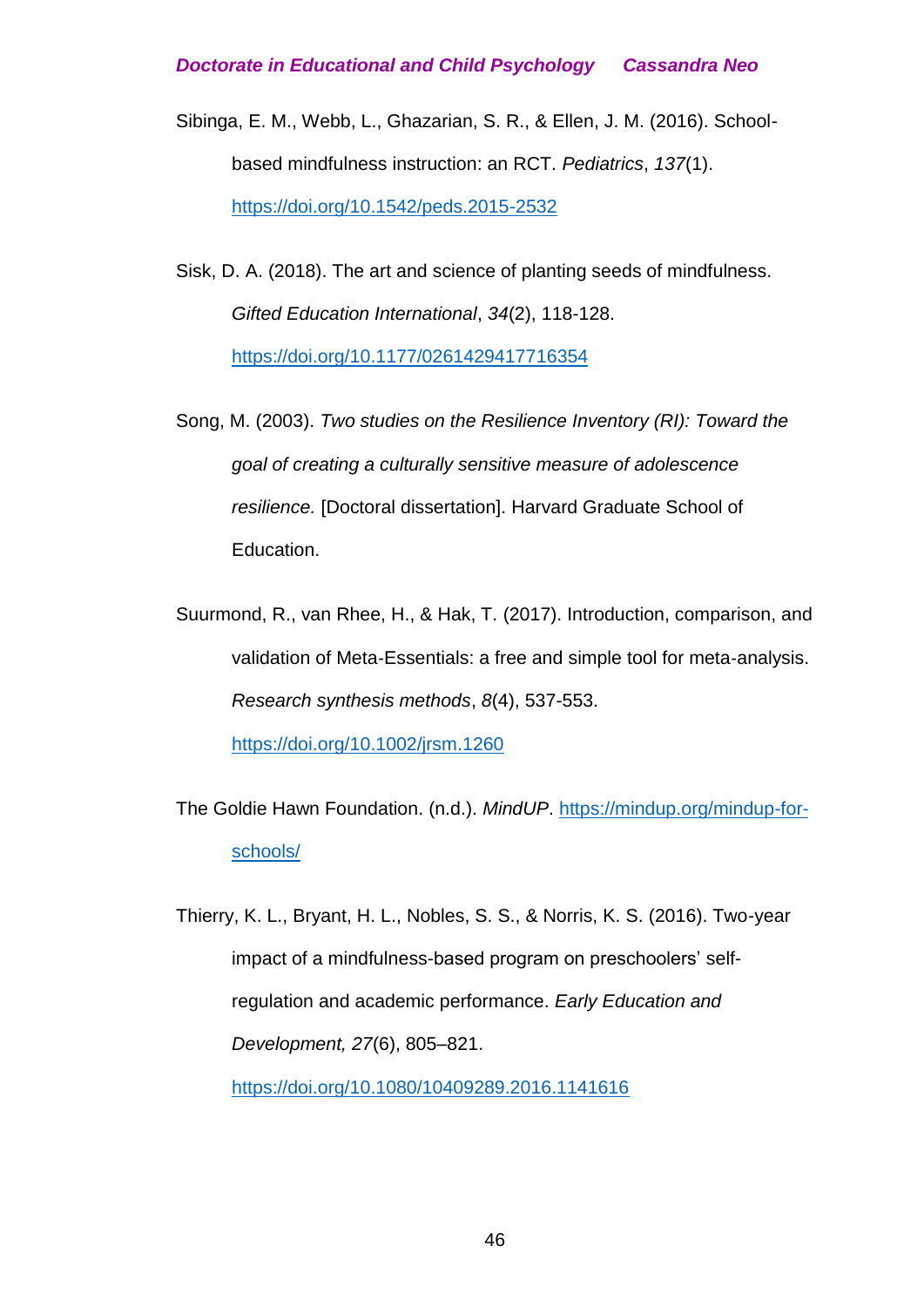Sibinga, E. M., Webb, L., Ghazarian, S. R., & Ellen, J. M. (2016). School-based mindfulness instruction: an RCT. *Pediatrics*, *137*(1). https://doi.org/10.1542/peds.2015-2532

Sisk, D. A. (2018). The art and science of planting seeds of mindfulness. *Gifted Education International*, *34*(2), 118-128. https://doi.org/10.1177/0261429417716354

Song, M. (2003). *Two studies on the Resilience Inventory (RI): Toward the goal of creating a culturally sensitive measure of adolescence resilience.* [Doctoral dissertation]. Harvard Graduate School of Education.

Suurmond, R., van Rhee, H., & Hak, T. (2017). Introduction, comparison, and validation of Meta-Essentials: a free and simple tool for meta-analysis. *Research synthesis methods*, *8*(4), 537-553. https://doi.org/10.1002/jrsm.1260

The Goldie Hawn Foundation. (n.d.). *MindUP*. https://mindup.org/mindup-for-schools/

Thierry, K. L., Bryant, H. L., Nobles, S. S., & Norris, K. S. (2016). Two-year impact of a mindfulness-based program on preschoolers' self-regulation and academic performance. *Early Education and Development, 27*(6), 805–821. https://doi.org/10.1080/10409289.2016.1141616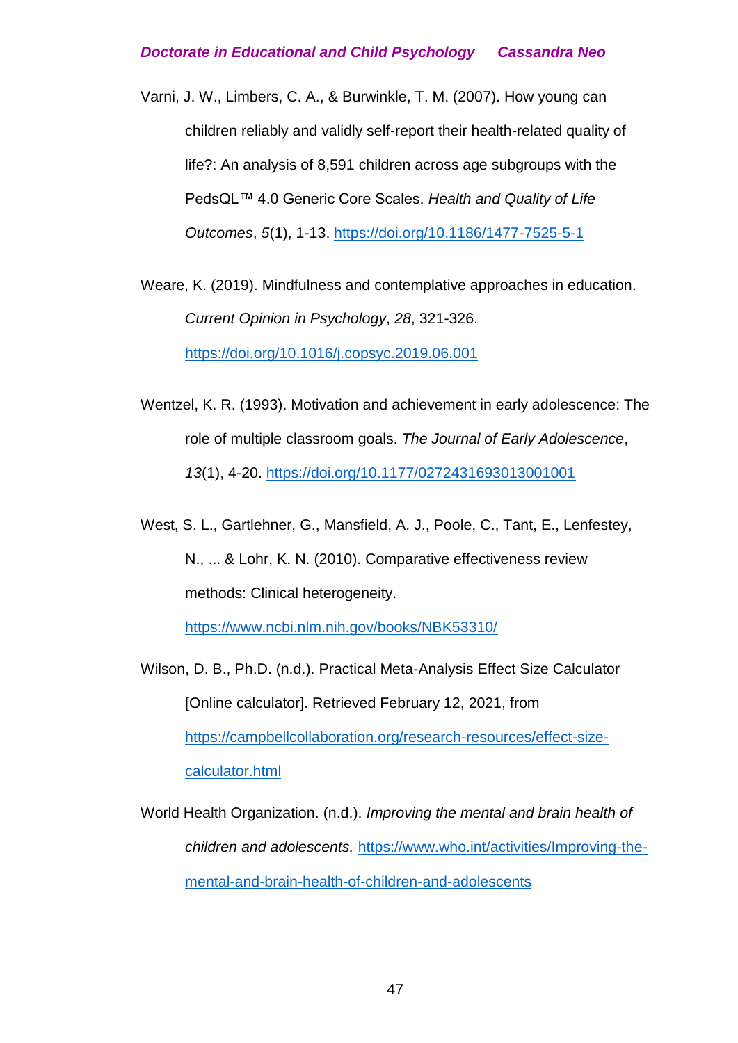Varni, J. W., Limbers, C. A., & Burwinkle, T. M. (2007). How young can children reliably and validly self-report their health-related quality of life?: An analysis of 8,591 children across age subgroups with the PedsQL™ 4.0 Generic Core Scales. *Health and Quality of Life Outcomes*, *5*(1), 1-13. https://doi.org/10.1186/1477-7525-5-1

Weare, K. (2019). Mindfulness and contemplative approaches in education. *Current Opinion in Psychology*, *28*, 321-326. https://doi.org/10.1016/j.copsyc.2019.06.001

Wentzel, K. R. (1993). Motivation and achievement in early adolescence: The role of multiple classroom goals. *The Journal of Early Adolescence*, *13*(1), 4-20. https://doi.org/10.1177/0272431693013001001

West, S. L., Gartlehner, G., Mansfield, A. J., Poole, C., Tant, E., Lenfestey, N., ... & Lohr, K. N. (2010). Comparative effectiveness review methods: Clinical heterogeneity. https://www.ncbi.nlm.nih.gov/books/NBK53310/

Wilson, D. B., Ph.D. (n.d.). Practical Meta-Analysis Effect Size Calculator [Online calculator]. Retrieved February 12, 2021, from https://campbellcollaboration.org/research-resources/effect-size-calculator.html

World Health Organization. (n.d.). *Improving the mental and brain health of children and adolescents.* https://www.who.int/activities/Improving-the-mental-and-brain-health-of-children-and-adolescents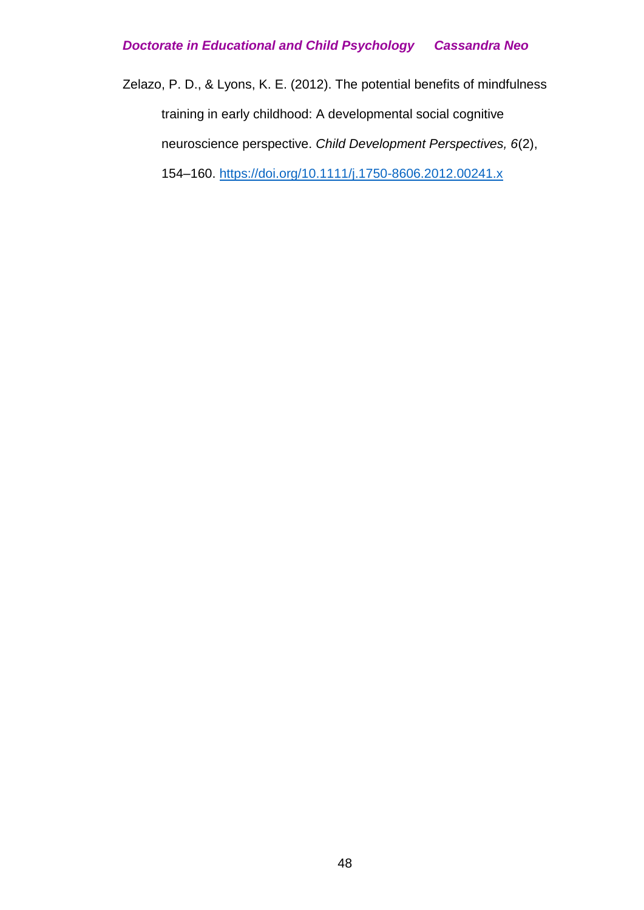Zelazo, P. D., & Lyons, K. E. (2012). The potential benefits of mindfulness training in early childhood: A developmental social cognitive neuroscience perspective. *Child Development Perspectives, 6*(2), 154–160. https://doi.org/10.1111/j.1750-8606.2012.00241.x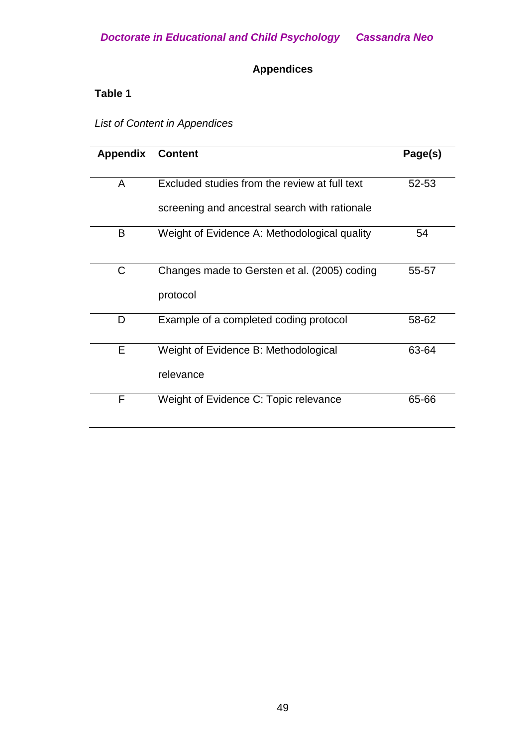## Appendices

**Table 1**

*List of Content in Appendices*

| Appendix | Content | Page(s) |
|---|---|---|
| A | Excluded studies from the review at full text screening and ancestral search with rationale | 52-53 |
| B | Weight of Evidence A: Methodological quality | 54 |
| C | Changes made to Gersten et al. (2005) coding protocol | 55-57 |
| D | Example of a completed coding protocol | 58-62 |
| E | Weight of Evidence B: Methodological relevance | 63-64 |
| F | Weight of Evidence C: Topic relevance | 65-66 |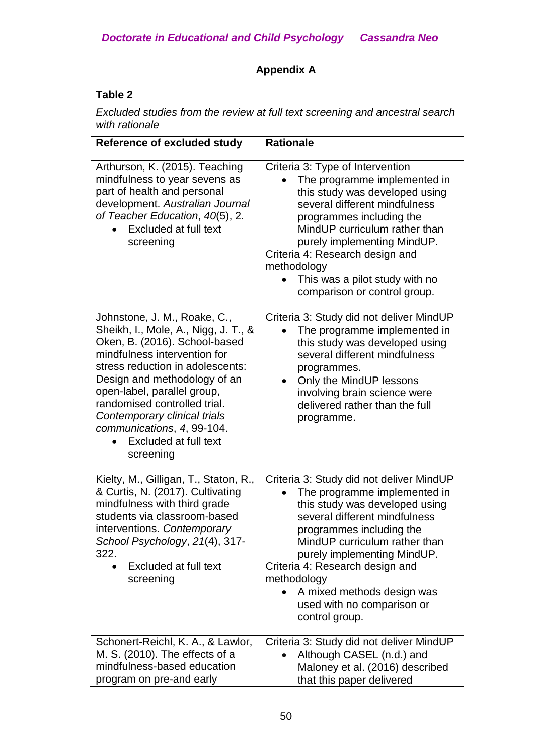## Appendix A

**Table 2**

*Excluded studies from the review at full text screening and ancestral search with rationale*

| Reference of excluded study | Rationale |
|---|---|
| Arthurson, K. (2015). Teaching mindfulness to year sevens as part of health and personal development. *Australian Journal of Teacher Education*, *40*(5), 2. <br>• Excluded at full text screening | Criteria 3: Type of Intervention <br>• The programme implemented in this study was developed using several different mindfulness programmes including the MindUP curriculum rather than purely implementing MindUP. <br>Criteria 4: Research design and methodology <br>• This was a pilot study with no comparison or control group. |
| Johnstone, J. M., Roake, C., Sheikh, I., Mole, A., Nigg, J. T., & Oken, B. (2016). School-based mindfulness intervention for stress reduction in adolescents: Design and methodology of an open-label, parallel group, randomised controlled trial. *Contemporary clinical trials communications*, *4*, 99-104. <br>• Excluded at full text screening | Criteria 3: Study did not deliver MindUP <br>• The programme implemented in this study was developed using several different mindfulness programmes. <br>• Only the MindUP lessons involving brain science were delivered rather than the full programme. |
| Kielty, M., Gilligan, T., Staton, R., & Curtis, N. (2017). Cultivating mindfulness with third grade students via classroom-based interventions. *Contemporary School Psychology*, *21*(4), 317-322. <br>• Excluded at full text screening | Criteria 3: Study did not deliver MindUP <br>• The programme implemented in this study was developed using several different mindfulness programmes including the MindUP curriculum rather than purely implementing MindUP. <br>Criteria 4: Research design and methodology <br>• A mixed methods design was used with no comparison or control group. |
| Schonert-Reichl, K. A., & Lawlor, M. S. (2010). The effects of a mindfulness-based education program on pre-and early | Criteria 3: Study did not deliver MindUP <br>• Although CASEL (n.d.) and Maloney et al. (2016) described that this paper delivered |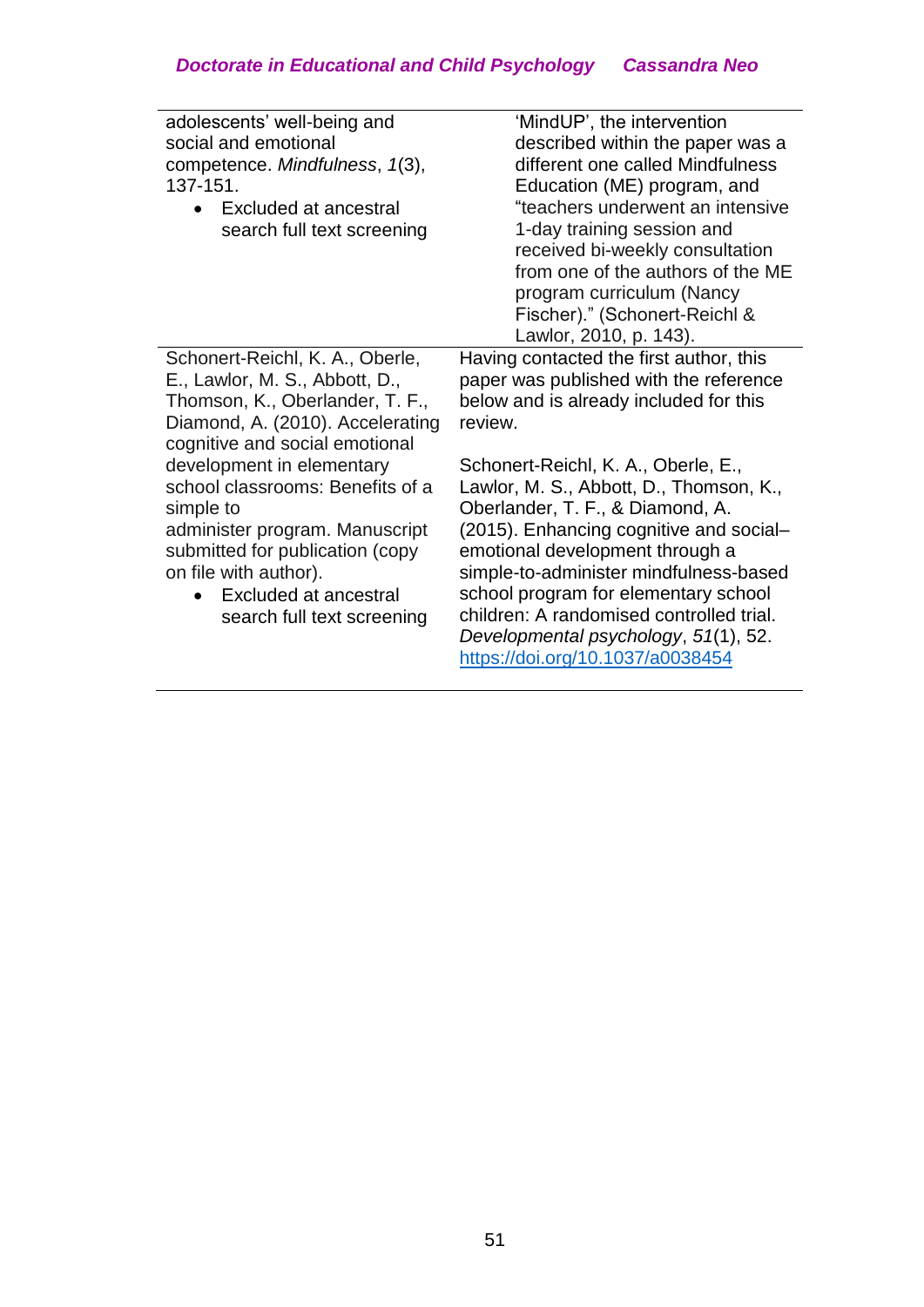| | |
|---|---|
| adolescents' well-being and social and emotional competence. *Mindfulness*, *1*(3), 137-151.<br>• Excluded at ancestral search full text screening | 'MindUP', the intervention described within the paper was a different one called Mindfulness Education (ME) program, and "teachers underwent an intensive 1-day training session and received bi-weekly consultation from one of the authors of the ME program curriculum (Nancy Fischer)." (Schonert-Reichl & Lawlor, 2010, p. 143). |
| Schonert-Reichl, K. A., Oberle, E., Lawlor, M. S., Abbott, D., Thomson, K., Oberlander, T. F., Diamond, A. (2010). Accelerating cognitive and social emotional development in elementary school classrooms: Benefits of a simple to administer program. Manuscript submitted for publication (copy on file with author).<br>• Excluded at ancestral search full text screening | Having contacted the first author, this paper was published with the reference below and is already included for this review.<br><br>Schonert-Reichl, K. A., Oberle, E., Lawlor, M. S., Abbott, D., Thomson, K., Oberlander, T. F., & Diamond, A. (2015). Enhancing cognitive and social–emotional development through a simple-to-administer mindfulness-based school program for elementary school children: A randomised controlled trial. *Developmental psychology*, *51*(1), 52. https://doi.org/10.1037/a0038454 |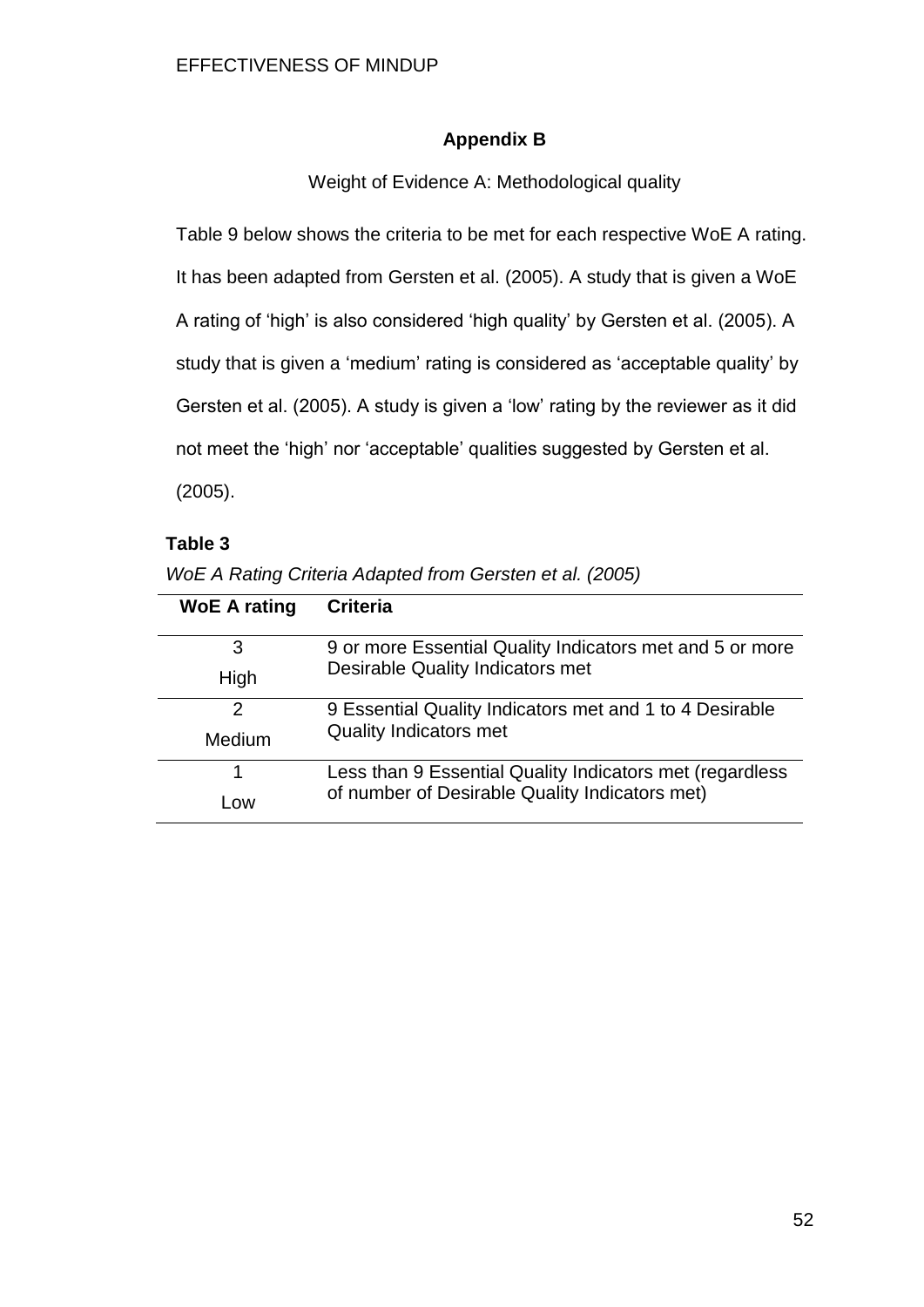## Appendix B

Weight of Evidence A: Methodological quality

Table 9 below shows the criteria to be met for each respective WoE A rating. It has been adapted from Gersten et al. (2005). A study that is given a WoE A rating of 'high' is also considered 'high quality' by Gersten et al. (2005). A study that is given a 'medium' rating is considered as 'acceptable quality' by Gersten et al. (2005). A study is given a 'low' rating by the reviewer as it did not meet the 'high' nor 'acceptable' qualities suggested by Gersten et al. (2005).

**Table 3**

*WoE A Rating Criteria Adapted from Gersten et al. (2005)*

| WoE A rating | Criteria |
|---|---|
| 3<br>High | 9 or more Essential Quality Indicators met and 5 or more Desirable Quality Indicators met |
| 2<br>Medium | 9 Essential Quality Indicators met and 1 to 4 Desirable Quality Indicators met |
| 1<br>Low | Less than 9 Essential Quality Indicators met (regardless of number of Desirable Quality Indicators met) |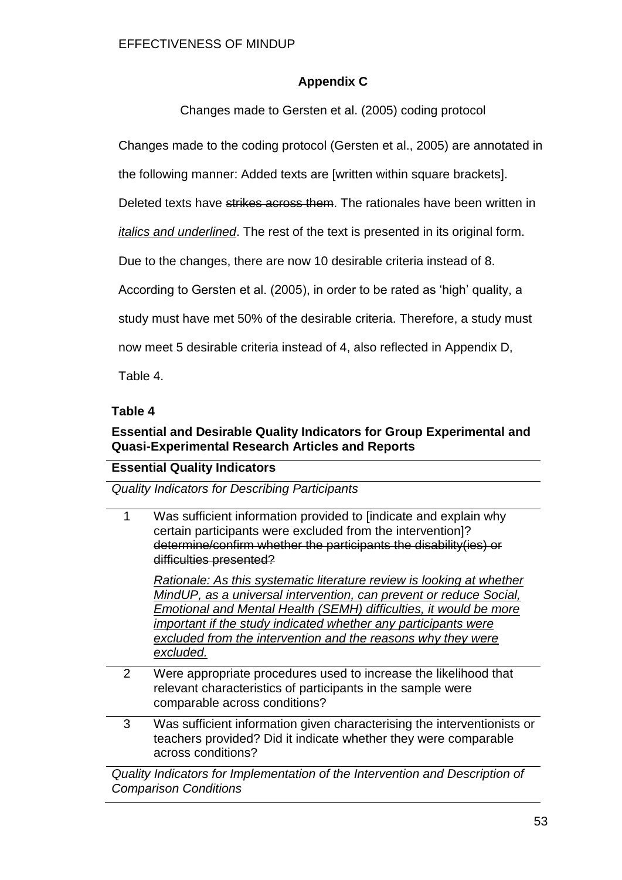## Appendix C

Changes made to Gersten et al. (2005) coding protocol

Changes made to the coding protocol (Gersten et al., 2005) are annotated in the following manner: Added texts are [written within square brackets]. Deleted texts have ~~strikes across them~~. The rationales have been written in <u>*italics and underlined*</u>. The rest of the text is presented in its original form. Due to the changes, there are now 10 desirable criteria instead of 8. According to Gersten et al. (2005), in order to be rated as 'high' quality, a study must have met 50% of the desirable criteria. Therefore, a study must now meet 5 desirable criteria instead of 4, also reflected in Appendix D, Table 4.

**Table 4**

**Essential and Desirable Quality Indicators for Group Experimental and Quasi-Experimental Research Articles and Reports**

| **Essential Quality Indicators** | |
|---|---|
| *Quality Indicators for Describing Participants* | |
| 1 | Was sufficient information provided to [indicate and explain why certain participants were excluded from the intervention]? ~~determine/confirm whether the participants the disability(ies) or difficulties presented?~~ <br><br> <u>*Rationale: As this systematic literature review is looking at whether MindUP, as a universal intervention, can prevent or reduce Social, Emotional and Mental Health (SEMH) difficulties, it would be more important if the study indicated whether any participants were excluded from the intervention and the reasons why they were excluded.*</u> |
| 2 | Were appropriate procedures used to increase the likelihood that relevant characteristics of participants in the sample were comparable across conditions? |
| 3 | Was sufficient information given characterising the interventionists or teachers provided? Did it indicate whether they were comparable across conditions? |
| *Quality Indicators for Implementation of the Intervention and Description of Comparison Conditions* | |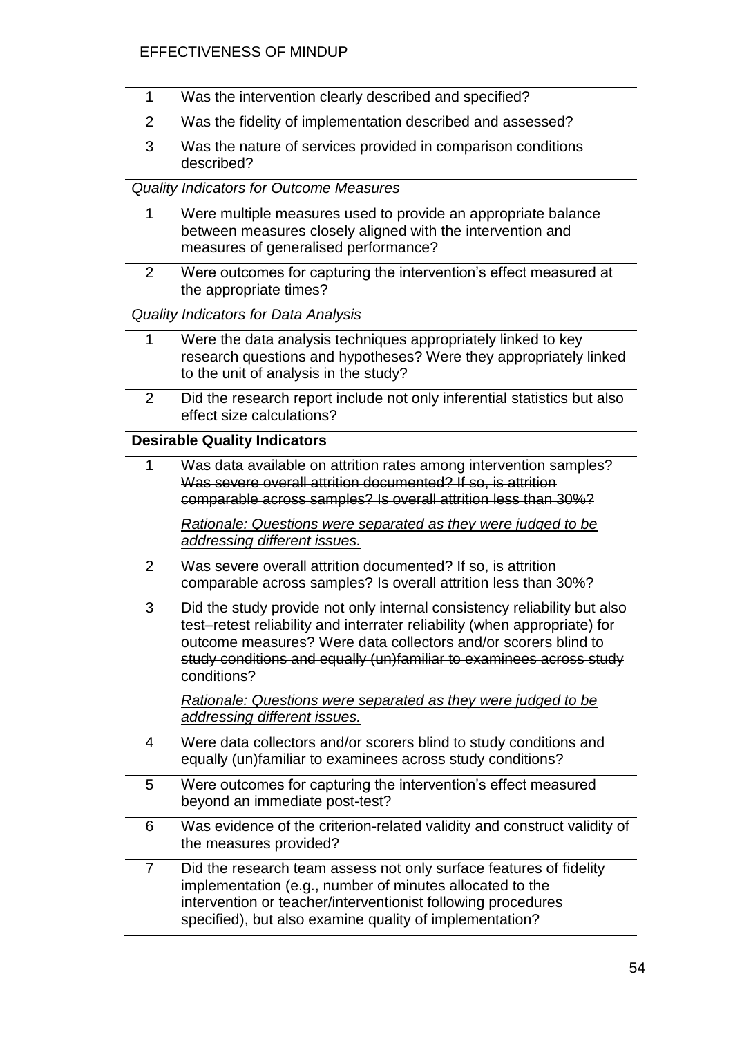| | |
|---|---|
| 1 | Was the intervention clearly described and specified? |
| 2 | Was the fidelity of implementation described and assessed? |
| 3 | Was the nature of services provided in comparison conditions described? |
| *Quality Indicators for Outcome Measures* | |
| 1 | Were multiple measures used to provide an appropriate balance between measures closely aligned with the intervention and measures of generalised performance? |
| 2 | Were outcomes for capturing the intervention's effect measured at the appropriate times? |
| *Quality Indicators for Data Analysis* | |
| 1 | Were the data analysis techniques appropriately linked to key research questions and hypotheses? Were they appropriately linked to the unit of analysis in the study? |
| 2 | Did the research report include not only inferential statistics but also effect size calculations? |
| **Desirable Quality Indicators** | |
| 1 | Was data available on attrition rates among intervention samples? ~~Was severe overall attrition documented? If so, is attrition comparable across samples? Is overall attrition less than 30%?~~ <br><br> <u>*Rationale: Questions were separated as they were judged to be addressing different issues.*</u> |
| 2 | Was severe overall attrition documented? If so, is attrition comparable across samples? Is overall attrition less than 30%? |
| 3 | Did the study provide not only internal consistency reliability but also test–retest reliability and interrater reliability (when appropriate) for outcome measures? ~~Were data collectors and/or scorers blind to study conditions and equally (un)familiar to examinees across study conditions?~~ <br><br> <u>*Rationale: Questions were separated as they were judged to be addressing different issues.*</u> |
| 4 | Were data collectors and/or scorers blind to study conditions and equally (un)familiar to examinees across study conditions? |
| 5 | Were outcomes for capturing the intervention's effect measured beyond an immediate post-test? |
| 6 | Was evidence of the criterion-related validity and construct validity of the measures provided? |
| 7 | Did the research team assess not only surface features of fidelity implementation (e.g., number of minutes allocated to the intervention or teacher/interventionist following procedures specified), but also examine quality of implementation? |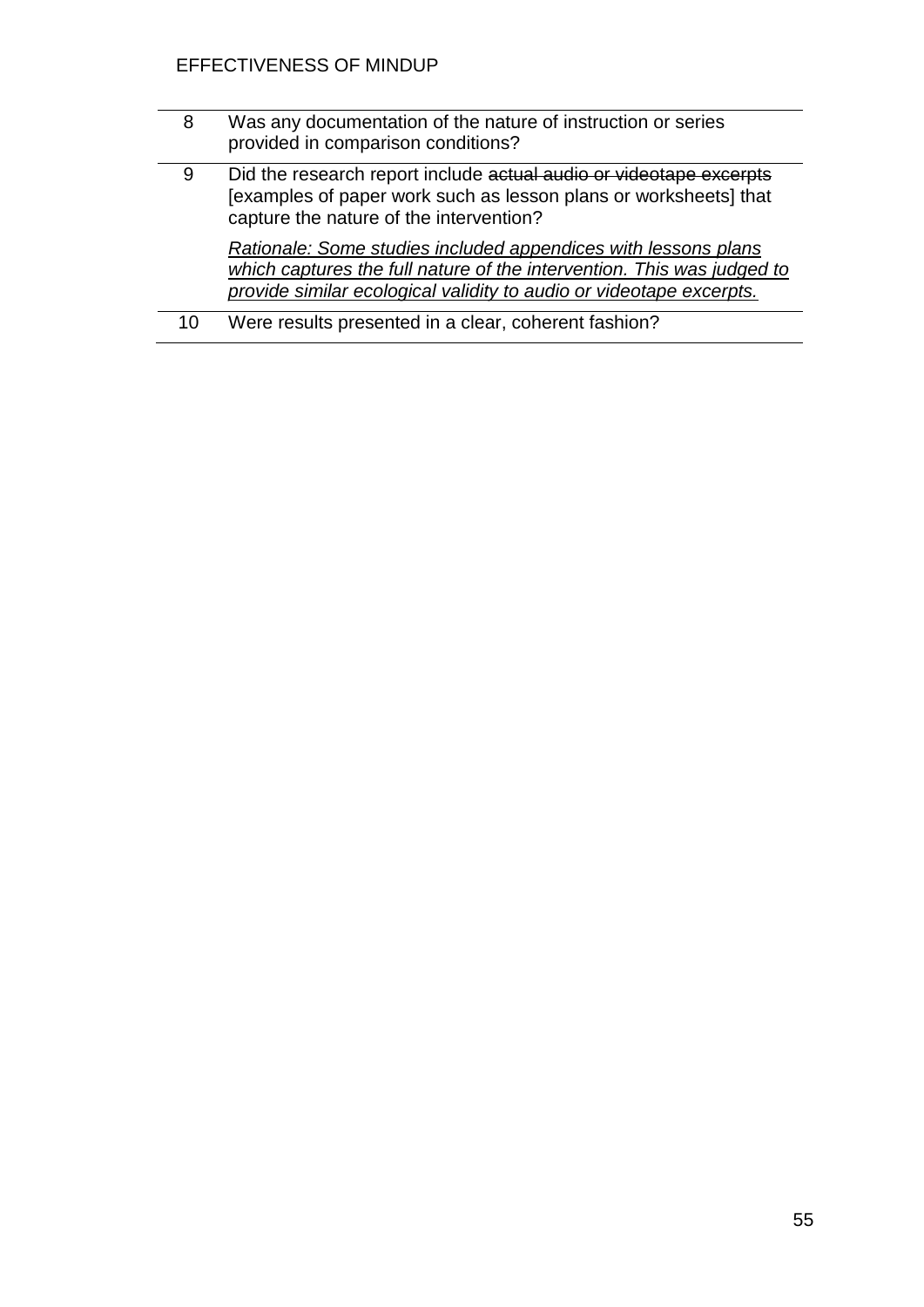| | |
|---|---|
| 8 | Was any documentation of the nature of instruction or series provided in comparison conditions? |
| 9 | Did the research report include ~~actual audio or videotape excerpts~~ [examples of paper work such as lesson plans or worksheets] that capture the nature of the intervention?<br><br><u>*Rationale: Some studies included appendices with lessons plans which captures the full nature of the intervention. This was judged to provide similar ecological validity to audio or videotape excerpts.*</u> |
| 10 | Were results presented in a clear, coherent fashion? |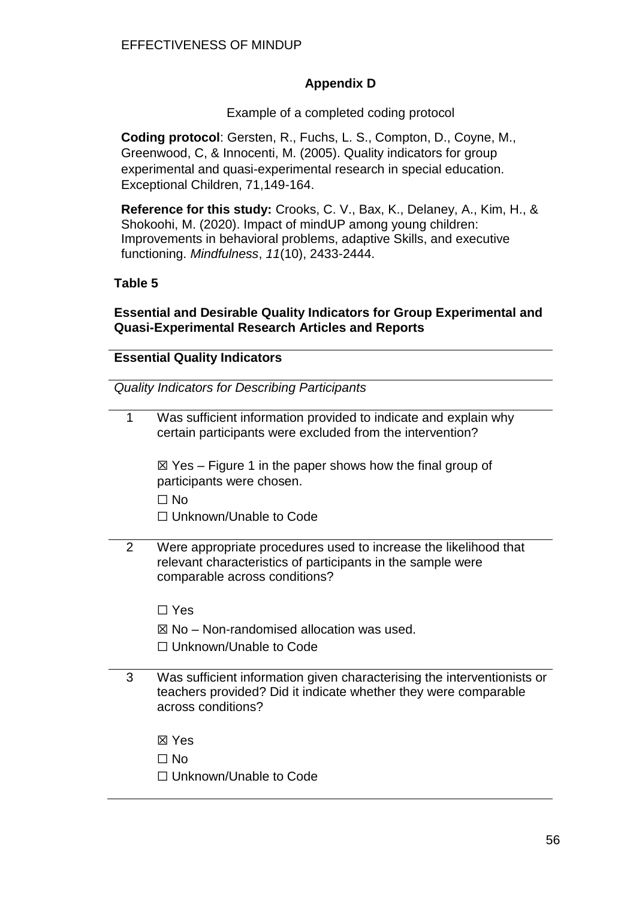## Appendix D

Example of a completed coding protocol

**Coding protocol**: Gersten, R., Fuchs, L. S., Compton, D., Coyne, M., Greenwood, C, & Innocenti, M. (2005). Quality indicators for group experimental and quasi-experimental research in special education. Exceptional Children, 71,149-164.

**Reference for this study:** Crooks, C. V., Bax, K., Delaney, A., Kim, H., & Shokoohi, M. (2020). Impact of mindUP among young children: Improvements in behavioral problems, adaptive Skills, and executive functioning. *Mindfulness*, *11*(10), 2433-2444.

**Table 5**

**Essential and Desirable Quality Indicators for Group Experimental and Quasi-Experimental Research Articles and Reports**

**Essential Quality Indicators**

*Quality Indicators for Describing Participants*

1. Was sufficient information provided to indicate and explain why certain participants were excluded from the intervention?

   ☒ Yes – Figure 1 in the paper shows how the final group of participants were chosen.
   ☐ No
   ☐ Unknown/Unable to Code

2. Were appropriate procedures used to increase the likelihood that relevant characteristics of participants in the sample were comparable across conditions?

   ☐ Yes
   ☒ No – Non-randomised allocation was used.
   ☐ Unknown/Unable to Code

3. Was sufficient information given characterising the interventionists or teachers provided? Did it indicate whether they were comparable across conditions?

   ☒ Yes
   ☐ No
   ☐ Unknown/Unable to Code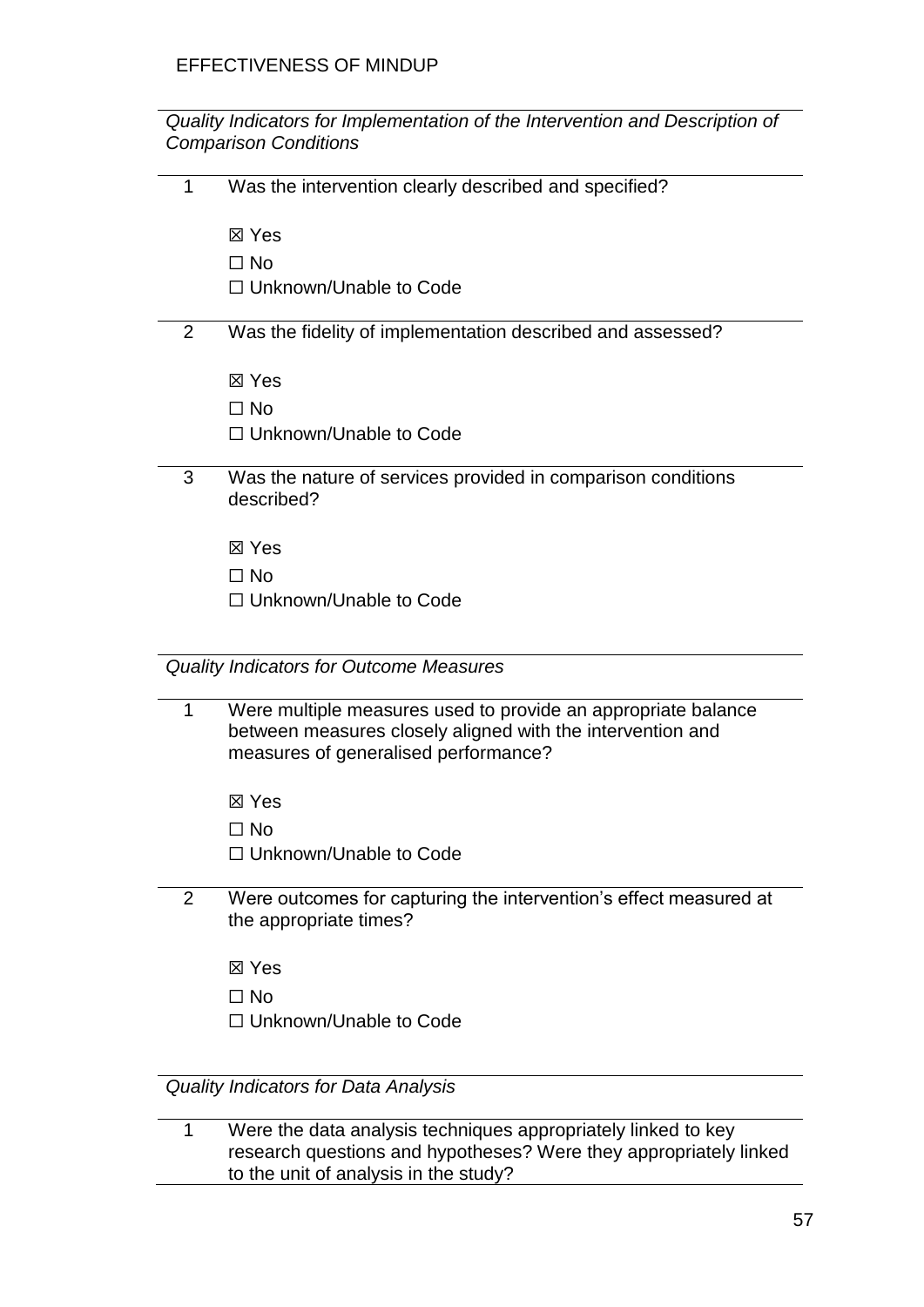*Quality Indicators for Implementation of the Intervention and Description of Comparison Conditions*

1. Was the intervention clearly described and specified?

   ☒ Yes
   ☐ No
   ☐ Unknown/Unable to Code

2. Was the fidelity of implementation described and assessed?

   ☒ Yes
   ☐ No
   ☐ Unknown/Unable to Code

3. Was the nature of services provided in comparison conditions described?

   ☒ Yes
   ☐ No
   ☐ Unknown/Unable to Code

*Quality Indicators for Outcome Measures*

1. Were multiple measures used to provide an appropriate balance between measures closely aligned with the intervention and measures of generalised performance?

   ☒ Yes
   ☐ No
   ☐ Unknown/Unable to Code

2. Were outcomes for capturing the intervention's effect measured at the appropriate times?

   ☒ Yes
   ☐ No
   ☐ Unknown/Unable to Code

*Quality Indicators for Data Analysis*

1. Were the data analysis techniques appropriately linked to key research questions and hypotheses? Were they appropriately linked to the unit of analysis in the study?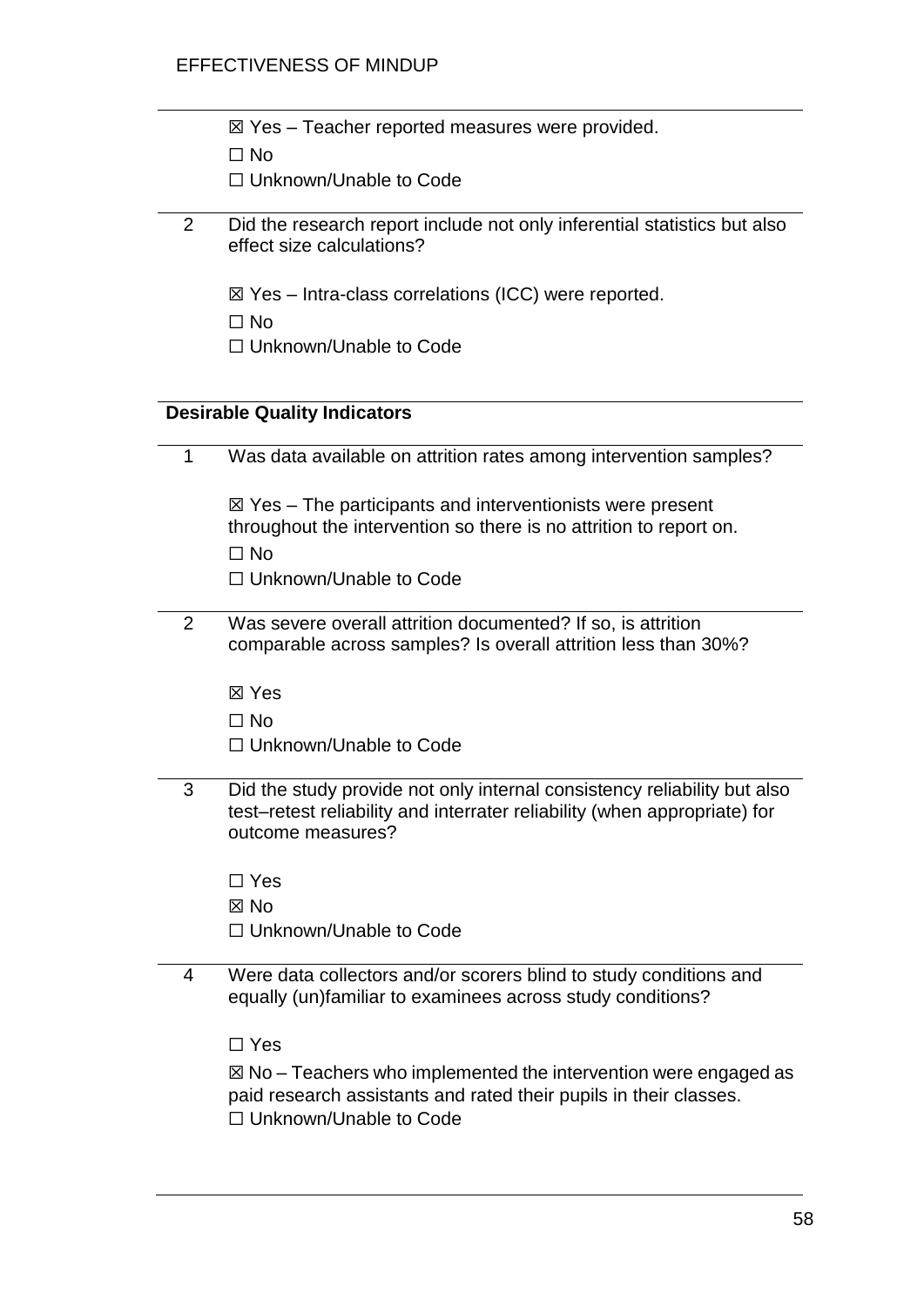☒ Yes – Teacher reported measures were provided.

☐ No

☐ Unknown/Unable to Code

2 Did the research report include not only inferential statistics but also effect size calculations?

☒ Yes – Intra-class correlations (ICC) were reported.

☐ No

☐ Unknown/Unable to Code

**Desirable Quality Indicators**

1 Was data available on attrition rates among intervention samples?

☒ Yes – The participants and interventionists were present throughout the intervention so there is no attrition to report on.

☐ No

☐ Unknown/Unable to Code

2 Was severe overall attrition documented? If so, is attrition comparable across samples? Is overall attrition less than 30%?

☒ Yes

☐ No

☐ Unknown/Unable to Code

3 Did the study provide not only internal consistency reliability but also test–retest reliability and interrater reliability (when appropriate) for outcome measures?

☐ Yes

☒ No

☐ Unknown/Unable to Code

4 Were data collectors and/or scorers blind to study conditions and equally (un)familiar to examinees across study conditions?

☐ Yes

☒ No – Teachers who implemented the intervention were engaged as paid research assistants and rated their pupils in their classes.

☐ Unknown/Unable to Code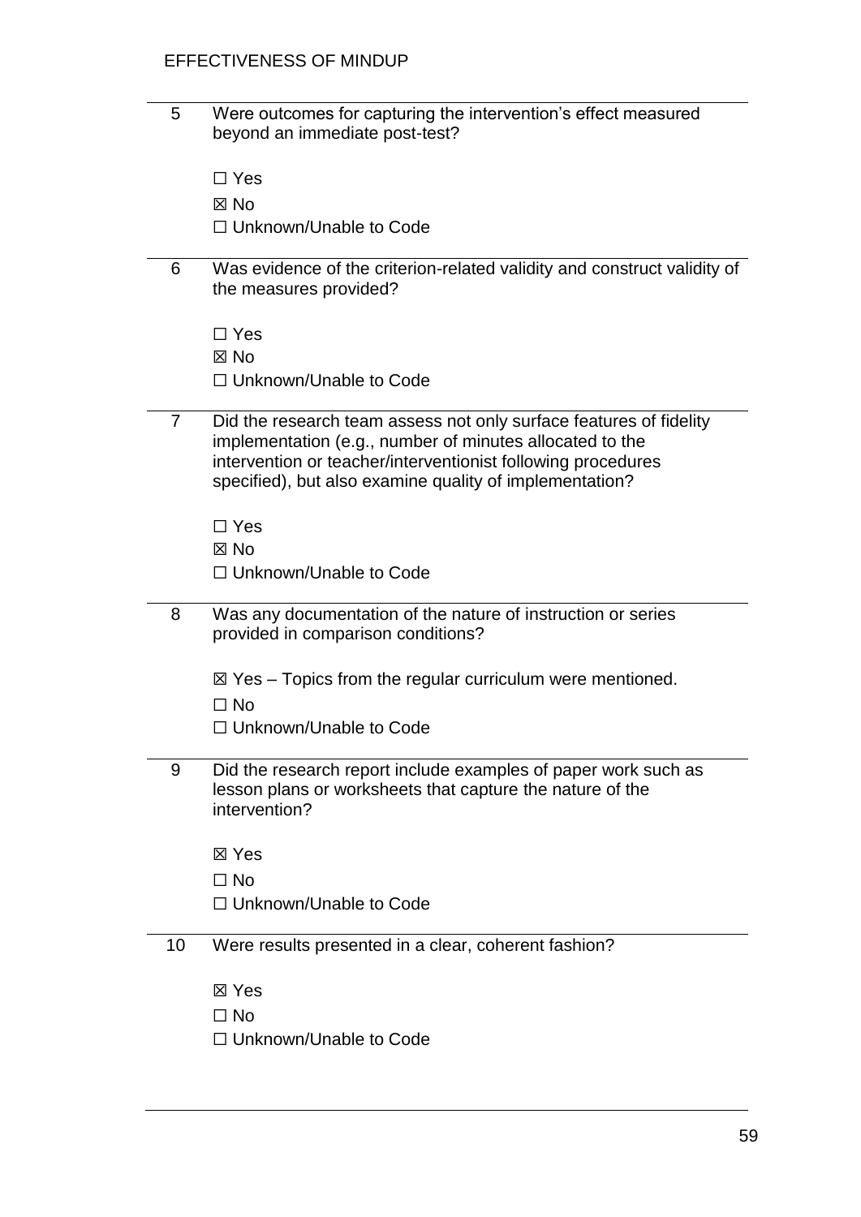5. Were outcomes for capturing the intervention's effect measured beyond an immediate post-test?

   ☐ Yes
   ☒ No
   ☐ Unknown/Unable to Code

6. Was evidence of the criterion-related validity and construct validity of the measures provided?

   ☐ Yes
   ☒ No
   ☐ Unknown/Unable to Code

7. Did the research team assess not only surface features of fidelity implementation (e.g., number of minutes allocated to the intervention or teacher/interventionist following procedures specified), but also examine quality of implementation?

   ☐ Yes
   ☒ No
   ☐ Unknown/Unable to Code

8. Was any documentation of the nature of instruction or series provided in comparison conditions?

   ☒ Yes – Topics from the regular curriculum were mentioned.
   ☐ No
   ☐ Unknown/Unable to Code

9. Did the research report include examples of paper work such as lesson plans or worksheets that capture the nature of the intervention?

   ☒ Yes
   ☐ No
   ☐ Unknown/Unable to Code

10. Were results presented in a clear, coherent fashion?

    ☒ Yes
    ☐ No
    ☐ Unknown/Unable to Code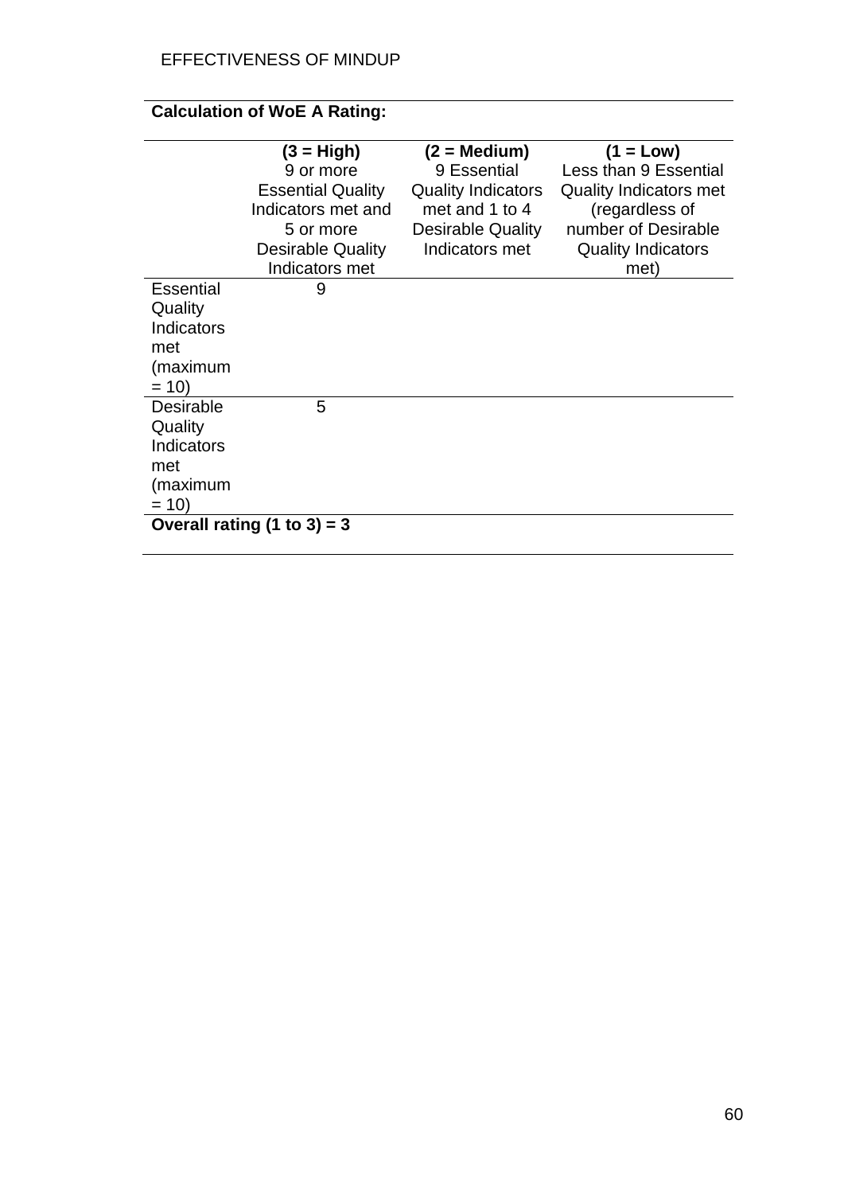**Calculation of WoE A Rating:**

| | **(3 = High)** 9 or more Essential Quality Indicators met and 5 or more Desirable Quality Indicators met | **(2 = Medium)** 9 Essential Quality Indicators met and 1 to 4 Desirable Quality Indicators met | **(1 = Low)** Less than 9 Essential Quality Indicators met (regardless of number of Desirable Quality Indicators met) |
|---|---|---|---|
| Essential Quality Indicators met (maximum = 10) | 9 | | |
| Desirable Quality Indicators met (maximum = 10) | 5 | | |
| **Overall rating (1 to 3) = 3** | | | |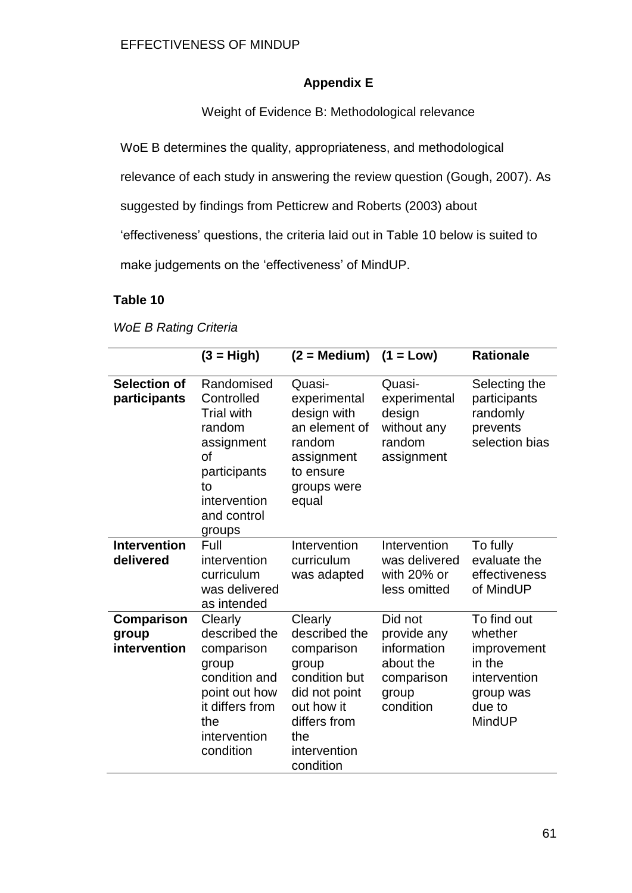## Appendix E

Weight of Evidence B: Methodological relevance

WoE B determines the quality, appropriateness, and methodological relevance of each study in answering the review question (Gough, 2007). As suggested by findings from Petticrew and Roberts (2003) about 'effectiveness' questions, the criteria laid out in Table 10 below is suited to make judgements on the 'effectiveness' of MindUP.

**Table 10**

*WoE B Rating Criteria*

| | (3 = High) | (2 = Medium) | (1 = Low) | Rationale |
|---|---|---|---|---|
| **Selection of participants** | Randomised Controlled Trial with random assignment of participants to intervention and control groups | Quasi-experimental design with an element of random assignment to ensure groups were equal | Quasi-experimental design without any random assignment | Selecting the participants randomly prevents selection bias |
| **Intervention delivered** | Full intervention curriculum was delivered as intended | Intervention curriculum was adapted | Intervention was delivered with 20% or less omitted | To fully evaluate the effectiveness of MindUP |
| **Comparison group intervention** | Clearly described the comparison group condition and point out how it differs from the intervention condition | Clearly described the comparison group condition but did not point out how it differs from the intervention condition | Did not provide any information about the comparison group condition | To find out whether improvement in the intervention group was due to MindUP |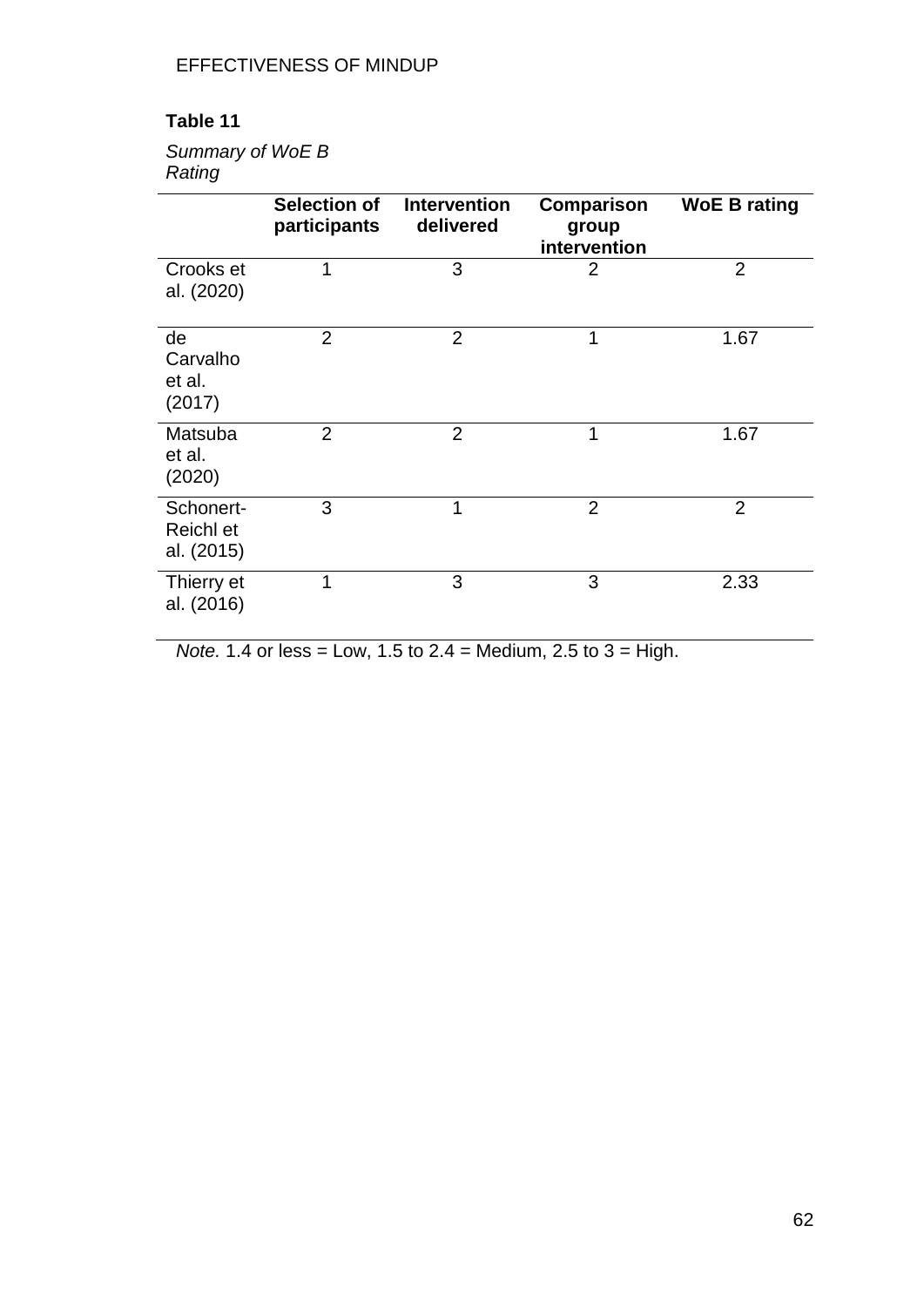**Table 11**

*Summary of WoE B Rating*

| | Selection of participants | Intervention delivered | Comparison group intervention | WoE B rating |
|---|---|---|---|---|
| Crooks et al. (2020) | 1 | 3 | 2 | 2 |
| de Carvalho et al. (2017) | 2 | 2 | 1 | 1.67 |
| Matsuba et al. (2020) | 2 | 2 | 1 | 1.67 |
| Schonert-Reichl et al. (2015) | 3 | 1 | 2 | 2 |
| Thierry et al. (2016) | 1 | 3 | 3 | 2.33 |

*Note.* 1.4 or less = Low, 1.5 to 2.4 = Medium, 2.5 to 3 = High.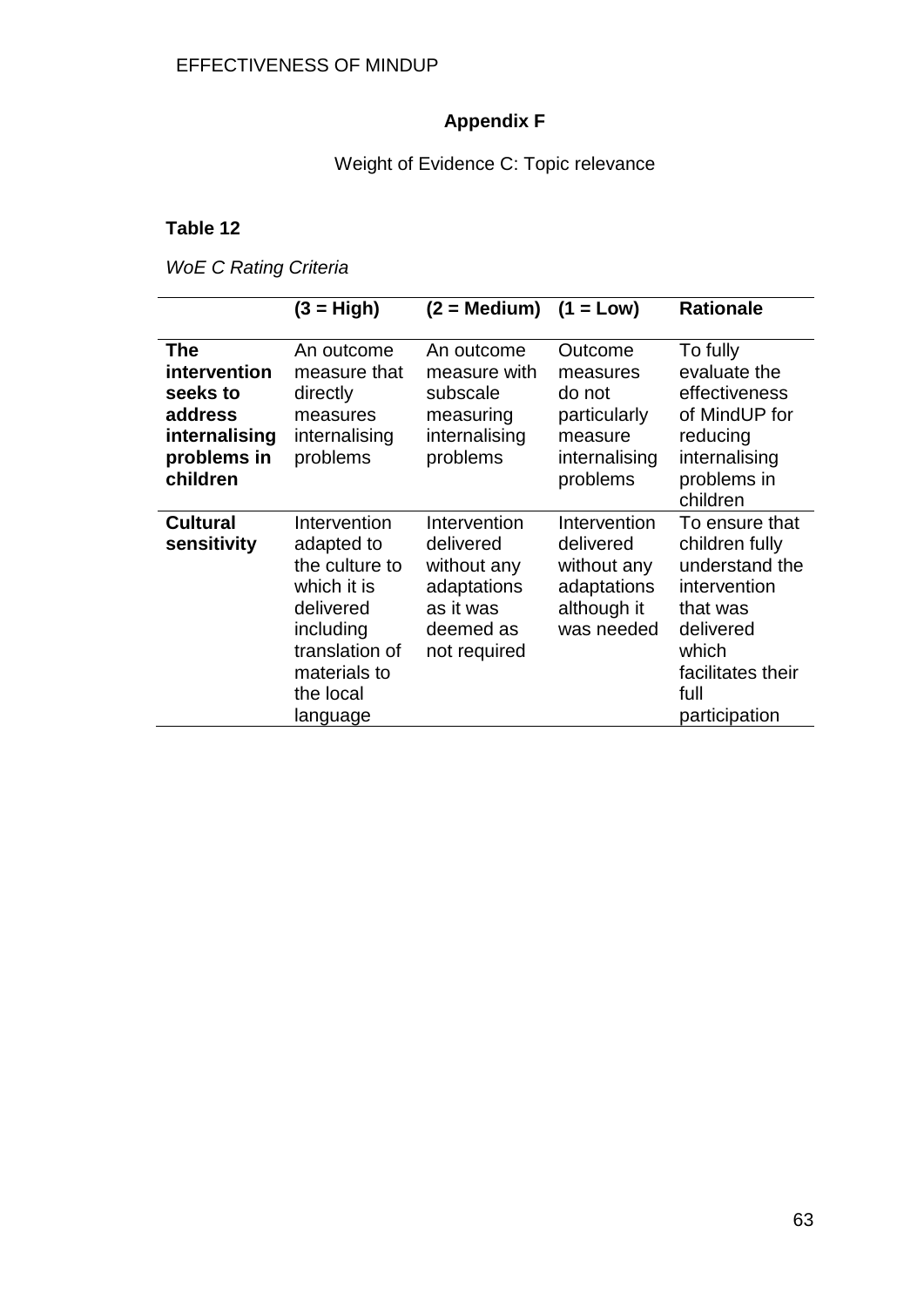## Appendix F

Weight of Evidence C: Topic relevance

**Table 12**

*WoE C Rating Criteria*

| | (3 = High) | (2 = Medium) | (1 = Low) | Rationale |
|---|---|---|---|---|
| **The intervention seeks to address internalising problems in children** | An outcome measure that directly measures internalising problems | An outcome measure with subscale measuring internalising problems | Outcome measures do not particularly measure internalising problems | To fully evaluate the effectiveness of MindUP for reducing internalising problems in children |
| **Cultural sensitivity** | Intervention adapted to the culture to which it is delivered including translation of materials to the local language | Intervention delivered without any adaptations as it was deemed as not required | Intervention delivered without any adaptations although it was needed | To ensure that children fully understand the intervention that was delivered which facilitates their full participation |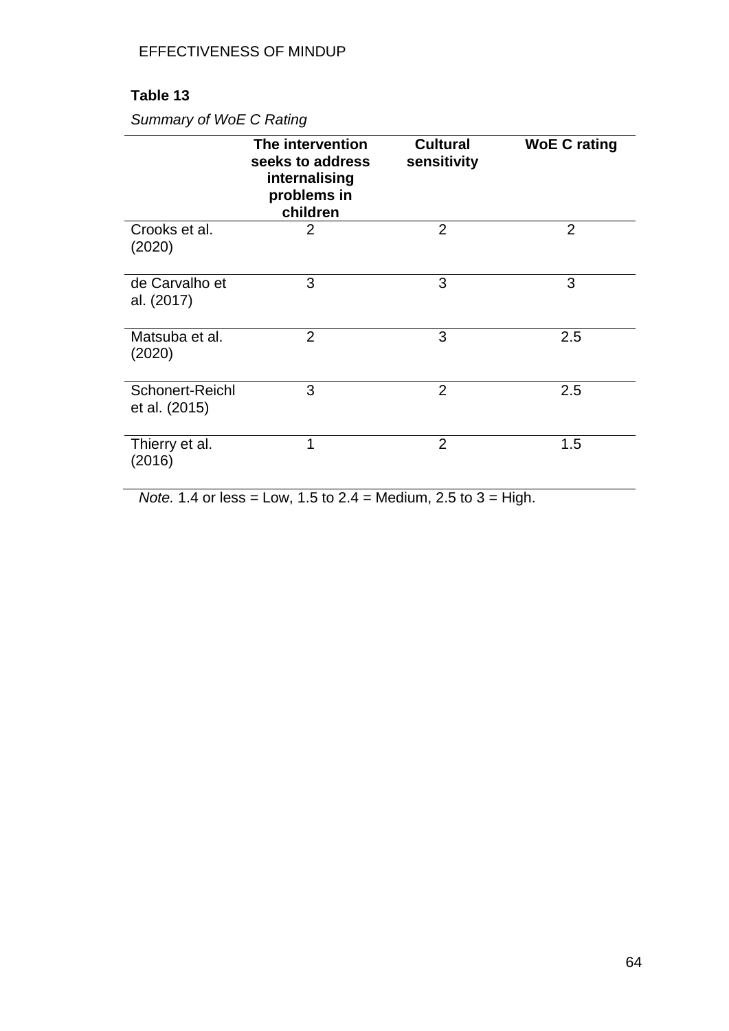**Table 13**

*Summary of WoE C Rating*

| | The intervention seeks to address internalising problems in children | Cultural sensitivity | WoE C rating |
|---|---|---|---|
| Crooks et al. (2020) | 2 | 2 | 2 |
| de Carvalho et al. (2017) | 3 | 3 | 3 |
| Matsuba et al. (2020) | 2 | 3 | 2.5 |
| Schonert-Reichl et al. (2015) | 3 | 2 | 2.5 |
| Thierry et al. (2016) | 1 | 2 | 1.5 |

*Note.* 1.4 or less = Low, 1.5 to 2.4 = Medium, 2.5 to 3 = High.